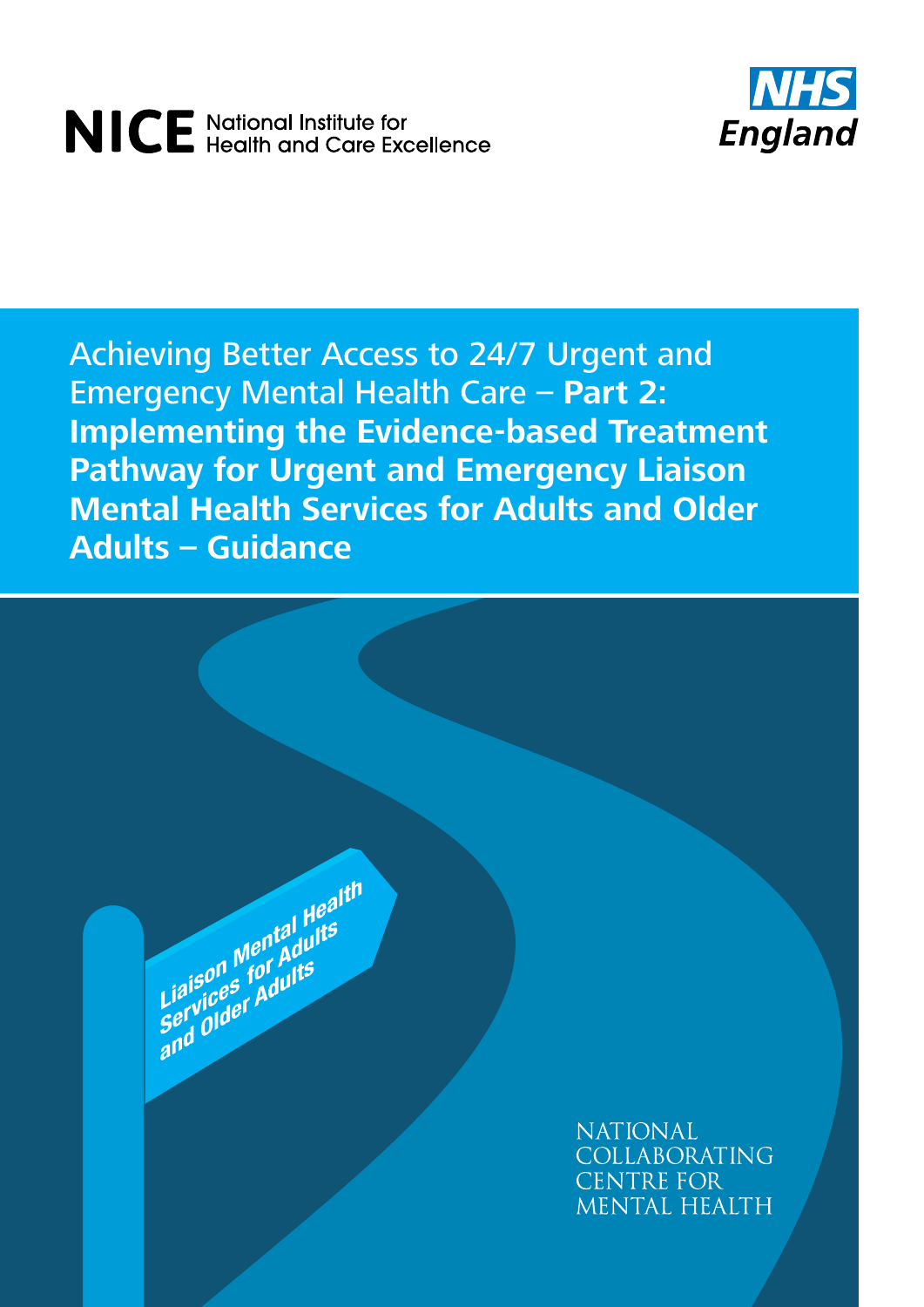NICE National Institute for Health and Care Excellence

NHS England

# Achieving Better Access to 24/7 Urgent and Emergency Mental Health Care – **Part 2: Implementing the Evidence-based Treatment Pathway for Urgent and Emergency Liaison Mental Health Services for Adults and Older Adults – Guidance**

Liaison Mental Health Services for Adults and Older Adults

NATIONAL COLLABORATING CENTRE FOR MENTAL HEALTH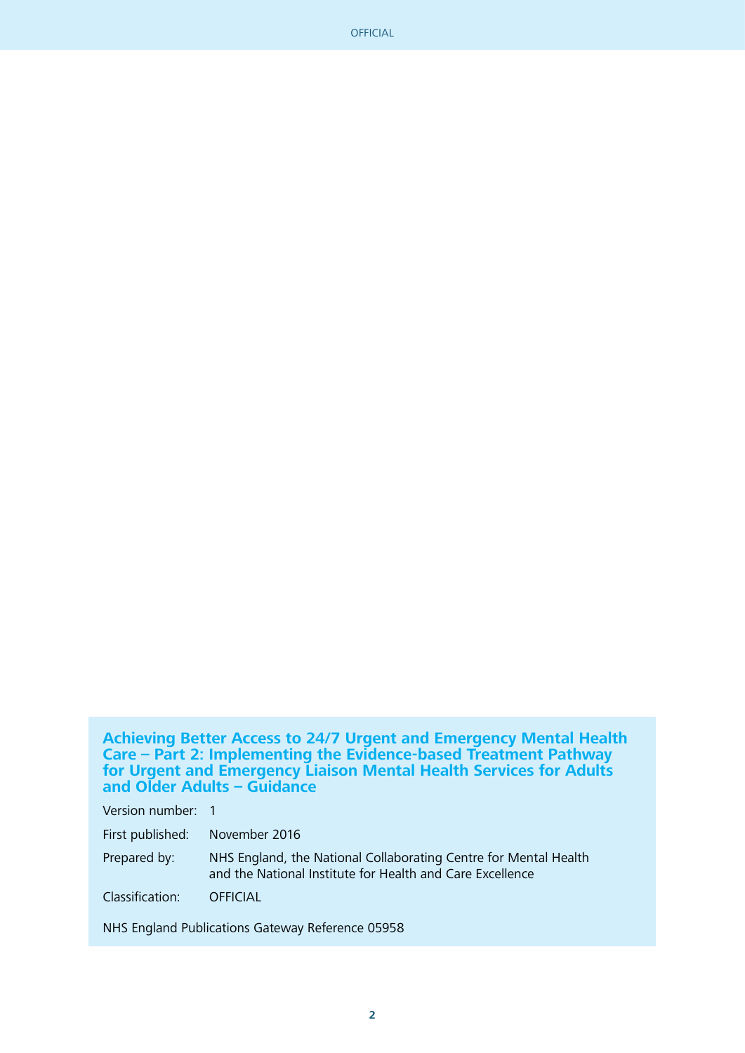**Achieving Better Access to 24/7 Urgent and Emergency Mental Health Care – Part 2: Implementing the Evidence-based Treatment Pathway for Urgent and Emergency Liaison Mental Health Services for Adults and Older Adults – Guidance**

| | |
|---|---|
| Version number: | 1 |
| First published: | November 2016 |
| Prepared by: | NHS England, the National Collaborating Centre for Mental Health and the National Institute for Health and Care Excellence |
| Classification: | OFFICIAL |

NHS England Publications Gateway Reference 05958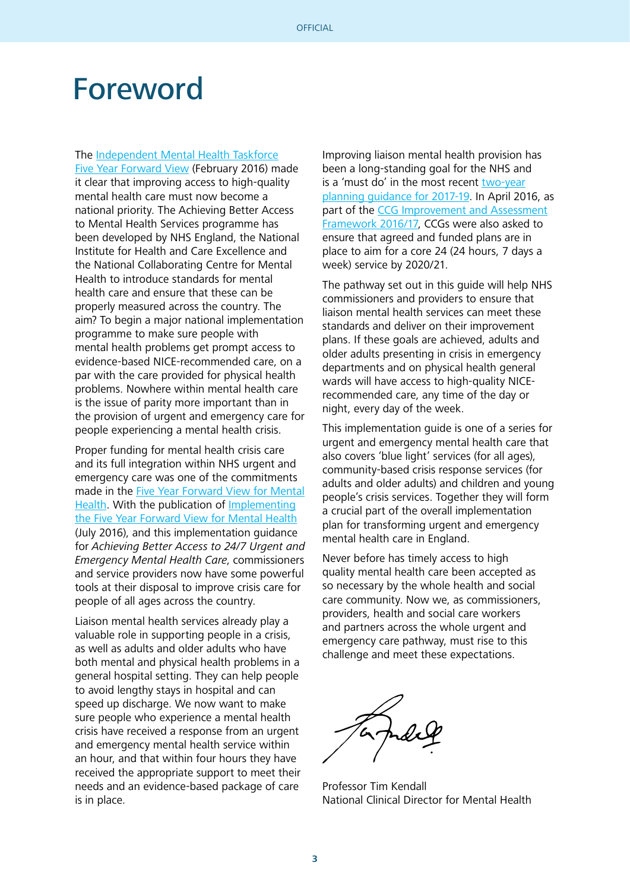# Foreword

The Independent Mental Health Taskforce Five Year Forward View (February 2016) made it clear that improving access to high-quality mental health care must now become a national priority. The Achieving Better Access to Mental Health Services programme has been developed by NHS England, the National Institute for Health and Care Excellence and the National Collaborating Centre for Mental Health to introduce standards for mental health care and ensure that these can be properly measured across the country. The aim? To begin a major national implementation programme to make sure people with mental health problems get prompt access to evidence-based NICE-recommended care, on a par with the care provided for physical health problems. Nowhere within mental health care is the issue of parity more important than in the provision of urgent and emergency care for people experiencing a mental health crisis.

Proper funding for mental health crisis care and its full integration within NHS urgent and emergency care was one of the commitments made in the Five Year Forward View for Mental Health. With the publication of Implementing the Five Year Forward View for Mental Health (July 2016), and this implementation guidance for *Achieving Better Access to 24/7 Urgent and Emergency Mental Health Care*, commissioners and service providers now have some powerful tools at their disposal to improve crisis care for people of all ages across the country.

Liaison mental health services already play a valuable role in supporting people in a crisis, as well as adults and older adults who have both mental and physical health problems in a general hospital setting. They can help people to avoid lengthy stays in hospital and can speed up discharge. We now want to make sure people who experience a mental health crisis have received a response from an urgent and emergency mental health service within an hour, and that within four hours they have received the appropriate support to meet their needs and an evidence-based package of care is in place.

Improving liaison mental health provision has been a long-standing goal for the NHS and is a 'must do' in the most recent two-year planning guidance for 2017-19. In April 2016, as part of the CCG Improvement and Assessment Framework 2016/17, CCGs were also asked to ensure that agreed and funded plans are in place to aim for a core 24 (24 hours, 7 days a week) service by 2020/21.

The pathway set out in this guide will help NHS commissioners and providers to ensure that liaison mental health services can meet these standards and deliver on their improvement plans. If these goals are achieved, adults and older adults presenting in crisis in emergency departments and on physical health general wards will have access to high-quality NICE-recommended care, any time of the day or night, every day of the week.

This implementation guide is one of a series for urgent and emergency mental health care that also covers 'blue light' services (for all ages), community-based crisis response services (for adults and older adults) and children and young people's crisis services. Together they will form a crucial part of the overall implementation plan for transforming urgent and emergency mental health care in England.

Never before has timely access to high quality mental health care been accepted as so necessary by the whole health and social care community. Now we, as commissioners, providers, health and social care workers and partners across the whole urgent and emergency care pathway, must rise to this challenge and meet these expectations.

Professor Tim Kendall
National Clinical Director for Mental Health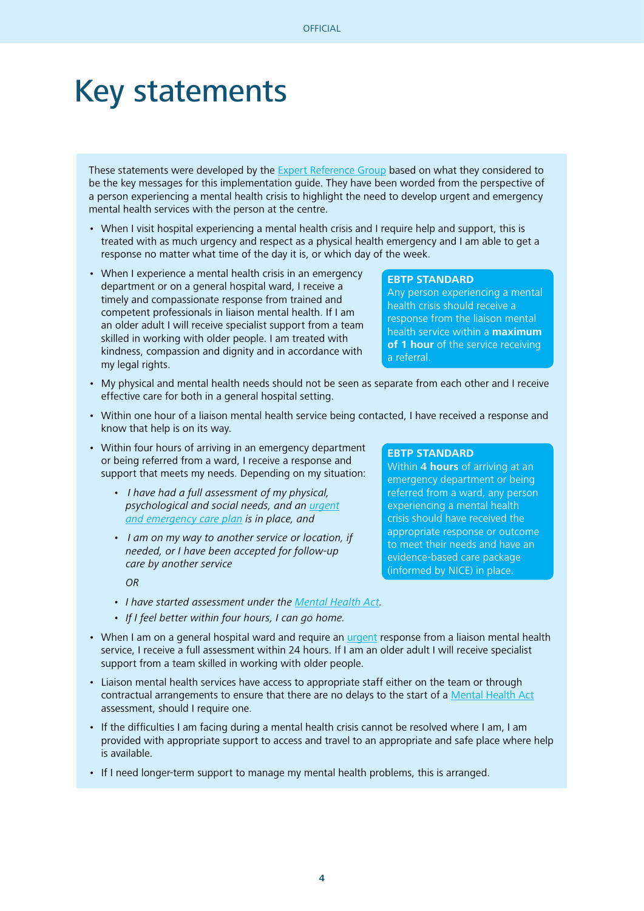# Key statements

These statements were developed by the Expert Reference Group based on what they considered to be the key messages for this implementation guide. They have been worded from the perspective of a person experiencing a mental health crisis to highlight the need to develop urgent and emergency mental health services with the person at the centre.

- When I visit hospital experiencing a mental health crisis and I require help and support, this is treated with as much urgency and respect as a physical health emergency and I am able to get a response no matter what time of the day it is, or which day of the week.
- When I experience a mental health crisis in an emergency department or on a general hospital ward, I receive a timely and compassionate response from trained and competent professionals in liaison mental health. If I am an older adult I will receive specialist support from a team skilled in working with older people. I am treated with kindness, compassion and dignity and in accordance with my legal rights.

> **EBTP STANDARD**
> Any person experiencing a mental health crisis should receive a response from the liaison mental health service within a **maximum of 1 hour** of the service receiving a referral.

- My physical and mental health needs should not be seen as separate from each other and I receive effective care for both in a general hospital setting.
- Within one hour of a liaison mental health service being contacted, I have received a response and know that help is on its way.
- Within four hours of arriving in an emergency department or being referred from a ward, I receive a response and support that meets my needs. Depending on my situation:
  - *I have had a full assessment of my physical, psychological and social needs, and an urgent and emergency care plan is in place, and*
  - *I am on my way to another service or location, if needed, or I have been accepted for follow-up care by another service*

  *OR*

  - *I have started assessment under the Mental Health Act.*
  - *If I feel better within four hours, I can go home.*

> **EBTP STANDARD**
> Within **4 hours** of arriving at an emergency department or being referred from a ward, any person experiencing a mental health crisis should have received the appropriate response or outcome to meet their needs and have an evidence-based care package (informed by NICE) in place.

- When I am on a general hospital ward and require an urgent response from a liaison mental health service, I receive a full assessment within 24 hours. If I am an older adult I will receive specialist support from a team skilled in working with older people.
- Liaison mental health services have access to appropriate staff either on the team or through contractual arrangements to ensure that there are no delays to the start of a Mental Health Act assessment, should I require one.
- If the difficulties I am facing during a mental health crisis cannot be resolved where I am, I am provided with appropriate support to access and travel to an appropriate and safe place where help is available.
- If I need longer-term support to manage my mental health problems, this is arranged.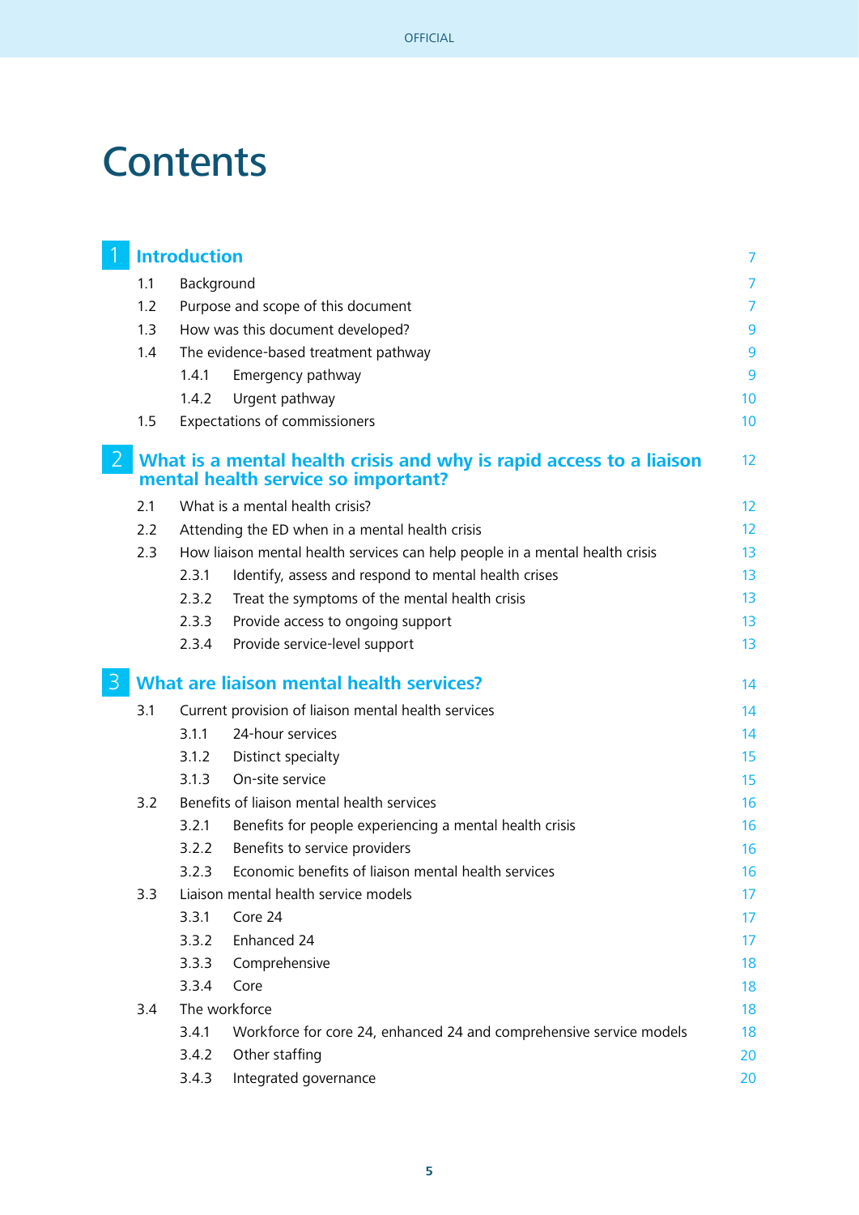# Contents

| | | |
|---|---|---|
| **1** | **Introduction** | **7** |
| 1.1 | Background | 7 |
| 1.2 | Purpose and scope of this document | 7 |
| 1.3 | How was this document developed? | 9 |
| 1.4 | The evidence-based treatment pathway | 9 |
| 1.4.1 | Emergency pathway | 9 |
| 1.4.2 | Urgent pathway | 10 |
| 1.5 | Expectations of commissioners | 10 |
| **2** | **What is a mental health crisis and why is rapid access to a liaison mental health service so important?** | **12** |
| 2.1 | What is a mental health crisis? | 12 |
| 2.2 | Attending the ED when in a mental health crisis | 12 |
| 2.3 | How liaison mental health services can help people in a mental health crisis | 13 |
| 2.3.1 | Identify, assess and respond to mental health crises | 13 |
| 2.3.2 | Treat the symptoms of the mental health crisis | 13 |
| 2.3.3 | Provide access to ongoing support | 13 |
| 2.3.4 | Provide service-level support | 13 |
| **3** | **What are liaison mental health services?** | **14** |
| 3.1 | Current provision of liaison mental health services | 14 |
| 3.1.1 | 24-hour services | 14 |
| 3.1.2 | Distinct specialty | 15 |
| 3.1.3 | On-site service | 15 |
| 3.2 | Benefits of liaison mental health services | 16 |
| 3.2.1 | Benefits for people experiencing a mental health crisis | 16 |
| 3.2.2 | Benefits to service providers | 16 |
| 3.2.3 | Economic benefits of liaison mental health services | 16 |
| 3.3 | Liaison mental health service models | 17 |
| 3.3.1 | Core 24 | 17 |
| 3.3.2 | Enhanced 24 | 17 |
| 3.3.3 | Comprehensive | 18 |
| 3.3.4 | Core | 18 |
| 3.4 | The workforce | 18 |
| 3.4.1 | Workforce for core 24, enhanced 24 and comprehensive service models | 18 |
| 3.4.2 | Other staffing | 20 |
| 3.4.3 | Integrated governance | 20 |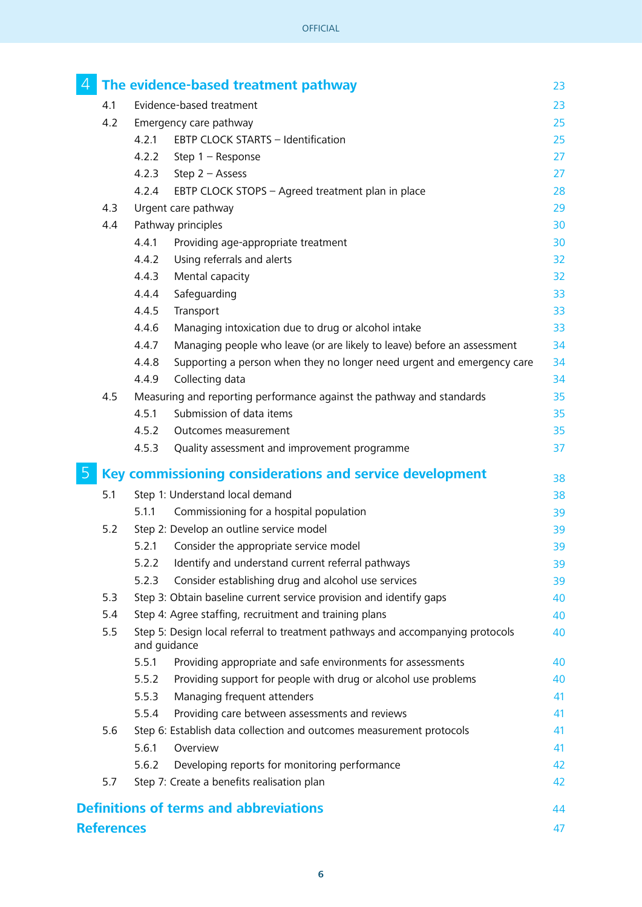| | | | |
|---|---|---|---|
| **4** | **The evidence-based treatment pathway** | | **23** |
| 4.1 | Evidence-based treatment | | 23 |
| 4.2 | Emergency care pathway | | 25 |
| | 4.2.1 | EBTP CLOCK STARTS – Identification | 25 |
| | 4.2.2 | Step 1 – Response | 27 |
| | 4.2.3 | Step 2 – Assess | 27 |
| | 4.2.4 | EBTP CLOCK STOPS – Agreed treatment plan in place | 28 |
| 4.3 | Urgent care pathway | | 29 |
| 4.4 | Pathway principles | | 30 |
| | 4.4.1 | Providing age-appropriate treatment | 30 |
| | 4.4.2 | Using referrals and alerts | 32 |
| | 4.4.3 | Mental capacity | 32 |
| | 4.4.4 | Safeguarding | 33 |
| | 4.4.5 | Transport | 33 |
| | 4.4.6 | Managing intoxication due to drug or alcohol intake | 33 |
| | 4.4.7 | Managing people who leave (or are likely to leave) before an assessment | 34 |
| | 4.4.8 | Supporting a person when they no longer need urgent and emergency care | 34 |
| | 4.4.9 | Collecting data | 34 |
| 4.5 | Measuring and reporting performance against the pathway and standards | | 35 |
| | 4.5.1 | Submission of data items | 35 |
| | 4.5.2 | Outcomes measurement | 35 |
| | 4.5.3 | Quality assessment and improvement programme | 37 |
| **5** | **Key commissioning considerations and service development** | | **38** |
| 5.1 | Step 1: Understand local demand | | 38 |
| | 5.1.1 | Commissioning for a hospital population | 39 |
| 5.2 | Step 2: Develop an outline service model | | 39 |
| | 5.2.1 | Consider the appropriate service model | 39 |
| | 5.2.2 | Identify and understand current referral pathways | 39 |
| | 5.2.3 | Consider establishing drug and alcohol use services | 39 |
| 5.3 | Step 3: Obtain baseline current service provision and identify gaps | | 40 |
| 5.4 | Step 4: Agree staffing, recruitment and training plans | | 40 |
| 5.5 | Step 5: Design local referral to treatment pathways and accompanying protocols and guidance | | 40 |
| | 5.5.1 | Providing appropriate and safe environments for assessments | 40 |
| | 5.5.2 | Providing support for people with drug or alcohol use problems | 40 |
| | 5.5.3 | Managing frequent attenders | 41 |
| | 5.5.4 | Providing care between assessments and reviews | 41 |
| 5.6 | Step 6: Establish data collection and outcomes measurement protocols | | 41 |
| | 5.6.1 | Overview | 41 |
| | 5.6.2 | Developing reports for monitoring performance | 42 |
| 5.7 | Step 7: Create a benefits realisation plan | | 42 |
| **Definitions of terms and abbreviations** | | | **44** |
| **References** | | | **47** |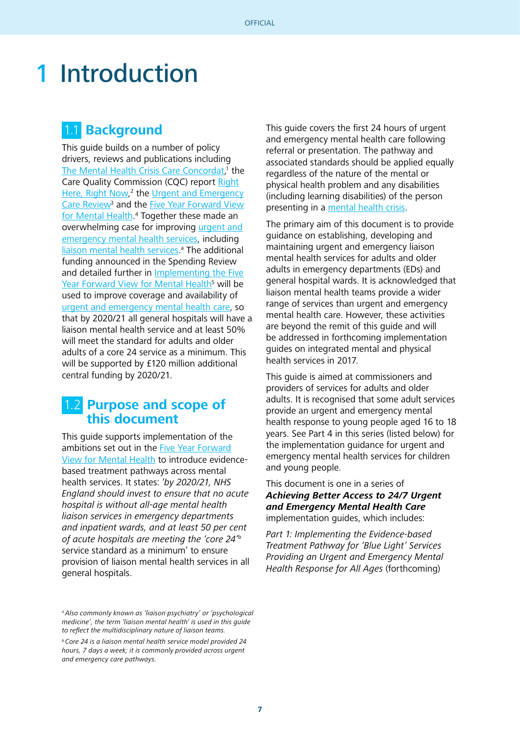# 1 Introduction

## 1.1 Background

This guide builds on a number of policy drivers, reviews and publications including The Mental Health Crisis Care Concordat,[1] the Care Quality Commission (CQC) report Right Here, Right Now,[2] the Urgent and Emergency Care Review[3] and the Five Year Forward View for Mental Health.[4] Together these made an overwhelming case for improving urgent and emergency mental health services, including liaison mental health services.[a] The additional funding announced in the Spending Review and detailed further in Implementing the Five Year Forward View for Mental Health[5] will be used to improve coverage and availability of urgent and emergency mental health care, so that by 2020/21 all general hospitals will have a liaison mental health service and at least 50% will meet the standard for adults and older adults of a core 24 service as a minimum. This will be supported by £120 million additional central funding by 2020/21.

## 1.2 Purpose and scope of this document

This guide supports implementation of the ambitions set out in the Five Year Forward View for Mental Health to introduce evidence-based treatment pathways across mental health services. It states: *'by 2020/21, NHS England should invest to ensure that no acute hospital is without all-age mental health liaison services in emergency departments and inpatient wards, and at least 50 per cent of acute hospitals are meeting the 'core 24'*[b] service standard as a minimum' to ensure provision of liaison mental health services in all general hospitals.

This guide covers the first 24 hours of urgent and emergency mental health care following referral or presentation. The pathway and associated standards should be applied equally regardless of the nature of the mental or physical health problem and any disabilities (including learning disabilities) of the person presenting in a mental health crisis.

The primary aim of this document is to provide guidance on establishing, developing and maintaining urgent and emergency liaison mental health services for adults and older adults in emergency departments (EDs) and general hospital wards. It is acknowledged that liaison mental health teams provide a wider range of services than urgent and emergency mental health care. However, these activities are beyond the remit of this guide and will be addressed in forthcoming implementation guides on integrated mental and physical health services in 2017.

This guide is aimed at commissioners and providers of services for adults and older adults. It is recognised that some adult services provide an urgent and emergency mental health response to young people aged 16 to 18 years. See Part 4 in this series (listed below) for the implementation guidance for urgent and emergency mental health services for children and young people.

This document is one in a series of ***Achieving Better Access to 24/7 Urgent and Emergency Mental Health Care*** implementation guides, which includes:

*Part 1: Implementing the Evidence-based Treatment Pathway for 'Blue Light' Services Providing an Urgent and Emergency Mental Health Response for All Ages* (forthcoming)

---

[a] *Also commonly known as 'liaison psychiatry' or 'psychological medicine', the term 'liaison mental health' is used in this guide to reflect the multidisciplinary nature of liaison teams.*

[b] *Core 24 is a liaison mental health service model provided 24 hours, 7 days a week; it is commonly provided across urgent and emergency care pathways.*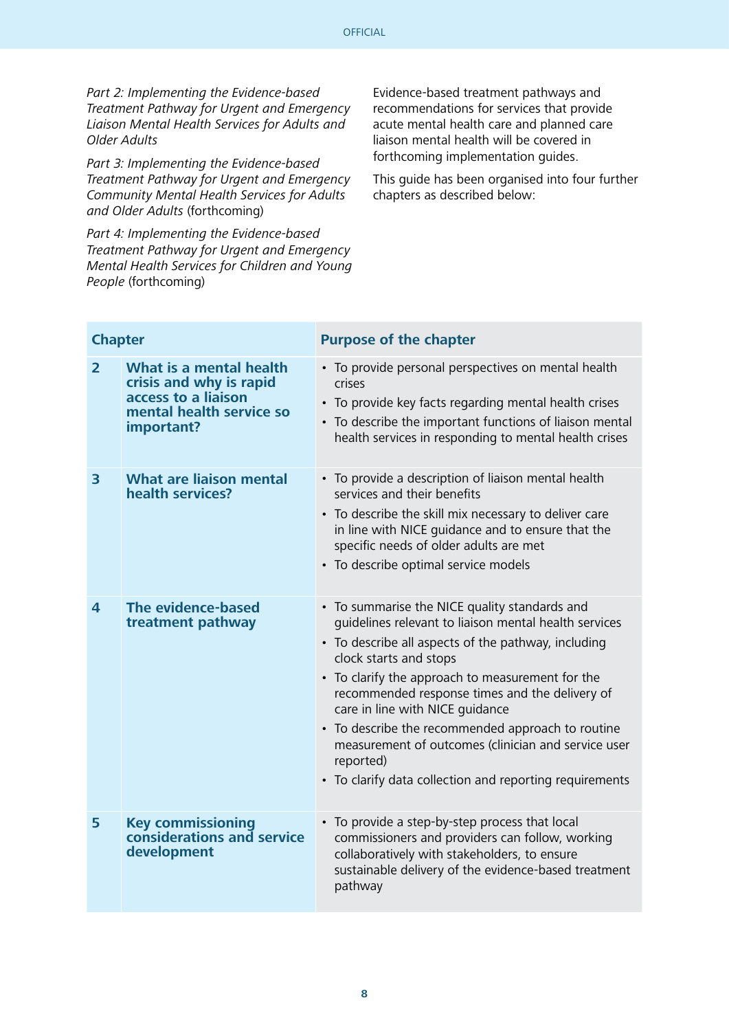*Part 2: Implementing the Evidence-based Treatment Pathway for Urgent and Emergency Liaison Mental Health Services for Adults and Older Adults*

*Part 3: Implementing the Evidence-based Treatment Pathway for Urgent and Emergency Community Mental Health Services for Adults and Older Adults* (forthcoming)

*Part 4: Implementing the Evidence-based Treatment Pathway for Urgent and Emergency Mental Health Services for Children and Young People* (forthcoming)

Evidence-based treatment pathways and recommendations for services that provide acute mental health care and planned care liaison mental health will be covered in forthcoming implementation guides.

This guide has been organised into four further chapters as described below:

| Chapter | | Purpose of the chapter |
|---|---|---|
| **2** | **What is a mental health crisis and why is rapid access to a liaison mental health service so important?** | • To provide personal perspectives on mental health crises<br>• To provide key facts regarding mental health crises<br>• To describe the important functions of liaison mental health services in responding to mental health crises |
| **3** | **What are liaison mental health services?** | • To provide a description of liaison mental health services and their benefits<br>• To describe the skill mix necessary to deliver care in line with NICE guidance and to ensure that the specific needs of older adults are met<br>• To describe optimal service models |
| **4** | **The evidence-based treatment pathway** | • To summarise the NICE quality standards and guidelines relevant to liaison mental health services<br>• To describe all aspects of the pathway, including clock starts and stops<br>• To clarify the approach to measurement for the recommended response times and the delivery of care in line with NICE guidance<br>• To describe the recommended approach to routine measurement of outcomes (clinician and service user reported)<br>• To clarify data collection and reporting requirements |
| **5** | **Key commissioning considerations and service development** | • To provide a step-by-step process that local commissioners and providers can follow, working collaboratively with stakeholders, to ensure sustainable delivery of the evidence-based treatment pathway |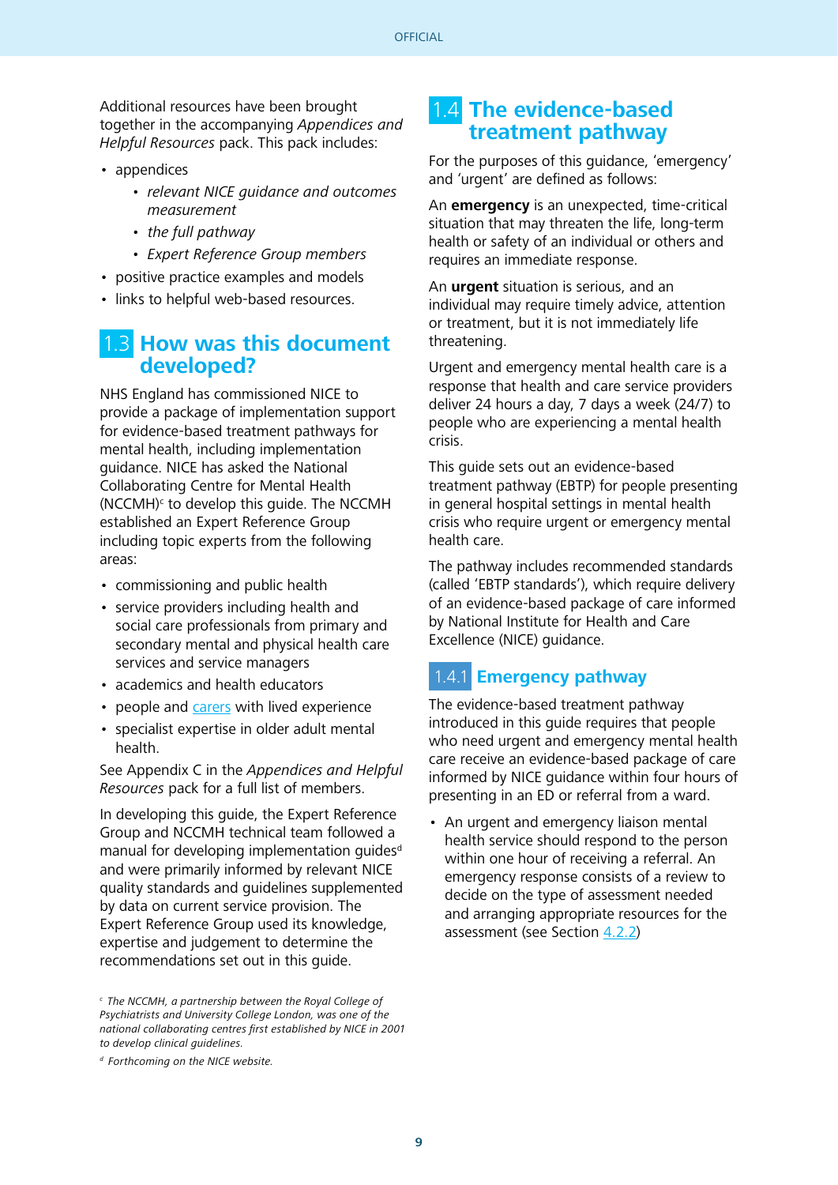Additional resources have been brought together in the accompanying *Appendices and Helpful Resources* pack. This pack includes:

- appendices
  - *relevant NICE guidance and outcomes measurement*
  - *the full pathway*
  - *Expert Reference Group members*
- positive practice examples and models
- links to helpful web-based resources.

## 1.3 How was this document developed?

NHS England has commissioned NICE to provide a package of implementation support for evidence-based treatment pathways for mental health, including implementation guidance. NICE has asked the National Collaborating Centre for Mental Health (NCCMH)[c] to develop this guide. The NCCMH established an Expert Reference Group including topic experts from the following areas:

- commissioning and public health
- service providers including health and social care professionals from primary and secondary mental and physical health care services and service managers
- academics and health educators
- people and carers with lived experience
- specialist expertise in older adult mental health.

See Appendix C in the *Appendices and Helpful Resources* pack for a full list of members.

In developing this guide, the Expert Reference Group and NCCMH technical team followed a manual for developing implementation guides[d] and were primarily informed by relevant NICE quality standards and guidelines supplemented by data on current service provision. The Expert Reference Group used its knowledge, expertise and judgement to determine the recommendations set out in this guide.

[c] *The NCCMH, a partnership between the Royal College of Psychiatrists and University College London, was one of the national collaborating centres first established by NICE in 2001 to develop clinical guidelines.*

[d] *Forthcoming on the NICE website.*

## 1.4 The evidence-based treatment pathway

For the purposes of this guidance, 'emergency' and 'urgent' are defined as follows:

An **emergency** is an unexpected, time-critical situation that may threaten the life, long-term health or safety of an individual or others and requires an immediate response.

An **urgent** situation is serious, and an individual may require timely advice, attention or treatment, but it is not immediately life threatening.

Urgent and emergency mental health care is a response that health and care service providers deliver 24 hours a day, 7 days a week (24/7) to people who are experiencing a mental health crisis.

This guide sets out an evidence-based treatment pathway (EBTP) for people presenting in general hospital settings in mental health crisis who require urgent or emergency mental health care.

The pathway includes recommended standards (called 'EBTP standards'), which require delivery of an evidence-based package of care informed by National Institute for Health and Care Excellence (NICE) guidance.

### 1.4.1 Emergency pathway

The evidence-based treatment pathway introduced in this guide requires that people who need urgent and emergency mental health care receive an evidence-based package of care informed by NICE guidance within four hours of presenting in an ED or referral from a ward.

- An urgent and emergency liaison mental health service should respond to the person within one hour of receiving a referral. An emergency response consists of a review to decide on the type of assessment needed and arranging appropriate resources for the assessment (see Section 4.2.2)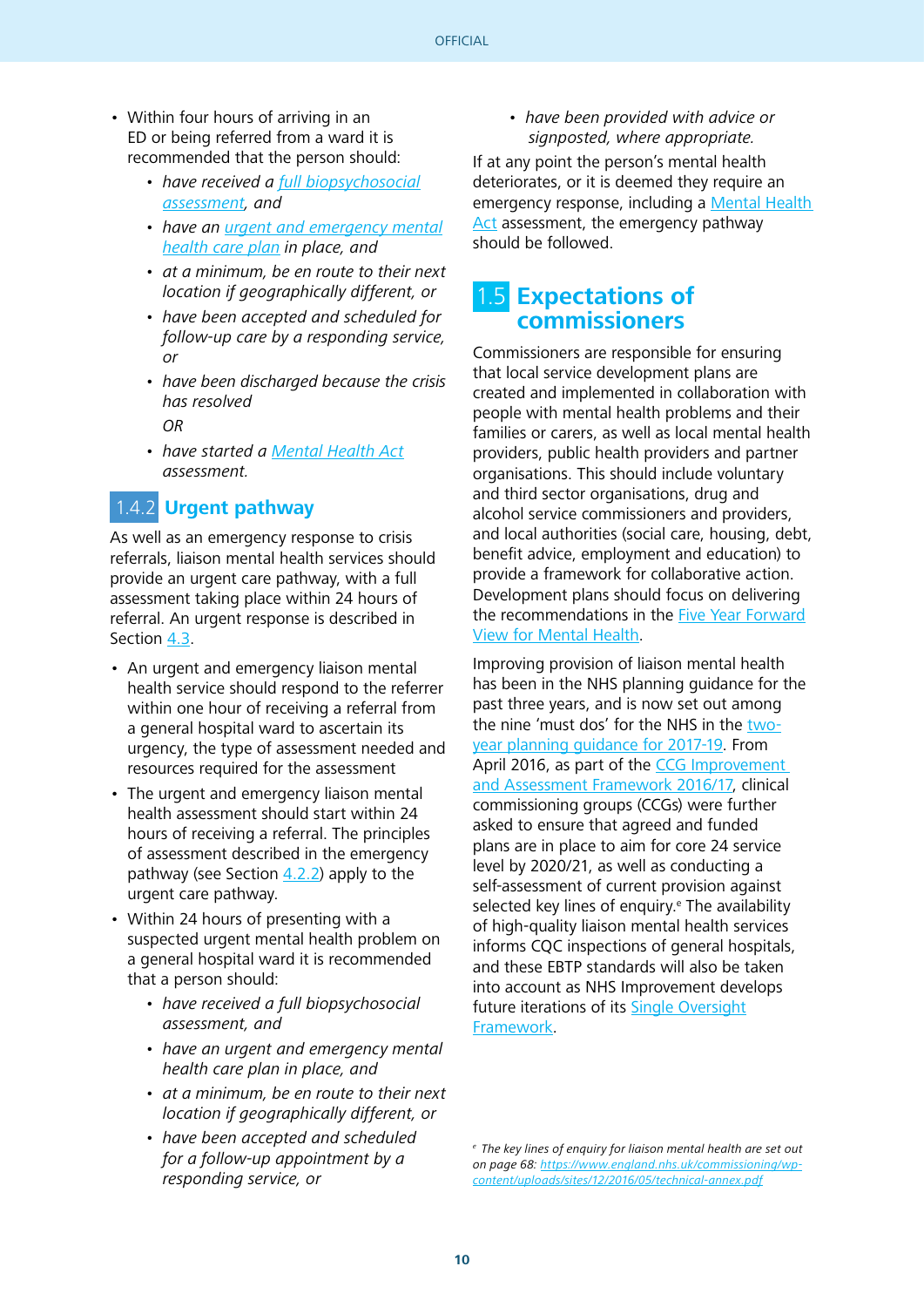- Within four hours of arriving in an ED or being referred from a ward it is recommended that the person should:
  - *have received a full biopsychosocial assessment, and*
  - *have an urgent and emergency mental health care plan in place, and*
  - *at a minimum, be en route to their next location if geographically different, or*
  - *have been accepted and scheduled for follow-up care by a responding service, or*
  - *have been discharged because the crisis has resolved*

    *OR*
  - *have started a Mental Health Act assessment.*

### 1.4.2 Urgent pathway

As well as an emergency response to crisis referrals, liaison mental health services should provide an urgent care pathway, with a full assessment taking place within 24 hours of referral. An urgent response is described in Section 4.3.

- An urgent and emergency liaison mental health service should respond to the referrer within one hour of receiving a referral from a general hospital ward to ascertain its urgency, the type of assessment needed and resources required for the assessment
- The urgent and emergency liaison mental health assessment should start within 24 hours of receiving a referral. The principles of assessment described in the emergency pathway (see Section 4.2.2) apply to the urgent care pathway.
- Within 24 hours of presenting with a suspected urgent mental health problem on a general hospital ward it is recommended that a person should:
  - *have received a full biopsychosocial assessment, and*
  - *have an urgent and emergency mental health care plan in place, and*
  - *at a minimum, be en route to their next location if geographically different, or*
  - *have been accepted and scheduled for a follow-up appointment by a responding service, or*
  - *have been provided with advice or signposted, where appropriate.*

If at any point the person's mental health deteriorates, or it is deemed they require an emergency response, including a Mental Health Act assessment, the emergency pathway should be followed.

## 1.5 Expectations of commissioners

Commissioners are responsible for ensuring that local service development plans are created and implemented in collaboration with people with mental health problems and their families or carers, as well as local mental health providers, public health providers and partner organisations. This should include voluntary and third sector organisations, drug and alcohol service commissioners and providers, and local authorities (social care, housing, debt, benefit advice, employment and education) to provide a framework for collaborative action. Development plans should focus on delivering the recommendations in the Five Year Forward View for Mental Health.

Improving provision of liaison mental health has been in the NHS planning guidance for the past three years, and is now set out among the nine 'must dos' for the NHS in the two-year planning guidance for 2017-19. From April 2016, as part of the CCG Improvement and Assessment Framework 2016/17, clinical commissioning groups (CCGs) were further asked to ensure that agreed and funded plans are in place to aim for core 24 service level by 2020/21, as well as conducting a self-assessment of current provision against selected key lines of enquiry.[e] The availability of high-quality liaison mental health services informs CQC inspections of general hospitals, and these EBTP standards will also be taken into account as NHS Improvement develops future iterations of its Single Oversight Framework.

[e] *The key lines of enquiry for liaison mental health are set out on page 68: https://www.england.nhs.uk/commissioning/wp-content/uploads/sites/12/2016/05/technical-annex.pdf*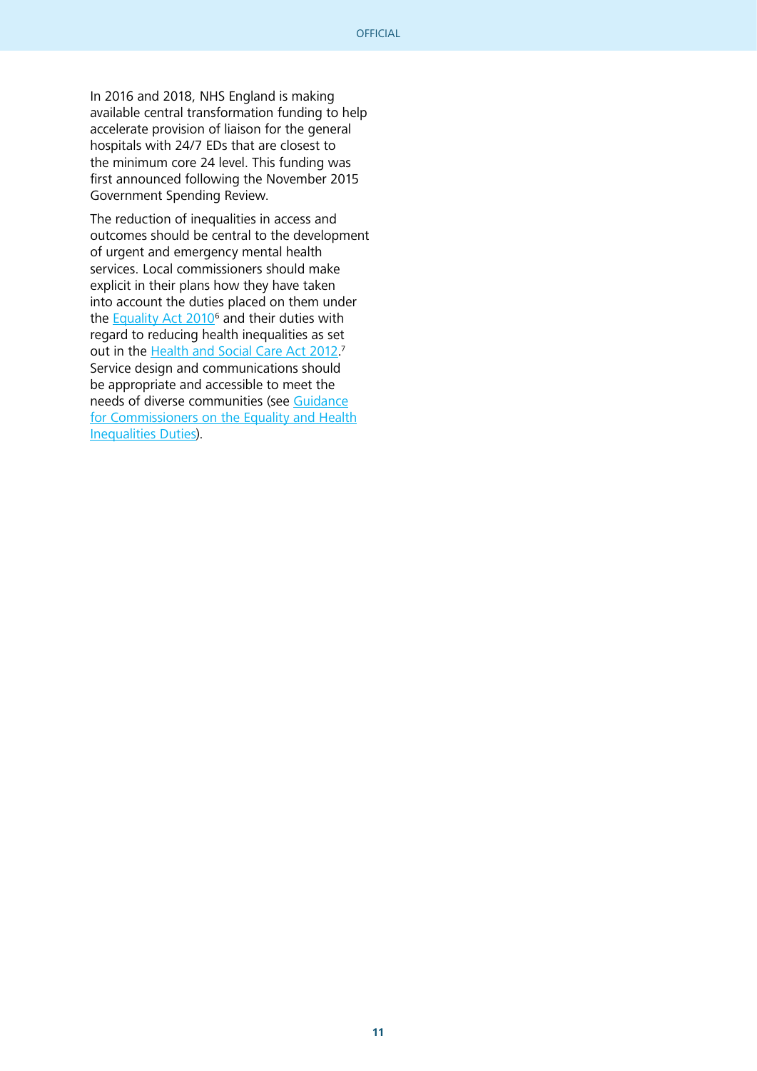In 2016 and 2018, NHS England is making available central transformation funding to help accelerate provision of liaison for the general hospitals with 24/7 EDs that are closest to the minimum core 24 level. This funding was first announced following the November 2015 Government Spending Review.

The reduction of inequalities in access and outcomes should be central to the development of urgent and emergency mental health services. Local commissioners should make explicit in their plans how they have taken into account the duties placed on them under the Equality Act 2010[6] and their duties with regard to reducing health inequalities as set out in the Health and Social Care Act 2012.[7] Service design and communications should be appropriate and accessible to meet the needs of diverse communities (see Guidance for Commissioners on the Equality and Health Inequalities Duties).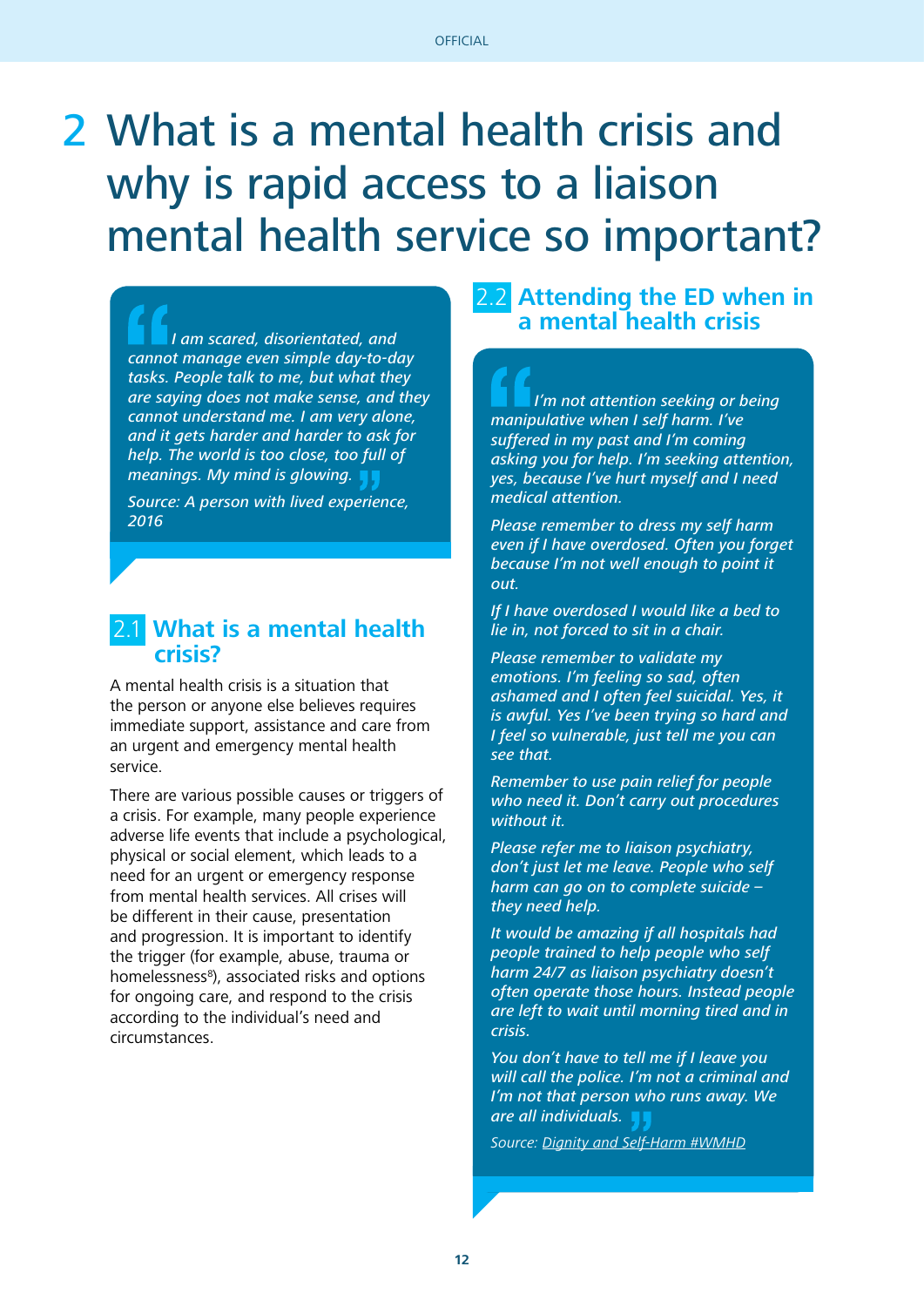# 2 What is a mental health crisis and why is rapid access to a liaison mental health service so important?

> *I am scared, disorientated, and cannot manage even simple day-to-day tasks. People talk to me, but what they are saying does not make sense, and they cannot understand me. I am very alone, and it gets harder and harder to ask for help. The world is too close, too full of meanings. My mind is glowing.*
>
> *Source: A person with lived experience, 2016*

## 2.1 What is a mental health crisis?

A mental health crisis is a situation that the person or anyone else believes requires immediate support, assistance and care from an urgent and emergency mental health service.

There are various possible causes or triggers of a crisis. For example, many people experience adverse life events that include a psychological, physical or social element, which leads to a need for an urgent or emergency response from mental health services. All crises will be different in their cause, presentation and progression. It is important to identify the trigger (for example, abuse, trauma or homelessness[8]), associated risks and options for ongoing care, and respond to the crisis according to the individual's need and circumstances.

## 2.2 Attending the ED when in a mental health crisis

> *I'm not attention seeking or being manipulative when I self harm. I've suffered in my past and I'm coming asking you for help. I'm seeking attention, yes, because I've hurt myself and I need medical attention.*
>
> *Please remember to dress my self harm even if I have overdosed. Often you forget because I'm not well enough to point it out.*
>
> *If I have overdosed I would like a bed to lie in, not forced to sit in a chair.*
>
> *Please remember to validate my emotions. I'm feeling so sad, often ashamed and I often feel suicidal. Yes, it is awful. Yes I've been trying so hard and I feel so vulnerable, just tell me you can see that.*
>
> *Remember to use pain relief for people who need it. Don't carry out procedures without it.*
>
> *Please refer me to liaison psychiatry, don't just let me leave. People who self harm can go on to complete suicide – they need help.*
>
> *It would be amazing if all hospitals had people trained to help people who self harm 24/7 as liaison psychiatry doesn't often operate those hours. Instead people are left to wait until morning tired and in crisis.*
>
> *You don't have to tell me if I leave you will call the police. I'm not a criminal and I'm not that person who runs away. We are all individuals.*
>
> *Source: Dignity and Self-Harm #WMHD*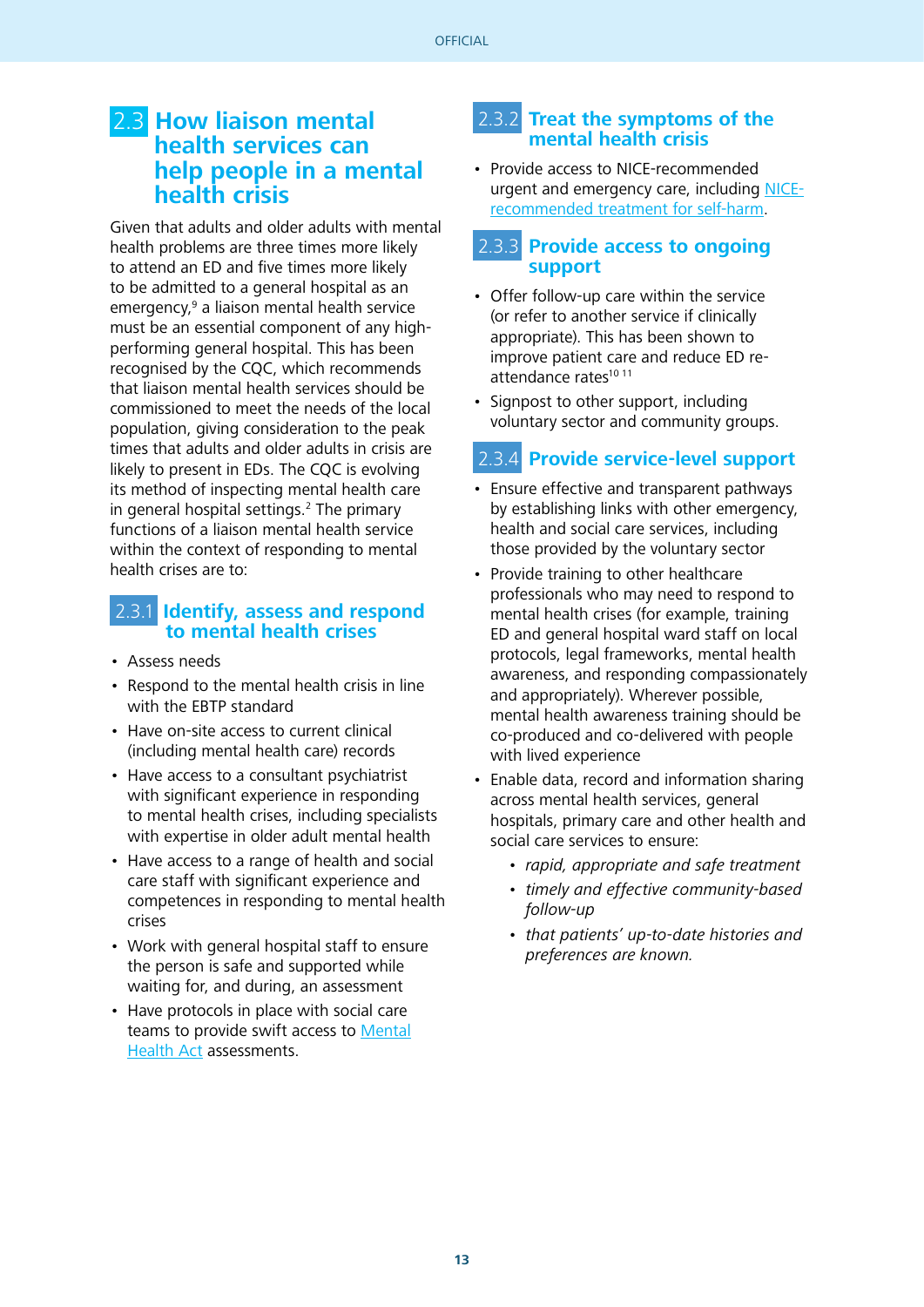## 2.3 How liaison mental health services can help people in a mental health crisis

Given that adults and older adults with mental health problems are three times more likely to attend an ED and five times more likely to be admitted to a general hospital as an emergency,[9] a liaison mental health service must be an essential component of any high-performing general hospital. This has been recognised by the CQC, which recommends that liaison mental health services should be commissioned to meet the needs of the local population, giving consideration to the peak times that adults and older adults in crisis are likely to present in EDs. The CQC is evolving its method of inspecting mental health care in general hospital settings.[2] The primary functions of a liaison mental health service within the context of responding to mental health crises are to:

### 2.3.1 Identify, assess and respond to mental health crises

- Assess needs
- Respond to the mental health crisis in line with the EBTP standard
- Have on-site access to current clinical (including mental health care) records
- Have access to a consultant psychiatrist with significant experience in responding to mental health crises, including specialists with expertise in older adult mental health
- Have access to a range of health and social care staff with significant experience and competences in responding to mental health crises
- Work with general hospital staff to ensure the person is safe and supported while waiting for, and during, an assessment
- Have protocols in place with social care teams to provide swift access to Mental Health Act assessments.

### 2.3.2 Treat the symptoms of the mental health crisis

- Provide access to NICE-recommended urgent and emergency care, including NICE-recommended treatment for self-harm.

### 2.3.3 Provide access to ongoing support

- Offer follow-up care within the service (or refer to another service if clinically appropriate). This has been shown to improve patient care and reduce ED re-attendance rates[10,11]
- Signpost to other support, including voluntary sector and community groups.

### 2.3.4 Provide service-level support

- Ensure effective and transparent pathways by establishing links with other emergency, health and social care services, including those provided by the voluntary sector
- Provide training to other healthcare professionals who may need to respond to mental health crises (for example, training ED and general hospital ward staff on local protocols, legal frameworks, mental health awareness, and responding compassionately and appropriately). Wherever possible, mental health awareness training should be co-produced and co-delivered with people with lived experience
- Enable data, record and information sharing across mental health services, general hospitals, primary care and other health and social care services to ensure:
  - *rapid, appropriate and safe treatment*
  - *timely and effective community-based follow-up*
  - *that patients' up-to-date histories and preferences are known.*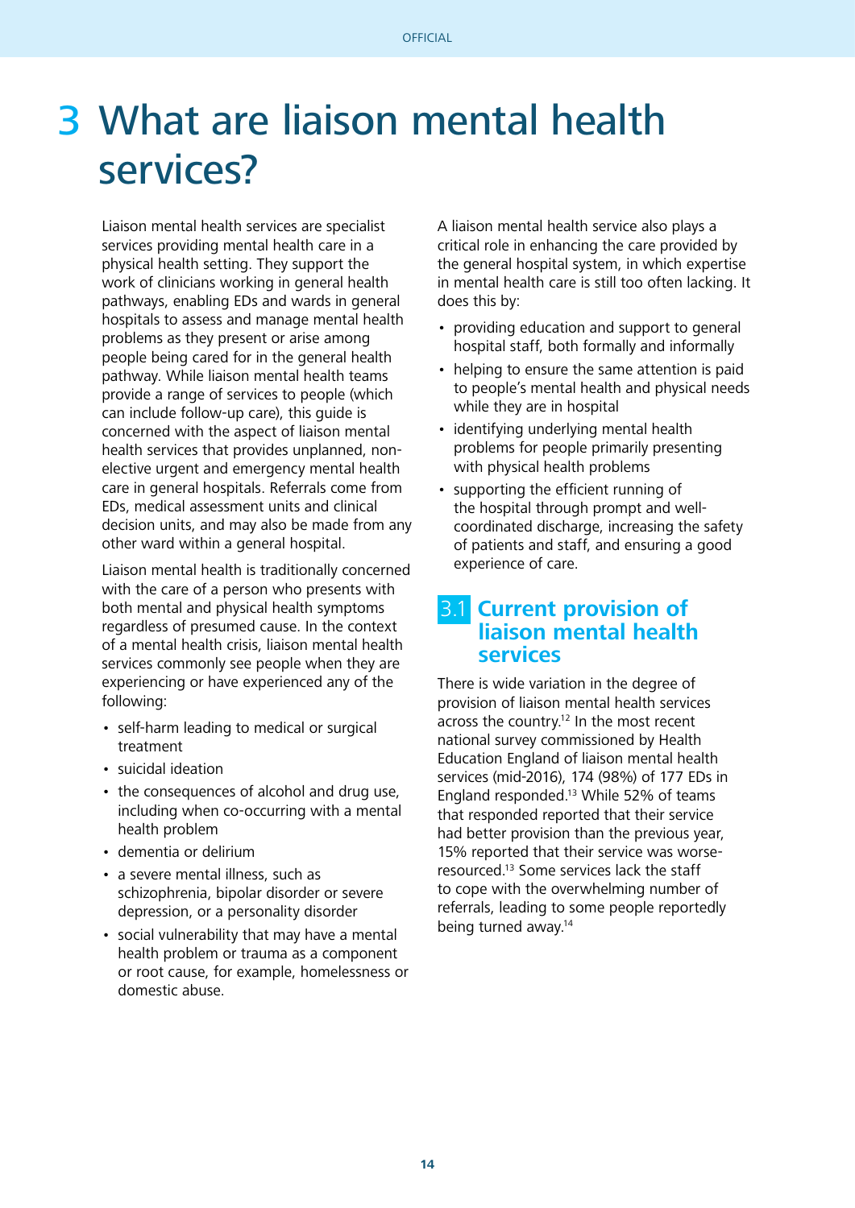# 3 What are liaison mental health services?

Liaison mental health services are specialist services providing mental health care in a physical health setting. They support the work of clinicians working in general health pathways, enabling EDs and wards in general hospitals to assess and manage mental health problems as they present or arise among people being cared for in the general health pathway. While liaison mental health teams provide a range of services to people (which can include follow-up care), this guide is concerned with the aspect of liaison mental health services that provides unplanned, non-elective urgent and emergency mental health care in general hospitals. Referrals come from EDs, medical assessment units and clinical decision units, and may also be made from any other ward within a general hospital.

Liaison mental health is traditionally concerned with the care of a person who presents with both mental and physical health symptoms regardless of presumed cause. In the context of a mental health crisis, liaison mental health services commonly see people when they are experiencing or have experienced any of the following:

- self-harm leading to medical or surgical treatment
- suicidal ideation
- the consequences of alcohol and drug use, including when co-occurring with a mental health problem
- dementia or delirium
- a severe mental illness, such as schizophrenia, bipolar disorder or severe depression, or a personality disorder
- social vulnerability that may have a mental health problem or trauma as a component or root cause, for example, homelessness or domestic abuse.

A liaison mental health service also plays a critical role in enhancing the care provided by the general hospital system, in which expertise in mental health care is still too often lacking. It does this by:

- providing education and support to general hospital staff, both formally and informally
- helping to ensure the same attention is paid to people's mental health and physical needs while they are in hospital
- identifying underlying mental health problems for people primarily presenting with physical health problems
- supporting the efficient running of the hospital through prompt and well-coordinated discharge, increasing the safety of patients and staff, and ensuring a good experience of care.

## 3.1 Current provision of liaison mental health services

There is wide variation in the degree of provision of liaison mental health services across the country.[12] In the most recent national survey commissioned by Health Education England of liaison mental health services (mid-2016), 174 (98%) of 177 EDs in England responded.[13] While 52% of teams that responded reported that their service had better provision than the previous year, 15% reported that their service was worse-resourced.[13] Some services lack the staff to cope with the overwhelming number of referrals, leading to some people reportedly being turned away.[14]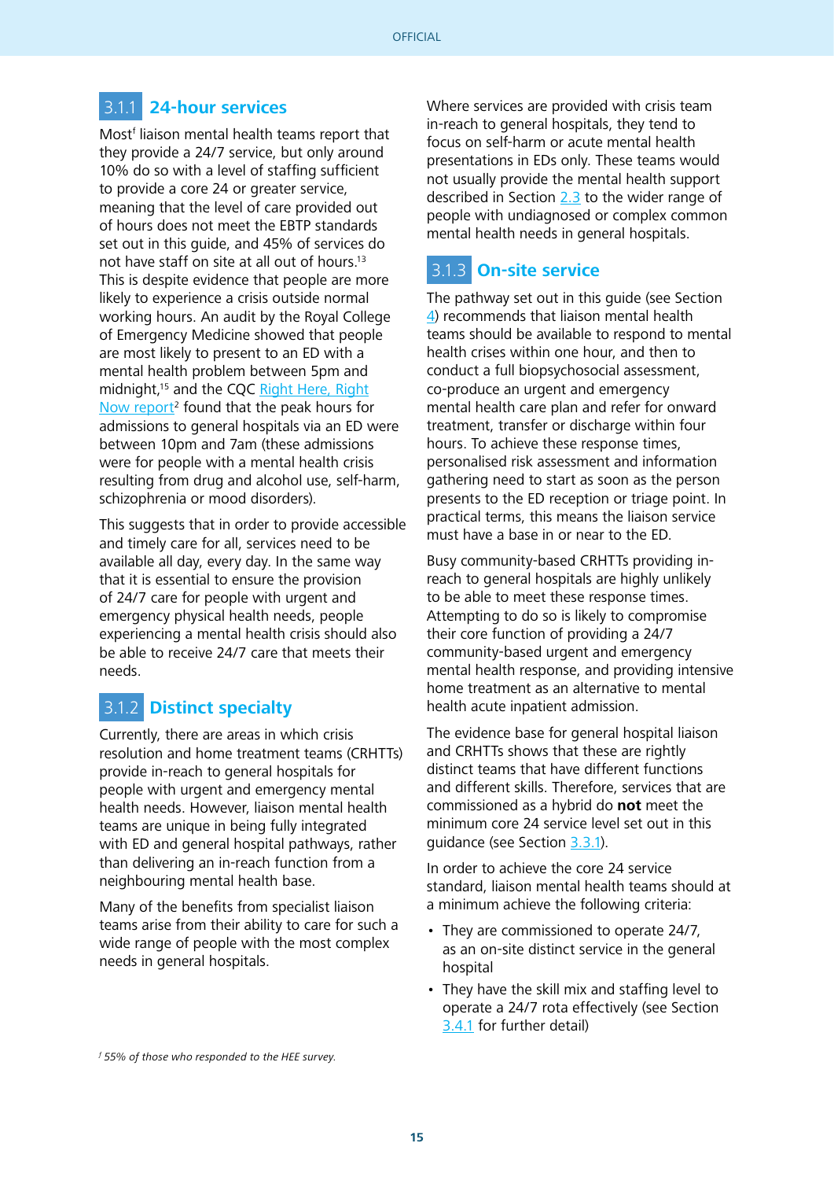### 3.1.1 24-hour services

Most[f] liaison mental health teams report that they provide a 24/7 service, but only around 10% do so with a level of staffing sufficient to provide a core 24 or greater service, meaning that the level of care provided out of hours does not meet the EBTP standards set out in this guide, and 45% of services do not have staff on site at all out of hours.[13] This is despite evidence that people are more likely to experience a crisis outside normal working hours. An audit by the Royal College of Emergency Medicine showed that people are most likely to present to an ED with a mental health problem between 5pm and midnight,[15] and the CQC Right Here, Right Now report[2] found that the peak hours for admissions to general hospitals via an ED were between 10pm and 7am (these admissions were for people with a mental health crisis resulting from drug and alcohol use, self-harm, schizophrenia or mood disorders).

This suggests that in order to provide accessible and timely care for all, services need to be available all day, every day. In the same way that it is essential to ensure the provision of 24/7 care for people with urgent and emergency physical health needs, people experiencing a mental health crisis should also be able to receive 24/7 care that meets their needs.

### 3.1.2 Distinct specialty

Currently, there are areas in which crisis resolution and home treatment teams (CRHTTs) provide in-reach to general hospitals for people with urgent and emergency mental health needs. However, liaison mental health teams are unique in being fully integrated with ED and general hospital pathways, rather than delivering an in-reach function from a neighbouring mental health base.

Many of the benefits from specialist liaison teams arise from their ability to care for such a wide range of people with the most complex needs in general hospitals.

Where services are provided with crisis team in-reach to general hospitals, they tend to focus on self-harm or acute mental health presentations in EDs only. These teams would not usually provide the mental health support described in Section 2.3 to the wider range of people with undiagnosed or complex common mental health needs in general hospitals.

### 3.1.3 On-site service

The pathway set out in this guide (see Section 4) recommends that liaison mental health teams should be available to respond to mental health crises within one hour, and then to conduct a full biopsychosocial assessment, co-produce an urgent and emergency mental health care plan and refer for onward treatment, transfer or discharge within four hours. To achieve these response times, personalised risk assessment and information gathering need to start as soon as the person presents to the ED reception or triage point. In practical terms, this means the liaison service must have a base in or near to the ED.

Busy community-based CRHTTs providing in-reach to general hospitals are highly unlikely to be able to meet these response times. Attempting to do so is likely to compromise their core function of providing a 24/7 community-based urgent and emergency mental health response, and providing intensive home treatment as an alternative to mental health acute inpatient admission.

The evidence base for general hospital liaison and CRHTTs shows that these are rightly distinct teams that have different functions and different skills. Therefore, services that are commissioned as a hybrid do **not** meet the minimum core 24 service level set out in this guidance (see Section 3.3.1).

In order to achieve the core 24 service standard, liaison mental health teams should at a minimum achieve the following criteria:

- They are commissioned to operate 24/7, as an on-site distinct service in the general hospital
- They have the skill mix and staffing level to operate a 24/7 rota effectively (see Section 3.4.1 for further detail)

*[f] 55% of those who responded to the HEE survey.*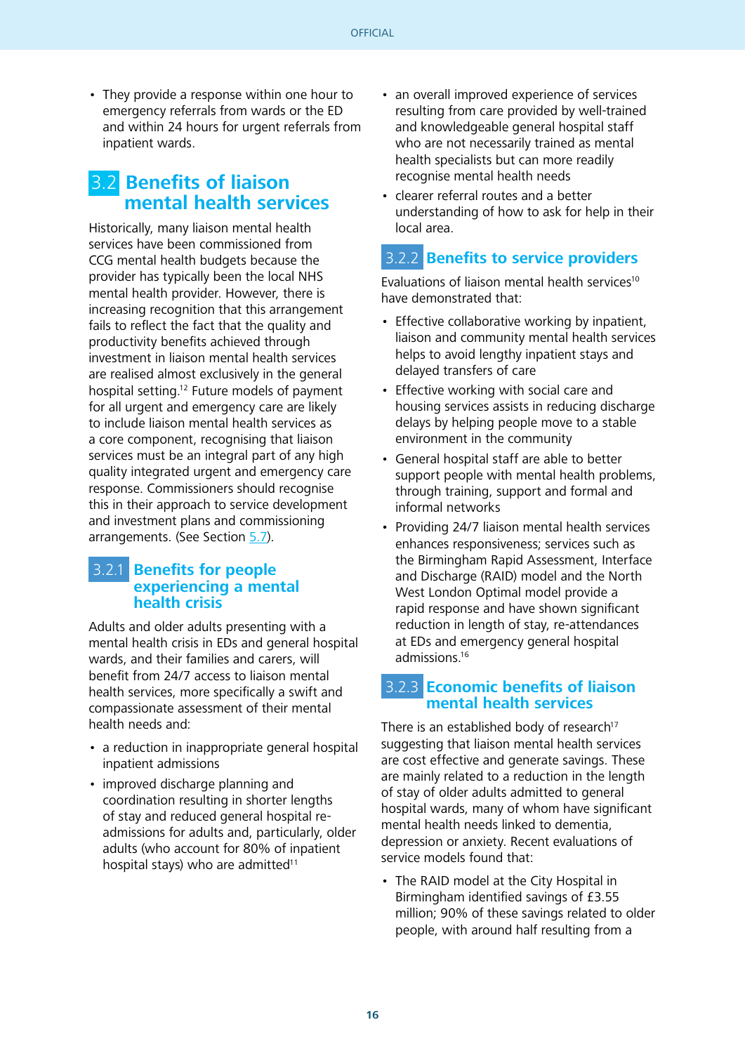- They provide a response within one hour to emergency referrals from wards or the ED and within 24 hours for urgent referrals from inpatient wards.

## 3.2 Benefits of liaison mental health services

Historically, many liaison mental health services have been commissioned from CCG mental health budgets because the provider has typically been the local NHS mental health provider. However, there is increasing recognition that this arrangement fails to reflect the fact that the quality and productivity benefits achieved through investment in liaison mental health services are realised almost exclusively in the general hospital setting.[12] Future models of payment for all urgent and emergency care are likely to include liaison mental health services as a core component, recognising that liaison services must be an integral part of any high quality integrated urgent and emergency care response. Commissioners should recognise this in their approach to service development and investment plans and commissioning arrangements. (See Section 5.7).

### 3.2.1 Benefits for people experiencing a mental health crisis

Adults and older adults presenting with a mental health crisis in EDs and general hospital wards, and their families and carers, will benefit from 24/7 access to liaison mental health services, more specifically a swift and compassionate assessment of their mental health needs and:

- a reduction in inappropriate general hospital inpatient admissions
- improved discharge planning and coordination resulting in shorter lengths of stay and reduced general hospital re-admissions for adults and, particularly, older adults (who account for 80% of inpatient hospital stays) who are admitted[11]
- an overall improved experience of services resulting from care provided by well-trained and knowledgeable general hospital staff who are not necessarily trained as mental health specialists but can more readily recognise mental health needs
- clearer referral routes and a better understanding of how to ask for help in their local area.

### 3.2.2 Benefits to service providers

Evaluations of liaison mental health services[10] have demonstrated that:

- Effective collaborative working by inpatient, liaison and community mental health services helps to avoid lengthy inpatient stays and delayed transfers of care
- Effective working with social care and housing services assists in reducing discharge delays by helping people move to a stable environment in the community
- General hospital staff are able to better support people with mental health problems, through training, support and formal and informal networks
- Providing 24/7 liaison mental health services enhances responsiveness; services such as the Birmingham Rapid Assessment, Interface and Discharge (RAID) model and the North West London Optimal model provide a rapid response and have shown significant reduction in length of stay, re-attendances at EDs and emergency general hospital admissions.[16]

### 3.2.3 Economic benefits of liaison mental health services

There is an established body of research[17] suggesting that liaison mental health services are cost effective and generate savings. These are mainly related to a reduction in the length of stay of older adults admitted to general hospital wards, many of whom have significant mental health needs linked to dementia, depression or anxiety. Recent evaluations of service models found that:

- The RAID model at the City Hospital in Birmingham identified savings of £3.55 million; 90% of these savings related to older people, with around half resulting from a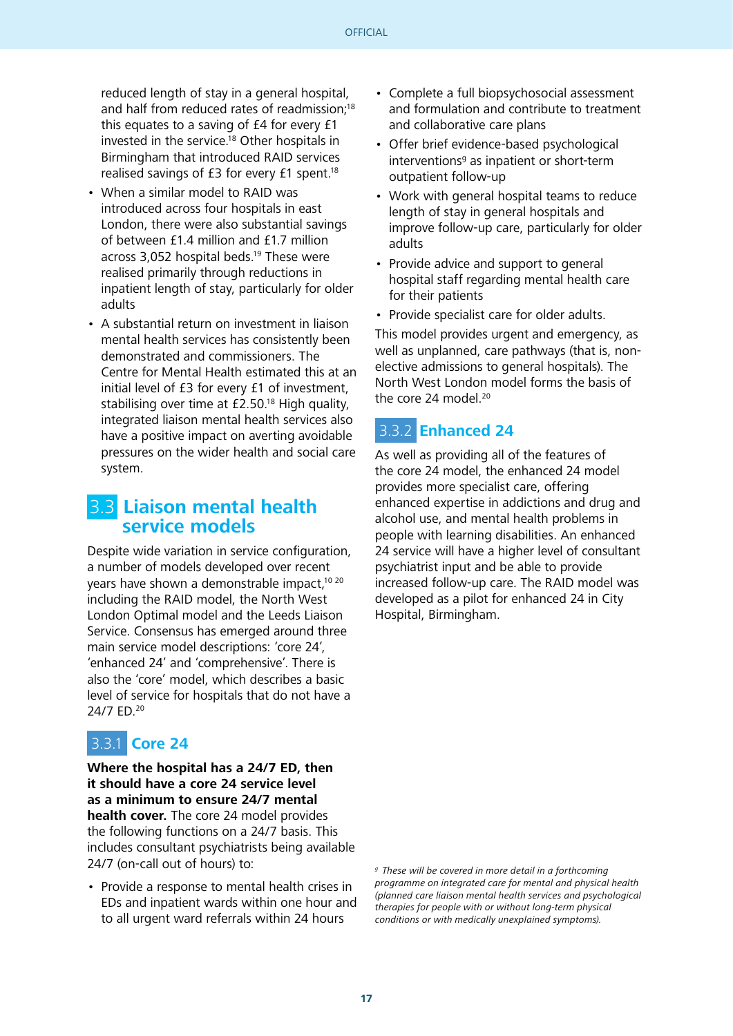reduced length of stay in a general hospital, and half from reduced rates of readmission;[18] this equates to a saving of £4 for every £1 invested in the service.[18] Other hospitals in Birmingham that introduced RAID services realised savings of £3 for every £1 spent.[18]

- When a similar model to RAID was introduced across four hospitals in east London, there were also substantial savings of between £1.4 million and £1.7 million across 3,052 hospital beds.[19] These were realised primarily through reductions in inpatient length of stay, particularly for older adults
- A substantial return on investment in liaison mental health services has consistently been demonstrated and commissioners. The Centre for Mental Health estimated this at an initial level of £3 for every £1 of investment, stabilising over time at £2.50.[18] High quality, integrated liaison mental health services also have a positive impact on averting avoidable pressures on the wider health and social care system.

## 3.3 Liaison mental health service models

Despite wide variation in service configuration, a number of models developed over recent years have shown a demonstrable impact,[10 20] including the RAID model, the North West London Optimal model and the Leeds Liaison Service. Consensus has emerged around three main service model descriptions: 'core 24', 'enhanced 24' and 'comprehensive'. There is also the 'core' model, which describes a basic level of service for hospitals that do not have a 24/7 ED.[20]

### 3.3.1 Core 24

**Where the hospital has a 24/7 ED, then it should have a core 24 service level as a minimum to ensure 24/7 mental health cover.** The core 24 model provides the following functions on a 24/7 basis. This includes consultant psychiatrists being available 24/7 (on-call out of hours) to:

- Provide a response to mental health crises in EDs and inpatient wards within one hour and to all urgent ward referrals within 24 hours
- Complete a full biopsychosocial assessment and formulation and contribute to treatment and collaborative care plans
- Offer brief evidence-based psychological interventions[9] as inpatient or short-term outpatient follow-up
- Work with general hospital teams to reduce length of stay in general hospitals and improve follow-up care, particularly for older adults
- Provide advice and support to general hospital staff regarding mental health care for their patients
- Provide specialist care for older adults.

This model provides urgent and emergency, as well as unplanned, care pathways (that is, non-elective admissions to general hospitals). The North West London model forms the basis of the core 24 model.[20]

### 3.3.2 Enhanced 24

As well as providing all of the features of the core 24 model, the enhanced 24 model provides more specialist care, offering enhanced expertise in addictions and drug and alcohol use, and mental health problems in people with learning disabilities. An enhanced 24 service will have a higher level of consultant psychiatrist input and be able to provide increased follow-up care. The RAID model was developed as a pilot for enhanced 24 in City Hospital, Birmingham.

*[9] These will be covered in more detail in a forthcoming programme on integrated care for mental and physical health (planned care liaison mental health services and psychological therapies for people with or without long-term physical conditions or with medically unexplained symptoms).*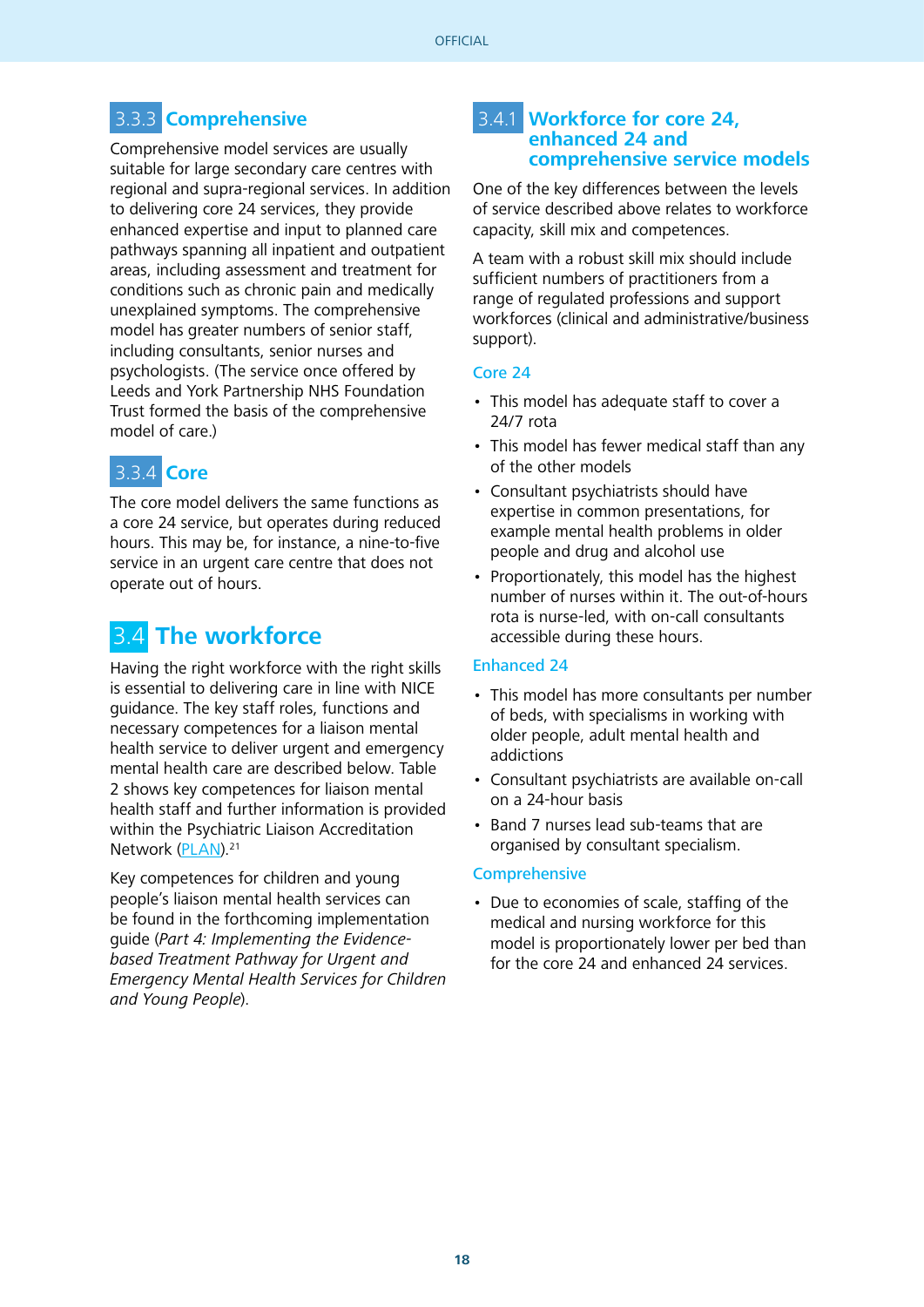### 3.3.3 Comprehensive

Comprehensive model services are usually suitable for large secondary care centres with regional and supra-regional services. In addition to delivering core 24 services, they provide enhanced expertise and input to planned care pathways spanning all inpatient and outpatient areas, including assessment and treatment for conditions such as chronic pain and medically unexplained symptoms. The comprehensive model has greater numbers of senior staff, including consultants, senior nurses and psychologists. (The service once offered by Leeds and York Partnership NHS Foundation Trust formed the basis of the comprehensive model of care.)

### 3.3.4 Core

The core model delivers the same functions as a core 24 service, but operates during reduced hours. This may be, for instance, a nine-to-five service in an urgent care centre that does not operate out of hours.

## 3.4 The workforce

Having the right workforce with the right skills is essential to delivering care in line with NICE guidance. The key staff roles, functions and necessary competences for a liaison mental health service to deliver urgent and emergency mental health care are described below. Table 2 shows key competences for liaison mental health staff and further information is provided within the Psychiatric Liaison Accreditation Network (PLAN).[21]

Key competences for children and young people's liaison mental health services can be found in the forthcoming implementation guide (*Part 4: Implementing the Evidence-based Treatment Pathway for Urgent and Emergency Mental Health Services for Children and Young People*).

### 3.4.1 Workforce for core 24, enhanced 24 and comprehensive service models

One of the key differences between the levels of service described above relates to workforce capacity, skill mix and competences.

A team with a robust skill mix should include sufficient numbers of practitioners from a range of regulated professions and support workforces (clinical and administrative/business support).

#### Core 24

- This model has adequate staff to cover a 24/7 rota
- This model has fewer medical staff than any of the other models
- Consultant psychiatrists should have expertise in common presentations, for example mental health problems in older people and drug and alcohol use
- Proportionately, this model has the highest number of nurses within it. The out-of-hours rota is nurse-led, with on-call consultants accessible during these hours.

#### Enhanced 24

- This model has more consultants per number of beds, with specialisms in working with older people, adult mental health and addictions
- Consultant psychiatrists are available on-call on a 24-hour basis
- Band 7 nurses lead sub-teams that are organised by consultant specialism.

#### Comprehensive

- Due to economies of scale, staffing of the medical and nursing workforce for this model is proportionately lower per bed than for the core 24 and enhanced 24 services.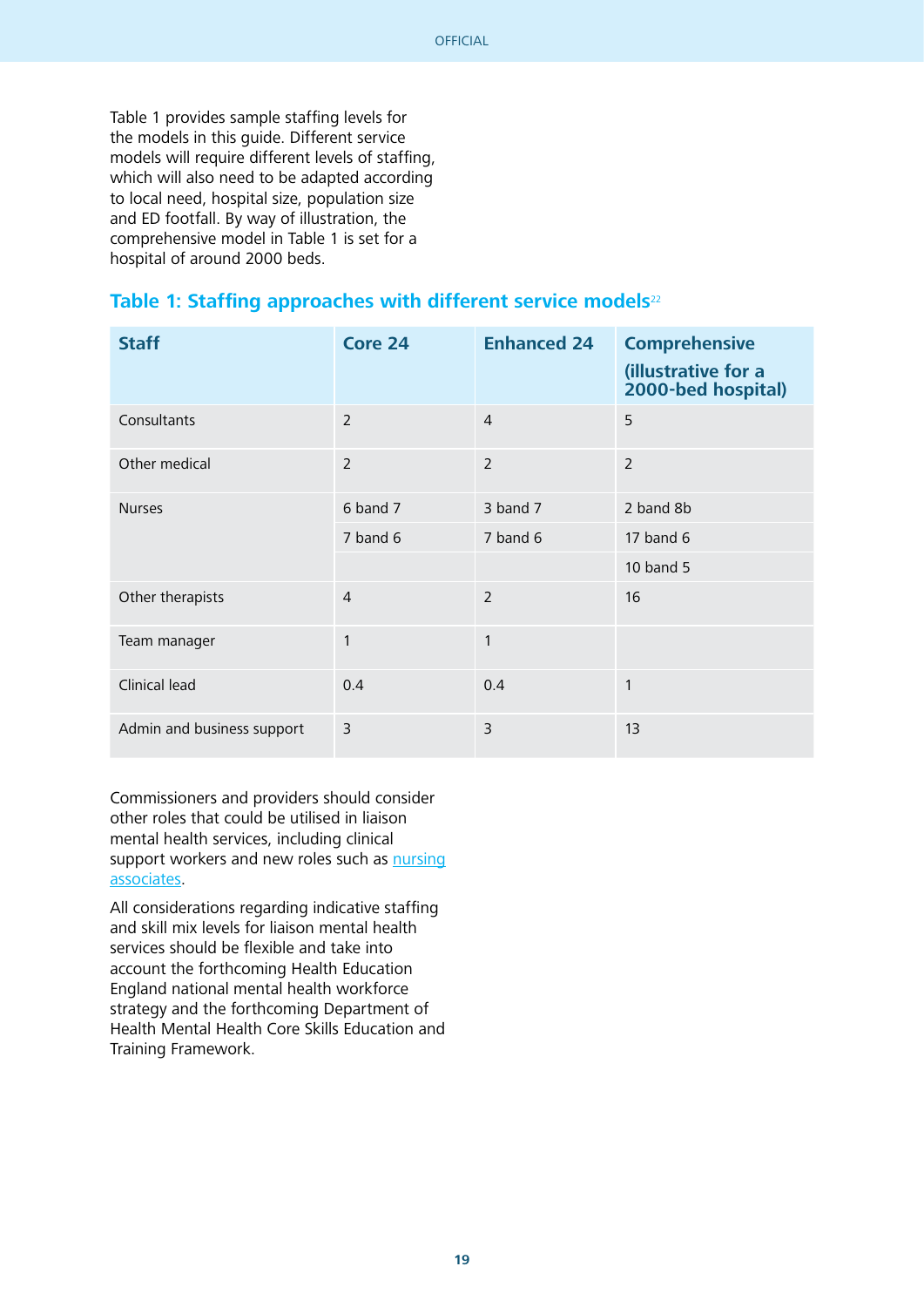Table 1 provides sample staffing levels for the models in this guide. Different service models will require different levels of staffing, which will also need to be adapted according to local need, hospital size, population size and ED footfall. By way of illustration, the comprehensive model in Table 1 is set for a hospital of around 2000 beds.

### Table 1: Staffing approaches with different service models[22]

| Staff | Core 24 | Enhanced 24 | Comprehensive (illustrative for a 2000-bed hospital) |
|---|---|---|---|
| Consultants | 2 | 4 | 5 |
| Other medical | 2 | 2 | 2 |
| Nurses | 6 band 7 | 3 band 7 | 2 band 8b |
| | 7 band 6 | 7 band 6 | 17 band 6 |
| | | | 10 band 5 |
| Other therapists | 4 | 2 | 16 |
| Team manager | 1 | 1 | |
| Clinical lead | 0.4 | 0.4 | 1 |
| Admin and business support | 3 | 3 | 13 |

Commissioners and providers should consider other roles that could be utilised in liaison mental health services, including clinical support workers and new roles such as nursing associates.

All considerations regarding indicative staffing and skill mix levels for liaison mental health services should be flexible and take into account the forthcoming Health Education England national mental health workforce strategy and the forthcoming Department of Health Mental Health Core Skills Education and Training Framework.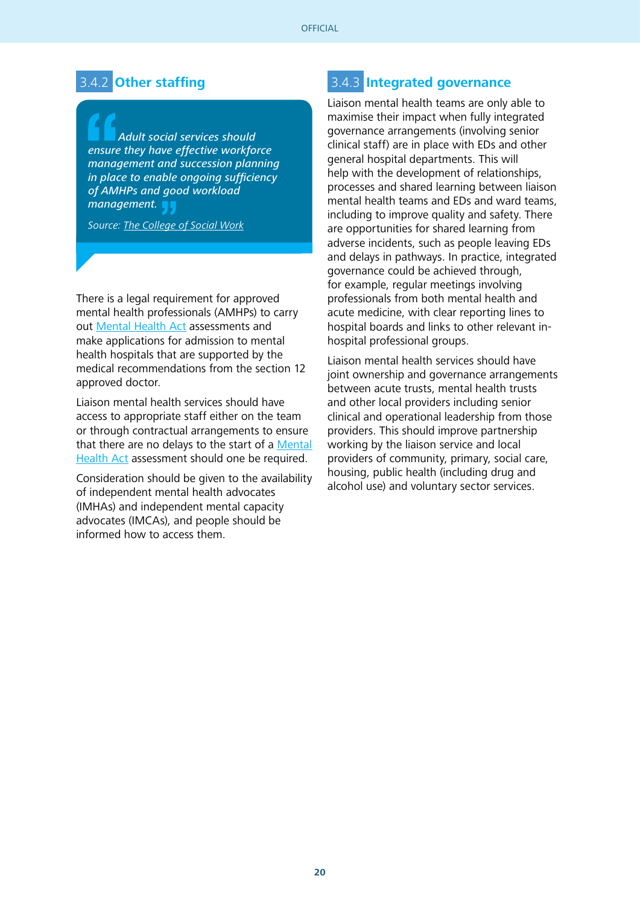### 3.4.2 Other staffing

> *Adult social services should ensure they have effective workforce management and succession planning in place to enable ongoing sufficiency of AMHPs and good workload management.*
>
> *Source: The College of Social Work*

There is a legal requirement for approved mental health professionals (AMHPs) to carry out Mental Health Act assessments and make applications for admission to mental health hospitals that are supported by the medical recommendations from the section 12 approved doctor.

Liaison mental health services should have access to appropriate staff either on the team or through contractual arrangements to ensure that there are no delays to the start of a Mental Health Act assessment should one be required.

Consideration should be given to the availability of independent mental health advocates (IMHAs) and independent mental capacity advocates (IMCAs), and people should be informed how to access them.

### 3.4.3 Integrated governance

Liaison mental health teams are only able to maximise their impact when fully integrated governance arrangements (involving senior clinical staff) are in place with EDs and other general hospital departments. This will help with the development of relationships, processes and shared learning between liaison mental health teams and EDs and ward teams, including to improve quality and safety. There are opportunities for shared learning from adverse incidents, such as people leaving EDs and delays in pathways. In practice, integrated governance could be achieved through, for example, regular meetings involving professionals from both mental health and acute medicine, with clear reporting lines to hospital boards and links to other relevant in-hospital professional groups.

Liaison mental health services should have joint ownership and governance arrangements between acute trusts, mental health trusts and other local providers including senior clinical and operational leadership from those providers. This should improve partnership working by the liaison service and local providers of community, primary, social care, housing, public health (including drug and alcohol use) and voluntary sector services.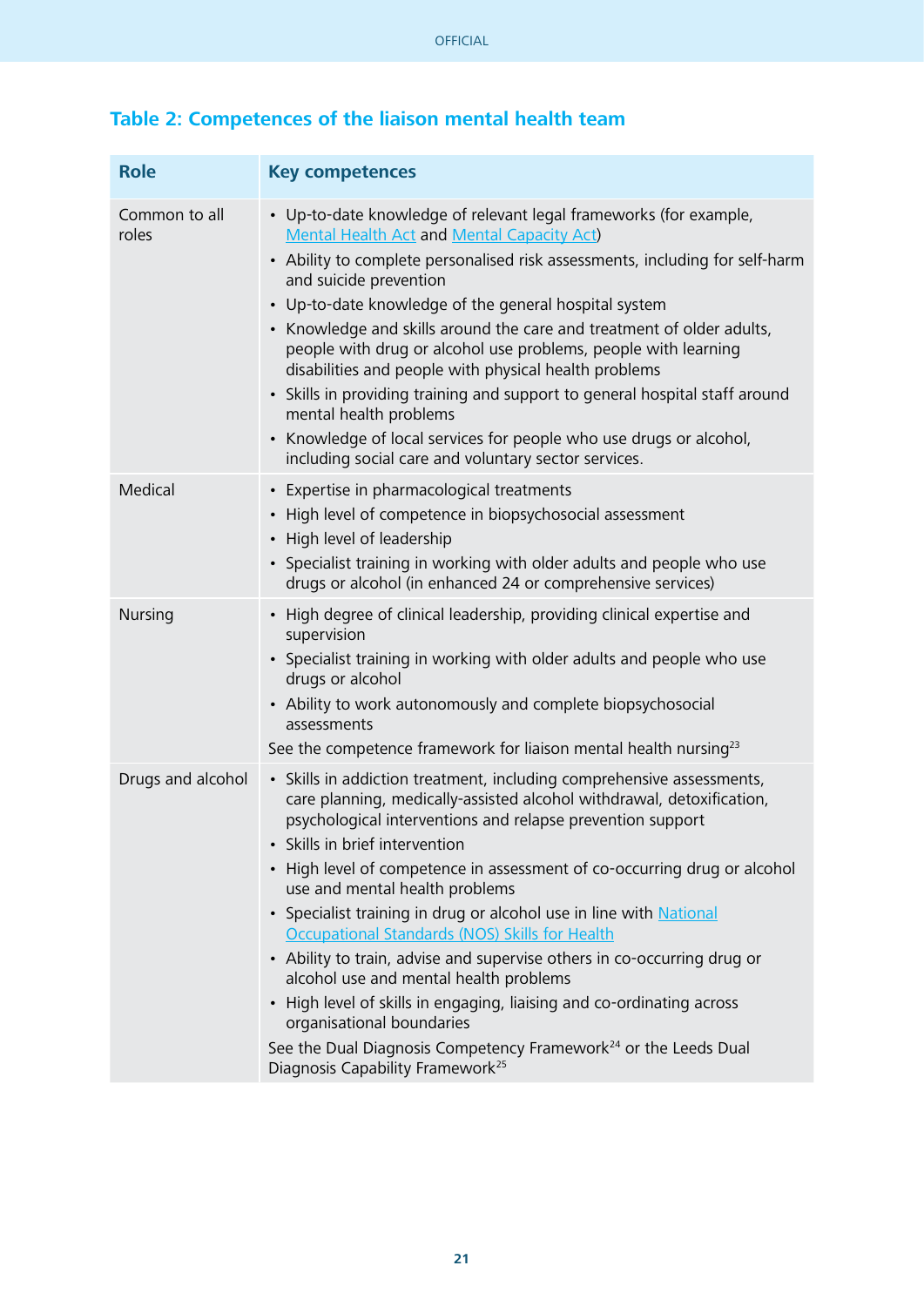## Table 2: Competences of the liaison mental health team

| Role | Key competences |
|---|---|
| Common to all roles | • Up-to-date knowledge of relevant legal frameworks (for example, Mental Health Act and Mental Capacity Act)<br>• Ability to complete personalised risk assessments, including for self-harm and suicide prevention<br>• Up-to-date knowledge of the general hospital system<br>• Knowledge and skills around the care and treatment of older adults, people with drug or alcohol use problems, people with learning disabilities and people with physical health problems<br>• Skills in providing training and support to general hospital staff around mental health problems<br>• Knowledge of local services for people who use drugs or alcohol, including social care and voluntary sector services. |
| Medical | • Expertise in pharmacological treatments<br>• High level of competence in biopsychosocial assessment<br>• High level of leadership<br>• Specialist training in working with older adults and people who use drugs or alcohol (in enhanced 24 or comprehensive services) |
| Nursing | • High degree of clinical leadership, providing clinical expertise and supervision<br>• Specialist training in working with older adults and people who use drugs or alcohol<br>• Ability to work autonomously and complete biopsychosocial assessments<br>See the competence framework for liaison mental health nursing[23] |
| Drugs and alcohol | • Skills in addiction treatment, including comprehensive assessments, care planning, medically-assisted alcohol withdrawal, detoxification, psychological interventions and relapse prevention support<br>• Skills in brief intervention<br>• High level of competence in assessment of co-occurring drug or alcohol use and mental health problems<br>• Specialist training in drug or alcohol use in line with National Occupational Standards (NOS) Skills for Health<br>• Ability to train, advise and supervise others in co-occurring drug or alcohol use and mental health problems<br>• High level of skills in engaging, liaising and co-ordinating across organisational boundaries<br>See the Dual Diagnosis Competency Framework[24] or the Leeds Dual Diagnosis Capability Framework[25] |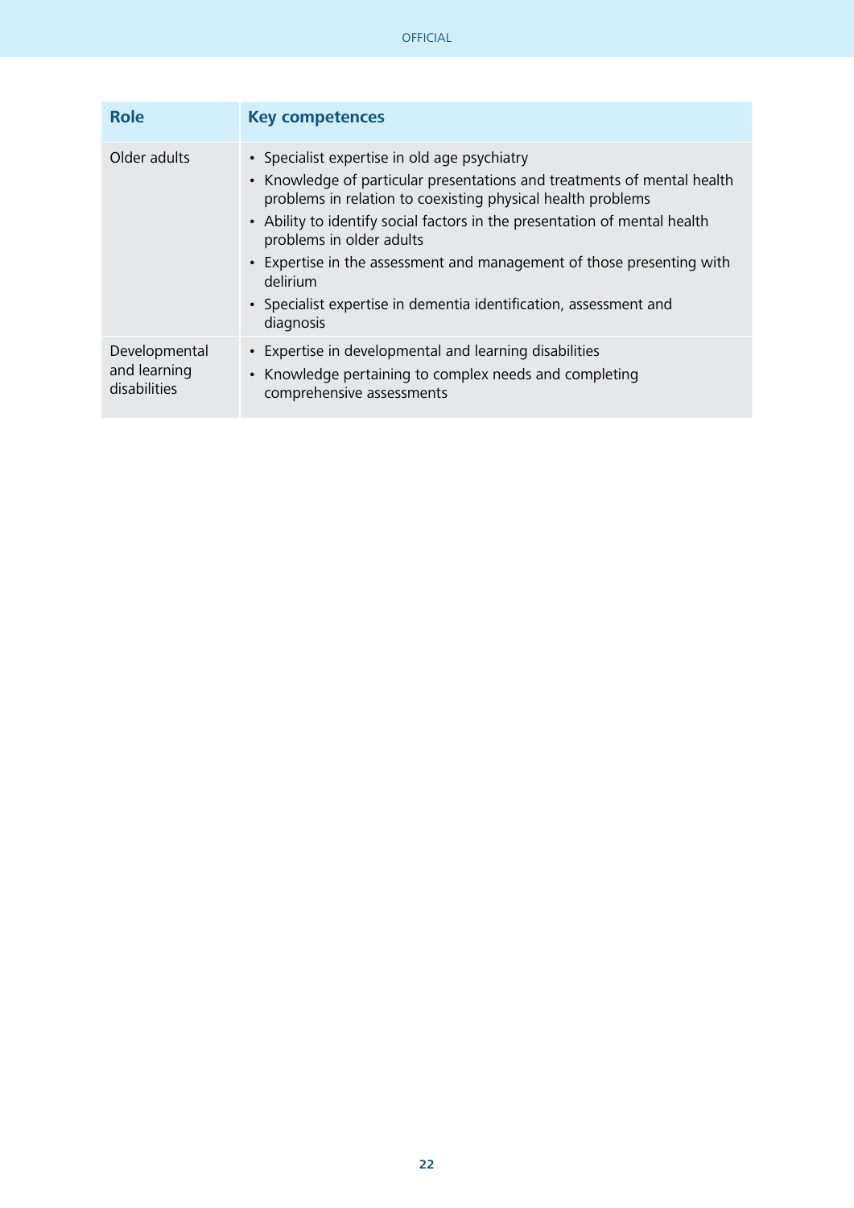| Role | Key competences |
| --- | --- |
| Older adults | • Specialist expertise in old age psychiatry<br>• Knowledge of particular presentations and treatments of mental health problems in relation to coexisting physical health problems<br>• Ability to identify social factors in the presentation of mental health problems in older adults<br>• Expertise in the assessment and management of those presenting with delirium<br>• Specialist expertise in dementia identification, assessment and diagnosis |
| Developmental and learning disabilities | • Expertise in developmental and learning disabilities<br>• Knowledge pertaining to complex needs and completing comprehensive assessments |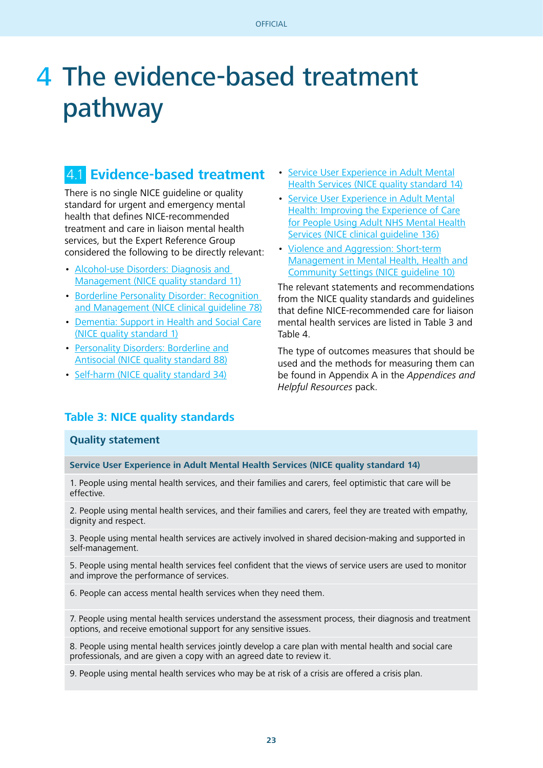# 4 The evidence-based treatment pathway

## 4.1 Evidence-based treatment

There is no single NICE guideline or quality standard for urgent and emergency mental health that defines NICE-recommended treatment and care in liaison mental health services, but the Expert Reference Group considered the following to be directly relevant:

- Alcohol-use Disorders: Diagnosis and Management (NICE quality standard 11)
- Borderline Personality Disorder: Recognition and Management (NICE clinical guideline 78)
- Dementia: Support in Health and Social Care (NICE quality standard 1)
- Personality Disorders: Borderline and Antisocial (NICE quality standard 88)
- Self-harm (NICE quality standard 34)
- Service User Experience in Adult Mental Health Services (NICE quality standard 14)
- Service User Experience in Adult Mental Health: Improving the Experience of Care for People Using Adult NHS Mental Health Services (NICE clinical guideline 136)
- Violence and Aggression: Short-term Management in Mental Health, Health and Community Settings (NICE guideline 10)

The relevant statements and recommendations from the NICE quality standards and guidelines that define NICE-recommended care for liaison mental health services are listed in Table 3 and Table 4.

The type of outcomes measures that should be used and the methods for measuring them can be found in Appendix A in the *Appendices and Helpful Resources* pack.

### Table 3: NICE quality standards

| Quality statement |
|---|
| **Service User Experience in Adult Mental Health Services (NICE quality standard 14)** |
| 1. People using mental health services, and their families and carers, feel optimistic that care will be effective. |
| 2. People using mental health services, and their families and carers, feel they are treated with empathy, dignity and respect. |
| 3. People using mental health services are actively involved in shared decision-making and supported in self-management. |
| 5. People using mental health services feel confident that the views of service users are used to monitor and improve the performance of services. |
| 6. People can access mental health services when they need them. |
| 7. People using mental health services understand the assessment process, their diagnosis and treatment options, and receive emotional support for any sensitive issues. |
| 8. People using mental health services jointly develop a care plan with mental health and social care professionals, and are given a copy with an agreed date to review it. |
| 9. People using mental health services who may be at risk of a crisis are offered a crisis plan. |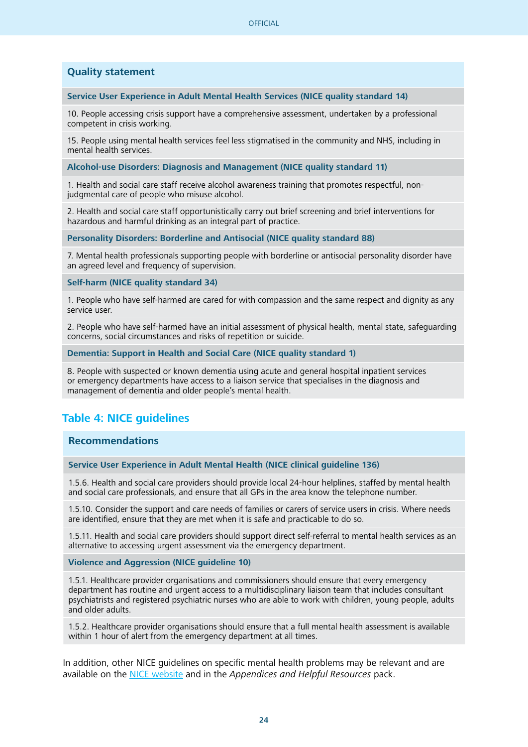| Quality statement |
| --- |
| **Service User Experience in Adult Mental Health Services (NICE quality standard 14)** |
| 10. People accessing crisis support have a comprehensive assessment, undertaken by a professional competent in crisis working. |
| 15. People using mental health services feel less stigmatised in the community and NHS, including in mental health services. |
| **Alcohol-use Disorders: Diagnosis and Management (NICE quality standard 11)** |
| 1. Health and social care staff receive alcohol awareness training that promotes respectful, non-judgmental care of people who misuse alcohol. |
| 2. Health and social care staff opportunistically carry out brief screening and brief interventions for hazardous and harmful drinking as an integral part of practice. |
| **Personality Disorders: Borderline and Antisocial (NICE quality standard 88)** |
| 7. Mental health professionals supporting people with borderline or antisocial personality disorder have an agreed level and frequency of supervision. |
| **Self-harm (NICE quality standard 34)** |
| 1. People who have self-harmed are cared for with compassion and the same respect and dignity as any service user. |
| 2. People who have self-harmed have an initial assessment of physical health, mental state, safeguarding concerns, social circumstances and risks of repetition or suicide. |
| **Dementia: Support in Health and Social Care (NICE quality standard 1)** |
| 8. People with suspected or known dementia using acute and general hospital inpatient services or emergency departments have access to a liaison service that specialises in the diagnosis and management of dementia and older people's mental health. |

## Table 4: NICE guidelines

| Recommendations |
| --- |
| **Service User Experience in Adult Mental Health (NICE clinical guideline 136)** |
| 1.5.6. Health and social care providers should provide local 24-hour helplines, staffed by mental health and social care professionals, and ensure that all GPs in the area know the telephone number. |
| 1.5.10. Consider the support and care needs of families or carers of service users in crisis. Where needs are identified, ensure that they are met when it is safe and practicable to do so. |
| 1.5.11. Health and social care providers should support direct self-referral to mental health services as an alternative to accessing urgent assessment via the emergency department. |
| **Violence and Aggression (NICE guideline 10)** |
| 1.5.1. Healthcare provider organisations and commissioners should ensure that every emergency department has routine and urgent access to a multidisciplinary liaison team that includes consultant psychiatrists and registered psychiatric nurses who are able to work with children, young people, adults and older adults. |
| 1.5.2. Healthcare provider organisations should ensure that a full mental health assessment is available within 1 hour of alert from the emergency department at all times. |

In addition, other NICE guidelines on specific mental health problems may be relevant and are available on the NICE website and in the *Appendices and Helpful Resources* pack.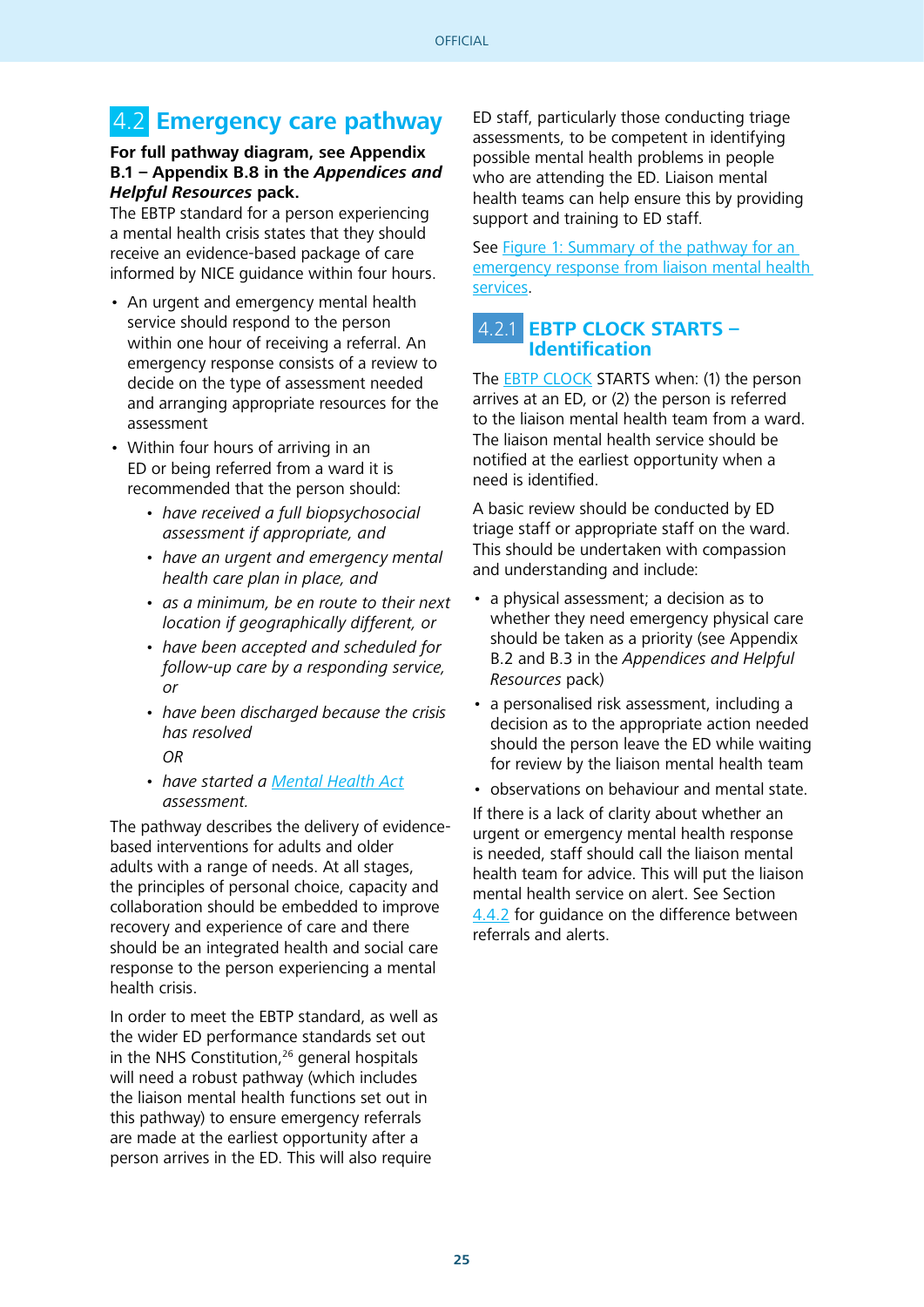## 4.2 Emergency care pathway

**For full pathway diagram, see Appendix B.1 – Appendix B.8 in the *Appendices and Helpful Resources* pack.**

The EBTP standard for a person experiencing a mental health crisis states that they should receive an evidence-based package of care informed by NICE guidance within four hours.

- An urgent and emergency mental health service should respond to the person within one hour of receiving a referral. An emergency response consists of a review to decide on the type of assessment needed and arranging appropriate resources for the assessment
- Within four hours of arriving in an ED or being referred from a ward it is recommended that the person should:
  - *have received a full biopsychosocial assessment if appropriate, and*
  - *have an urgent and emergency mental health care plan in place, and*
  - *as a minimum, be en route to their next location if geographically different, or*
  - *have been accepted and scheduled for follow-up care by a responding service, or*
  - *have been discharged because the crisis has resolved*

    *OR*
  - *have started a Mental Health Act assessment.*

The pathway describes the delivery of evidence-based interventions for adults and older adults with a range of needs. At all stages, the principles of personal choice, capacity and collaboration should be embedded to improve recovery and experience of care and there should be an integrated health and social care response to the person experiencing a mental health crisis.

In order to meet the EBTP standard, as well as the wider ED performance standards set out in the NHS Constitution,[26] general hospitals will need a robust pathway (which includes the liaison mental health functions set out in this pathway) to ensure emergency referrals are made at the earliest opportunity after a person arrives in the ED. This will also require ED staff, particularly those conducting triage assessments, to be competent in identifying possible mental health problems in people who are attending the ED. Liaison mental health teams can help ensure this by providing support and training to ED staff.

See Figure 1: Summary of the pathway for an emergency response from liaison mental health services.

### 4.2.1 EBTP CLOCK STARTS – Identification

The EBTP CLOCK STARTS when: (1) the person arrives at an ED, or (2) the person is referred to the liaison mental health team from a ward. The liaison mental health service should be notified at the earliest opportunity when a need is identified.

A basic review should be conducted by ED triage staff or appropriate staff on the ward. This should be undertaken with compassion and understanding and include:

- a physical assessment; a decision as to whether they need emergency physical care should be taken as a priority (see Appendix B.2 and B.3 in the *Appendices and Helpful Resources* pack)
- a personalised risk assessment, including a decision as to the appropriate action needed should the person leave the ED while waiting for review by the liaison mental health team
- observations on behaviour and mental state.

If there is a lack of clarity about whether an urgent or emergency mental health response is needed, staff should call the liaison mental health team for advice. This will put the liaison mental health service on alert. See Section 4.4.2 for guidance on the difference between referrals and alerts.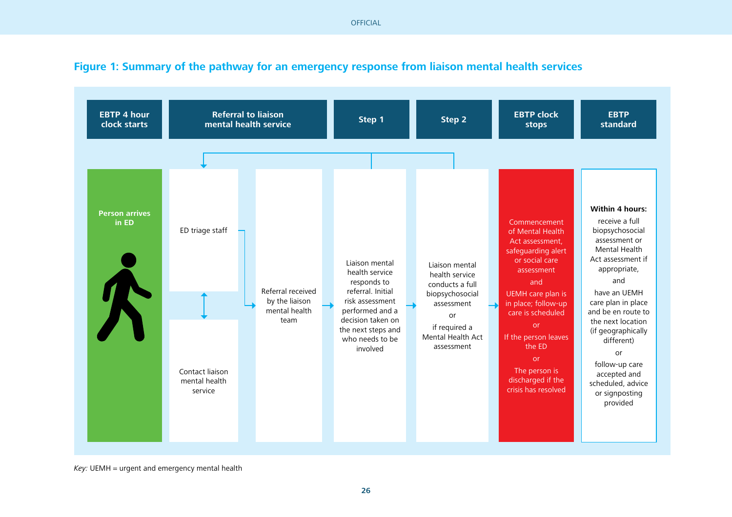## Figure 1: Summary of the pathway for an emergency response from liaison mental health services

| EBTP 4 hour clock starts | Referral to liaison mental health service | | Step 1 | Step 2 | EBTP clock stops | EBTP standard |
|---|---|---|---|---|---|---|
| **Person arrives in ED** | ED triage staff ↕ Contact liaison mental health service | Referral received by the liaison mental health team | Liaison mental health service responds to referral. Initial risk assessment performed and a decision taken on the next steps and who needs to be involved | Liaison mental health service conducts a full biopsychosocial assessment or if required a Mental Health Act assessment | Commencement of Mental Health Act assessment, safeguarding alert or social care assessment and UEMH care plan is in place; follow-up care is scheduled or If the person leaves the ED or The person is discharged if the crisis has resolved | **Within 4 hours:** receive a full biopsychosocial assessment or Mental Health Act assessment if appropriate, and have an UEMH care plan in place and be en route to the next location (if geographically different) or follow-up care accepted and scheduled, advice or signposting provided |

*Key:* UEMH = urgent and emergency mental health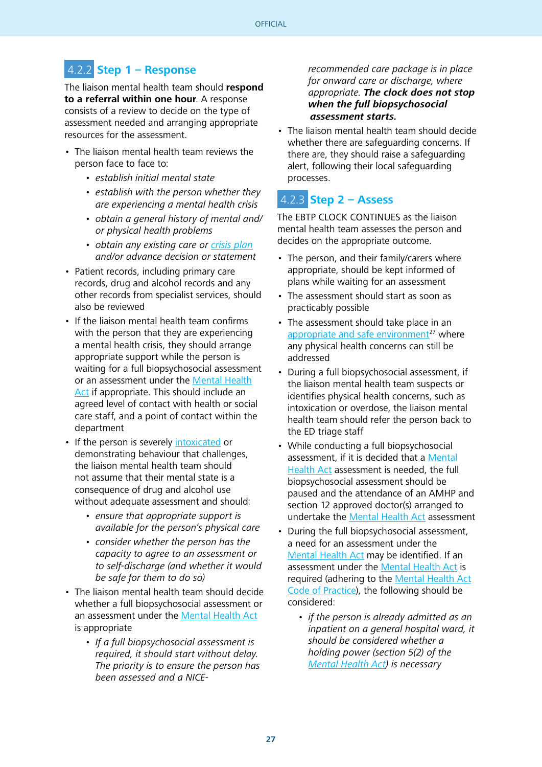### 4.2.2 Step 1 – Response

The liaison mental health team should **respond to a referral within one hour**. A response consists of a review to decide on the type of assessment needed and arranging appropriate resources for the assessment.

- The liaison mental health team reviews the person face to face to:
  - *establish initial mental state*
  - *establish with the person whether they are experiencing a mental health crisis*
  - *obtain a general history of mental and/or physical health problems*
  - *obtain any existing care or crisis plan and/or advance decision or statement*
- Patient records, including primary care records, drug and alcohol records and any other records from specialist services, should also be reviewed
- If the liaison mental health team confirms with the person that they are experiencing a mental health crisis, they should arrange appropriate support while the person is waiting for a full biopsychosocial assessment or an assessment under the Mental Health Act if appropriate. This should include an agreed level of contact with health or social care staff, and a point of contact within the department
- If the person is severely intoxicated or demonstrating behaviour that challenges, the liaison mental health team should not assume that their mental state is a consequence of drug and alcohol use without adequate assessment and should:
  - *ensure that appropriate support is available for the person's physical care*
  - *consider whether the person has the capacity to agree to an assessment or to self-discharge (and whether it would be safe for them to do so)*
- The liaison mental health team should decide whether a full biopsychosocial assessment or an assessment under the Mental Health Act is appropriate
  - *If a full biopsychosocial assessment is required, it should start without delay. The priority is to ensure the person has been assessed and a NICE-recommended care package is in place for onward care or discharge, where appropriate.* ***The clock does not stop when the full biopsychosocial assessment starts.***
- The liaison mental health team should decide whether there are safeguarding concerns. If there are, they should raise a safeguarding alert, following their local safeguarding processes.

### 4.2.3 Step 2 – Assess

The EBTP CLOCK CONTINUES as the liaison mental health team assesses the person and decides on the appropriate outcome.

- The person, and their family/carers where appropriate, should be kept informed of plans while waiting for an assessment
- The assessment should start as soon as practicably possible
- The assessment should take place in an appropriate and safe environment[27] where any physical health concerns can still be addressed
- During a full biopsychosocial assessment, if the liaison mental health team suspects or identifies physical health concerns, such as intoxication or overdose, the liaison mental health team should refer the person back to the ED triage staff
- While conducting a full biopsychosocial assessment, if it is decided that a Mental Health Act assessment is needed, the full biopsychosocial assessment should be paused and the attendance of an AMHP and section 12 approved doctor(s) arranged to undertake the Mental Health Act assessment
- During the full biopsychosocial assessment, a need for an assessment under the Mental Health Act may be identified. If an assessment under the Mental Health Act is required (adhering to the Mental Health Act Code of Practice), the following should be considered:
  - *if the person is already admitted as an inpatient on a general hospital ward, it should be considered whether a holding power (section 5(2) of the Mental Health Act) is necessary*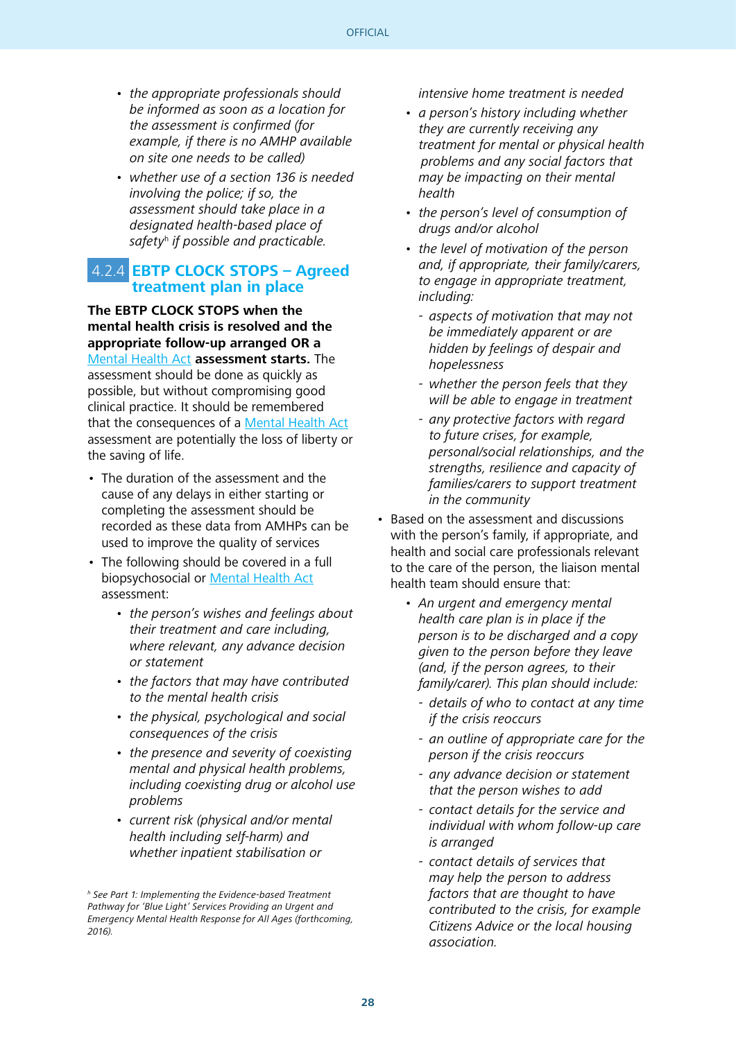- *the appropriate professionals should be informed as soon as a location for the assessment is confirmed (for example, if there is no AMHP available on site one needs to be called)*
- *whether use of a section 136 is needed involving the police; if so, the assessment should take place in a designated health-based place of safety*[h] *if possible and practicable.*

### 4.2.4 EBTP CLOCK STOPS – Agreed treatment plan in place

**The EBTP CLOCK STOPS when the mental health crisis is resolved and the appropriate follow-up arranged OR a** Mental Health Act **assessment starts.** The assessment should be done as quickly as possible, but without compromising good clinical practice. It should be remembered that the consequences of a Mental Health Act assessment are potentially the loss of liberty or the saving of life.

- The duration of the assessment and the cause of any delays in either starting or completing the assessment should be recorded as these data from AMHPs can be used to improve the quality of services
- The following should be covered in a full biopsychosocial or Mental Health Act assessment:
  - *the person's wishes and feelings about their treatment and care including, where relevant, any advance decision or statement*
  - *the factors that may have contributed to the mental health crisis*
  - *the physical, psychological and social consequences of the crisis*
  - *the presence and severity of coexisting mental and physical health problems, including coexisting drug or alcohol use problems*
  - *current risk (physical and/or mental health including self-harm) and whether inpatient stabilisation or intensive home treatment is needed*
  - *a person's history including whether they are currently receiving any treatment for mental or physical health problems and any social factors that may be impacting on their mental health*
  - *the person's level of consumption of drugs and/or alcohol*
  - *the level of motivation of the person and, if appropriate, their family/carers, to engage in appropriate treatment, including:*
    - *aspects of motivation that may not be immediately apparent or are hidden by feelings of despair and hopelessness*
    - *whether the person feels that they will be able to engage in treatment*
    - *any protective factors with regard to future crises, for example, personal/social relationships, and the strengths, resilience and capacity of families/carers to support treatment in the community*
- Based on the assessment and discussions with the person's family, if appropriate, and health and social care professionals relevant to the care of the person, the liaison mental health team should ensure that:
  - *An urgent and emergency mental health care plan is in place if the person is to be discharged and a copy given to the person before they leave (and, if the person agrees, to their family/carer). This plan should include:*
    - *details of who to contact at any time if the crisis reoccurs*
    - *an outline of appropriate care for the person if the crisis reoccurs*
    - *any advance decision or statement that the person wishes to add*
    - *contact details for the service and individual with whom follow-up care is arranged*
    - *contact details of services that may help the person to address factors that are thought to have contributed to the crisis, for example Citizens Advice or the local housing association.*

---

[h] *See Part 1: Implementing the Evidence-based Treatment Pathway for 'Blue Light' Services Providing an Urgent and Emergency Mental Health Response for All Ages (forthcoming, 2016).*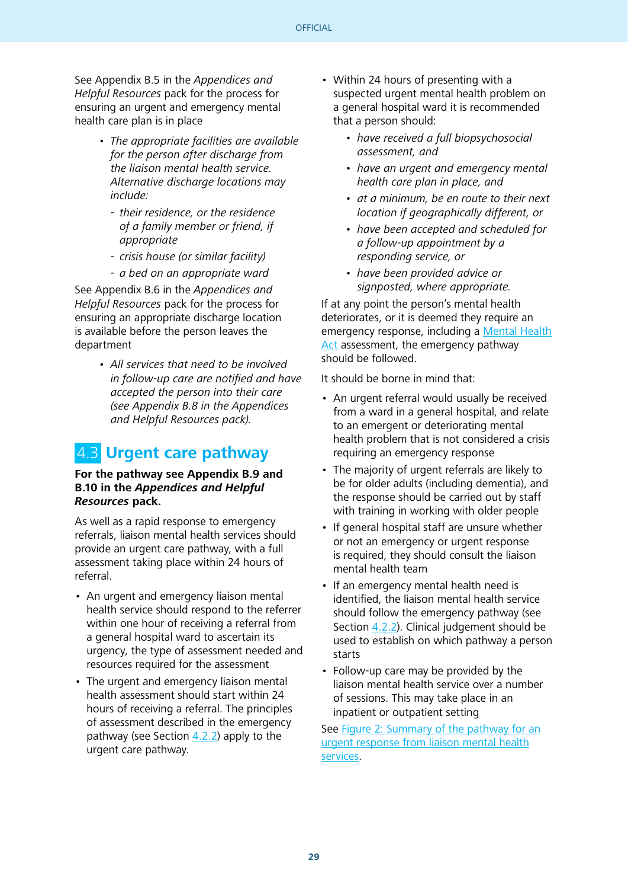See Appendix B.5 in the *Appendices and Helpful Resources* pack for the process for ensuring an urgent and emergency mental health care plan is in place

- *The appropriate facilities are available for the person after discharge from the liaison mental health service. Alternative discharge locations may include:*
  - *their residence, or the residence of a family member or friend, if appropriate*
  - *crisis house (or similar facility)*
  - *a bed on an appropriate ward*

See Appendix B.6 in the *Appendices and Helpful Resources* pack for the process for ensuring an appropriate discharge location is available before the person leaves the department

- *All services that need to be involved in follow-up care are notified and have accepted the person into their care (see Appendix B.8 in the Appendices and Helpful Resources pack).*

## 4.3 Urgent care pathway

**For the pathway see Appendix B.9 and B.10 in the *Appendices and Helpful Resources* pack.**

As well as a rapid response to emergency referrals, liaison mental health services should provide an urgent care pathway, with a full assessment taking place within 24 hours of referral.

- An urgent and emergency liaison mental health service should respond to the referrer within one hour of receiving a referral from a general hospital ward to ascertain its urgency, the type of assessment needed and resources required for the assessment
- The urgent and emergency liaison mental health assessment should start within 24 hours of receiving a referral. The principles of assessment described in the emergency pathway (see Section 4.2.2) apply to the urgent care pathway.
- Within 24 hours of presenting with a suspected urgent mental health problem on a general hospital ward it is recommended that a person should:
  - *have received a full biopsychosocial assessment, and*
  - *have an urgent and emergency mental health care plan in place, and*
  - *at a minimum, be en route to their next location if geographically different, or*
  - *have been accepted and scheduled for a follow-up appointment by a responding service, or*
  - *have been provided advice or signposted, where appropriate.*

If at any point the person's mental health deteriorates, or it is deemed they require an emergency response, including a Mental Health Act assessment, the emergency pathway should be followed.

It should be borne in mind that:

- An urgent referral would usually be received from a ward in a general hospital, and relate to an emergent or deteriorating mental health problem that is not considered a crisis requiring an emergency response
- The majority of urgent referrals are likely to be for older adults (including dementia), and the response should be carried out by staff with training in working with older people
- If general hospital staff are unsure whether or not an emergency or urgent response is required, they should consult the liaison mental health team
- If an emergency mental health need is identified, the liaison mental health service should follow the emergency pathway (see Section 4.2.2). Clinical judgement should be used to establish on which pathway a person starts
- Follow-up care may be provided by the liaison mental health service over a number of sessions. This may take place in an inpatient or outpatient setting

See Figure 2: Summary of the pathway for an urgent response from liaison mental health services.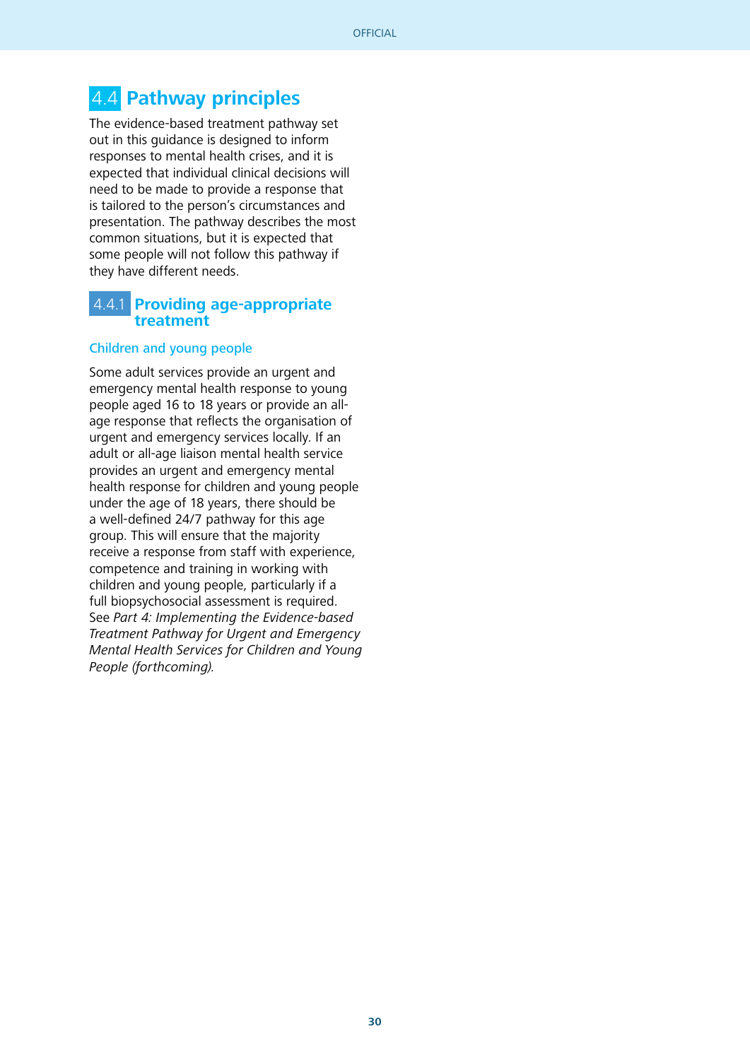## 4.4 Pathway principles

The evidence-based treatment pathway set out in this guidance is designed to inform responses to mental health crises, and it is expected that individual clinical decisions will need to be made to provide a response that is tailored to the person's circumstances and presentation. The pathway describes the most common situations, but it is expected that some people will not follow this pathway if they have different needs.

### 4.4.1 Providing age-appropriate treatment

#### Children and young people

Some adult services provide an urgent and emergency mental health response to young people aged 16 to 18 years or provide an all-age response that reflects the organisation of urgent and emergency services locally. If an adult or all-age liaison mental health service provides an urgent and emergency mental health response for children and young people under the age of 18 years, there should be a well-defined 24/7 pathway for this age group. This will ensure that the majority receive a response from staff with experience, competence and training in working with children and young people, particularly if a full biopsychosocial assessment is required. See *Part 4: Implementing the Evidence-based Treatment Pathway for Urgent and Emergency Mental Health Services for Children and Young People (forthcoming).*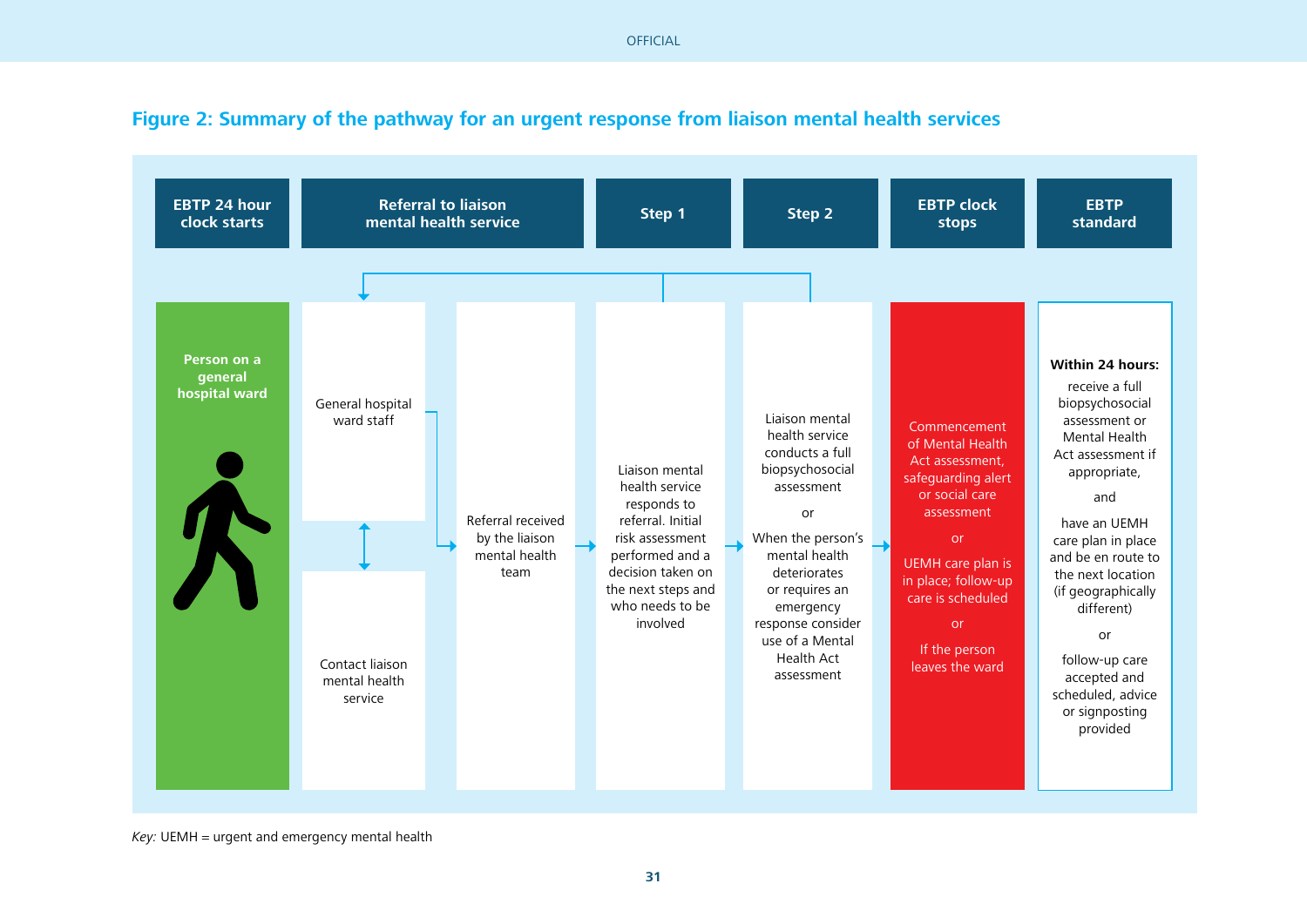## Figure 2: Summary of the pathway for an urgent response from liaison mental health services

| EBTP 24 hour clock starts | Referral to liaison mental health service | | Step 1 | Step 2 | EBTP clock stops | EBTP standard |
|---|---|---|---|---|---|---|
| **Person on a general hospital ward** | General hospital ward staff ↕ Contact liaison mental health service | Referral received by the liaison mental health team | Liaison mental health service responds to referral. Initial risk assessment performed and a decision taken on the next steps and who needs to be involved | Liaison mental health service conducts a full biopsychosocial assessment<br><br>or<br><br>When the person's mental health deteriorates or requires an emergency response consider use of a Mental Health Act assessment | Commencement of Mental Health Act assessment, safeguarding alert or social care assessment<br><br>or<br><br>UEMH care plan is in place; follow-up care is scheduled<br><br>or<br><br>If the person leaves the ward | **Within 24 hours:**<br>receive a full biopsychosocial assessment or Mental Health Act assessment if appropriate,<br><br>and<br><br>have an UEMH care plan in place and be en route to the next location (if geographically different)<br><br>or<br><br>follow-up care accepted and scheduled, advice or signposting provided |

*Key:* UEMH = urgent and emergency mental health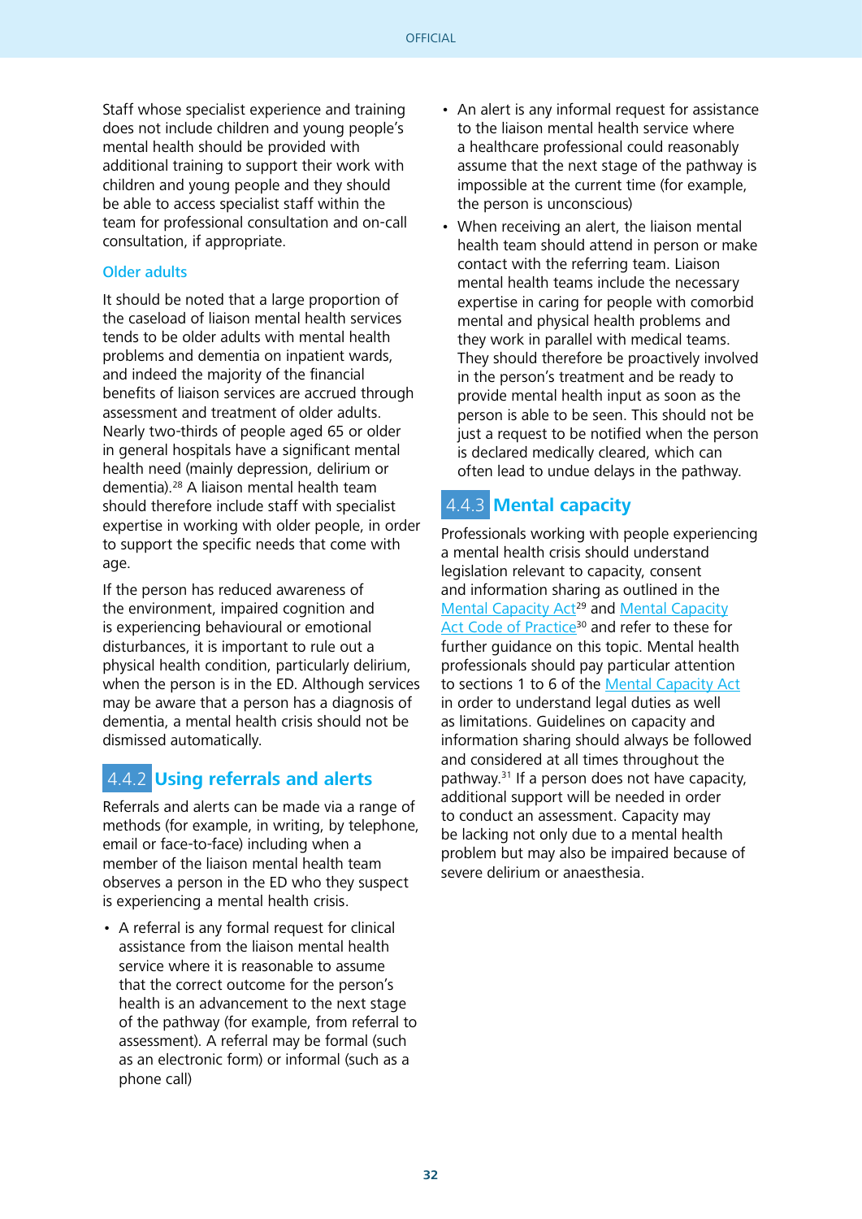Staff whose specialist experience and training does not include children and young people's mental health should be provided with additional training to support their work with children and young people and they should be able to access specialist staff within the team for professional consultation and on-call consultation, if appropriate.

### Older adults

It should be noted that a large proportion of the caseload of liaison mental health services tends to be older adults with mental health problems and dementia on inpatient wards, and indeed the majority of the financial benefits of liaison services are accrued through assessment and treatment of older adults. Nearly two-thirds of people aged 65 or older in general hospitals have a significant mental health need (mainly depression, delirium or dementia).[28] A liaison mental health team should therefore include staff with specialist expertise in working with older people, in order to support the specific needs that come with age.

If the person has reduced awareness of the environment, impaired cognition and is experiencing behavioural or emotional disturbances, it is important to rule out a physical health condition, particularly delirium, when the person is in the ED. Although services may be aware that a person has a diagnosis of dementia, a mental health crisis should not be dismissed automatically.

## 4.4.2 Using referrals and alerts

Referrals and alerts can be made via a range of methods (for example, in writing, by telephone, email or face-to-face) including when a member of the liaison mental health team observes a person in the ED who they suspect is experiencing a mental health crisis.

- A referral is any formal request for clinical assistance from the liaison mental health service where it is reasonable to assume that the correct outcome for the person's health is an advancement to the next stage of the pathway (for example, from referral to assessment). A referral may be formal (such as an electronic form) or informal (such as a phone call)
- An alert is any informal request for assistance to the liaison mental health service where a healthcare professional could reasonably assume that the next stage of the pathway is impossible at the current time (for example, the person is unconscious)
- When receiving an alert, the liaison mental health team should attend in person or make contact with the referring team. Liaison mental health teams include the necessary expertise in caring for people with comorbid mental and physical health problems and they work in parallel with medical teams. They should therefore be proactively involved in the person's treatment and be ready to provide mental health input as soon as the person is able to be seen. This should not be just a request to be notified when the person is declared medically cleared, which can often lead to undue delays in the pathway.

## 4.4.3 Mental capacity

Professionals working with people experiencing a mental health crisis should understand legislation relevant to capacity, consent and information sharing as outlined in the Mental Capacity Act[29] and Mental Capacity Act Code of Practice[30] and refer to these for further guidance on this topic. Mental health professionals should pay particular attention to sections 1 to 6 of the Mental Capacity Act in order to understand legal duties as well as limitations. Guidelines on capacity and information sharing should always be followed and considered at all times throughout the pathway.[31] If a person does not have capacity, additional support will be needed in order to conduct an assessment. Capacity may be lacking not only due to a mental health problem but may also be impaired because of severe delirium or anaesthesia.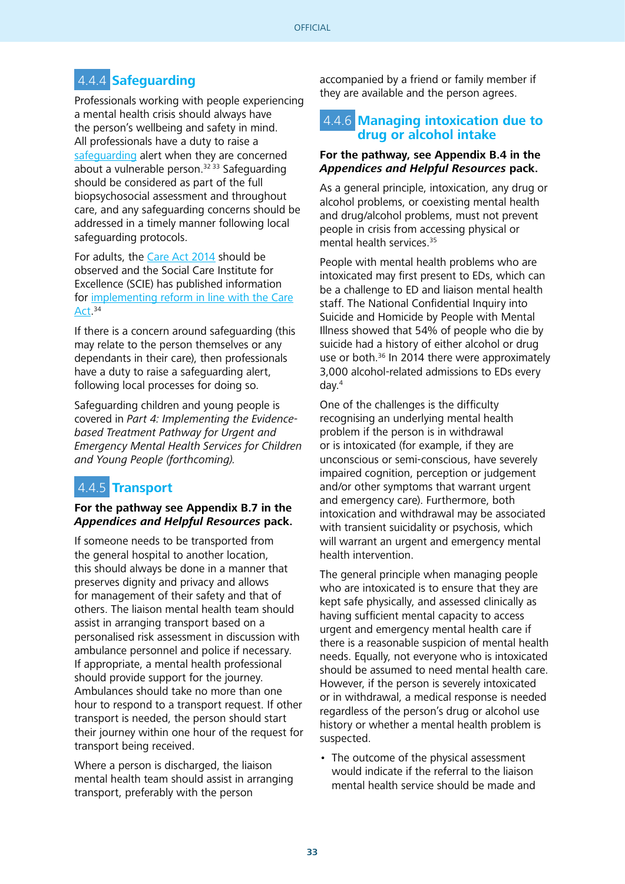### 4.4.4 Safeguarding

Professionals working with people experiencing a mental health crisis should always have the person's wellbeing and safety in mind. All professionals have a duty to raise a safeguarding alert when they are concerned about a vulnerable person.[32 33] Safeguarding should be considered as part of the full biopsychosocial assessment and throughout care, and any safeguarding concerns should be addressed in a timely manner following local safeguarding protocols.

For adults, the Care Act 2014 should be observed and the Social Care Institute for Excellence (SCIE) has published information for implementing reform in line with the Care Act.[34]

If there is a concern around safeguarding (this may relate to the person themselves or any dependants in their care), then professionals have a duty to raise a safeguarding alert, following local processes for doing so.

Safeguarding children and young people is covered in *Part 4: Implementing the Evidence-based Treatment Pathway for Urgent and Emergency Mental Health Services for Children and Young People (forthcoming).*

### 4.4.5 Transport

**For the pathway see Appendix B.7 in the *Appendices and Helpful Resources* pack.**

If someone needs to be transported from the general hospital to another location, this should always be done in a manner that preserves dignity and privacy and allows for management of their safety and that of others. The liaison mental health team should assist in arranging transport based on a personalised risk assessment in discussion with ambulance personnel and police if necessary. If appropriate, a mental health professional should provide support for the journey. Ambulances should take no more than one hour to respond to a transport request. If other transport is needed, the person should start their journey within one hour of the request for transport being received.

Where a person is discharged, the liaison mental health team should assist in arranging transport, preferably with the person accompanied by a friend or family member if they are available and the person agrees.

### 4.4.6 Managing intoxication due to drug or alcohol intake

**For the pathway, see Appendix B.4 in the *Appendices and Helpful Resources* pack.**

As a general principle, intoxication, any drug or alcohol problems, or coexisting mental health and drug/alcohol problems, must not prevent people in crisis from accessing physical or mental health services.[35]

People with mental health problems who are intoxicated may first present to EDs, which can be a challenge to ED and liaison mental health staff. The National Confidential Inquiry into Suicide and Homicide by People with Mental Illness showed that 54% of people who die by suicide had a history of either alcohol or drug use or both.[36] In 2014 there were approximately 3,000 alcohol-related admissions to EDs every day.[4]

One of the challenges is the difficulty recognising an underlying mental health problem if the person is in withdrawal or is intoxicated (for example, if they are unconscious or semi-conscious, have severely impaired cognition, perception or judgement and/or other symptoms that warrant urgent and emergency care). Furthermore, both intoxication and withdrawal may be associated with transient suicidality or psychosis, which will warrant an urgent and emergency mental health intervention.

The general principle when managing people who are intoxicated is to ensure that they are kept safe physically, and assessed clinically as having sufficient mental capacity to access urgent and emergency mental health care if there is a reasonable suspicion of mental health needs. Equally, not everyone who is intoxicated should be assumed to need mental health care. However, if the person is severely intoxicated or in withdrawal, a medical response is needed regardless of the person's drug or alcohol use history or whether a mental health problem is suspected.

- The outcome of the physical assessment would indicate if the referral to the liaison mental health service should be made and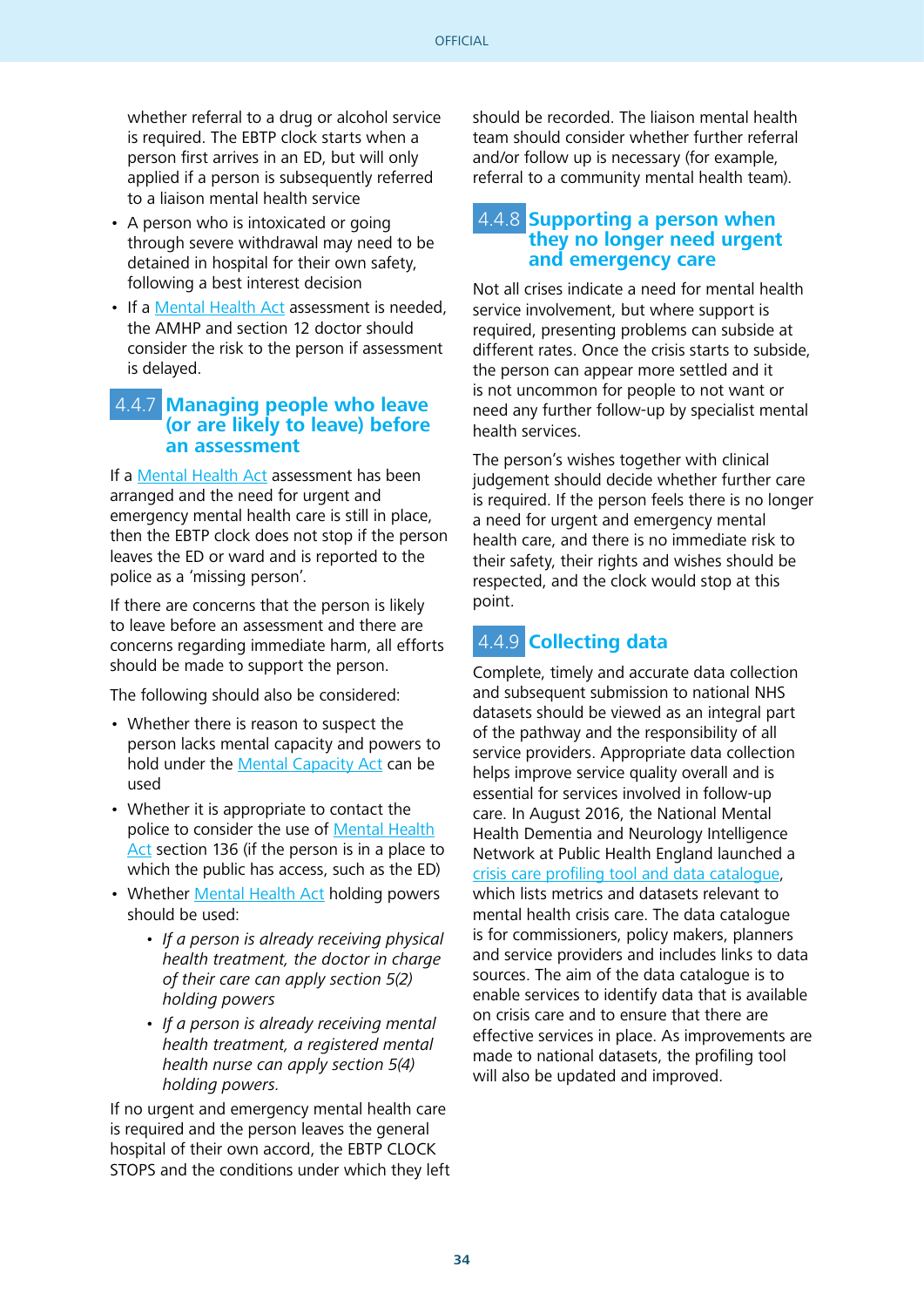whether referral to a drug or alcohol service is required. The EBTP clock starts when a person first arrives in an ED, but will only applied if a person is subsequently referred to a liaison mental health service

- A person who is intoxicated or going through severe withdrawal may need to be detained in hospital for their own safety, following a best interest decision
- If a Mental Health Act assessment is needed, the AMHP and section 12 doctor should consider the risk to the person if assessment is delayed.

### 4.4.7 Managing people who leave (or are likely to leave) before an assessment

If a Mental Health Act assessment has been arranged and the need for urgent and emergency mental health care is still in place, then the EBTP clock does not stop if the person leaves the ED or ward and is reported to the police as a 'missing person'.

If there are concerns that the person is likely to leave before an assessment and there are concerns regarding immediate harm, all efforts should be made to support the person.

The following should also be considered:

- Whether there is reason to suspect the person lacks mental capacity and powers to hold under the Mental Capacity Act can be used
- Whether it is appropriate to contact the police to consider the use of Mental Health Act section 136 (if the person is in a place to which the public has access, such as the ED)
- Whether Mental Health Act holding powers should be used:
  - *If a person is already receiving physical health treatment, the doctor in charge of their care can apply section 5(2) holding powers*
  - *If a person is already receiving mental health treatment, a registered mental health nurse can apply section 5(4) holding powers.*

If no urgent and emergency mental health care is required and the person leaves the general hospital of their own accord, the EBTP CLOCK STOPS and the conditions under which they left should be recorded. The liaison mental health team should consider whether further referral and/or follow up is necessary (for example, referral to a community mental health team).

### 4.4.8 Supporting a person when they no longer need urgent and emergency care

Not all crises indicate a need for mental health service involvement, but where support is required, presenting problems can subside at different rates. Once the crisis starts to subside, the person can appear more settled and it is not uncommon for people to not want or need any further follow-up by specialist mental health services.

The person's wishes together with clinical judgement should decide whether further care is required. If the person feels there is no longer a need for urgent and emergency mental health care, and there is no immediate risk to their safety, their rights and wishes should be respected, and the clock would stop at this point.

### 4.4.9 Collecting data

Complete, timely and accurate data collection and subsequent submission to national NHS datasets should be viewed as an integral part of the pathway and the responsibility of all service providers. Appropriate data collection helps improve service quality overall and is essential for services involved in follow-up care. In August 2016, the National Mental Health Dementia and Neurology Intelligence Network at Public Health England launched a crisis care profiling tool and data catalogue, which lists metrics and datasets relevant to mental health crisis care. The data catalogue is for commissioners, policy makers, planners and service providers and includes links to data sources. The aim of the data catalogue is to enable services to identify data that is available on crisis care and to ensure that there are effective services in place. As improvements are made to national datasets, the profiling tool will also be updated and improved.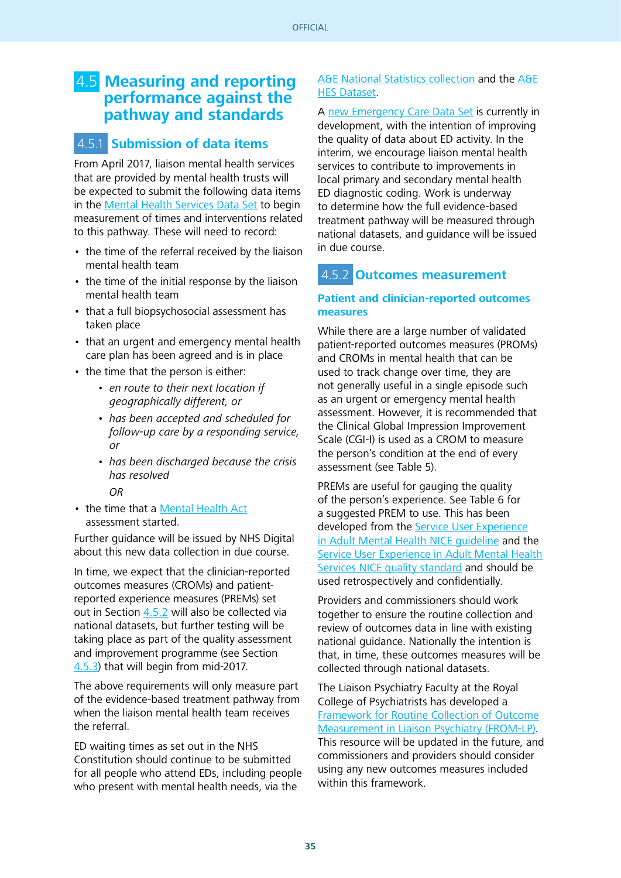## 4.5 Measuring and reporting performance against the pathway and standards

### 4.5.1 Submission of data items

From April 2017, liaison mental health services that are provided by mental health trusts will be expected to submit the following data items in the Mental Health Services Data Set to begin measurement of times and interventions related to this pathway. These will need to record:

- the time of the referral received by the liaison mental health team
- the time of the initial response by the liaison mental health team
- that a full biopsychosocial assessment has taken place
- that an urgent and emergency mental health care plan has been agreed and is in place
- the time that the person is either:
    - *en route to their next location if geographically different, or*
    - *has been accepted and scheduled for follow-up care by a responding service, or*
    - *has been discharged because the crisis has resolved*

    *OR*
- the time that a Mental Health Act assessment started.

Further guidance will be issued by NHS Digital about this new data collection in due course.

In time, we expect that the clinician-reported outcomes measures (CROMs) and patient-reported experience measures (PREMs) set out in Section 4.5.2 will also be collected via national datasets, but further testing will be taking place as part of the quality assessment and improvement programme (see Section 4.5.3) that will begin from mid-2017.

The above requirements will only measure part of the evidence-based treatment pathway from when the liaison mental health team receives the referral.

ED waiting times as set out in the NHS Constitution should continue to be submitted for all people who attend EDs, including people who present with mental health needs, via the A&E National Statistics collection and the A&E HES Dataset.

A new Emergency Care Data Set is currently in development, with the intention of improving the quality of data about ED activity. In the interim, we encourage liaison mental health services to contribute to improvements in local primary and secondary mental health ED diagnostic coding. Work is underway to determine how the full evidence-based treatment pathway will be measured through national datasets, and guidance will be issued in due course.

### 4.5.2 Outcomes measurement

#### Patient and clinician-reported outcomes measures

While there are a large number of validated patient-reported outcomes measures (PROMs) and CROMs in mental health that can be used to track change over time, they are not generally useful in a single episode such as an urgent or emergency mental health assessment. However, it is recommended that the Clinical Global Impression Improvement Scale (CGI-I) is used as a CROM to measure the person's condition at the end of every assessment (see Table 5).

PREMs are useful for gauging the quality of the person's experience. See Table 6 for a suggested PREM to use. This has been developed from the Service User Experience in Adult Mental Health NICE guideline and the Service User Experience in Adult Mental Health Services NICE quality standard and should be used retrospectively and confidentially.

Providers and commissioners should work together to ensure the routine collection and review of outcomes data in line with existing national guidance. Nationally the intention is that, in time, these outcomes measures will be collected through national datasets.

The Liaison Psychiatry Faculty at the Royal College of Psychiatrists has developed a Framework for Routine Collection of Outcome Measurement in Liaison Psychiatry (FROM-LP). This resource will be updated in the future, and commissioners and providers should consider using any new outcomes measures included within this framework.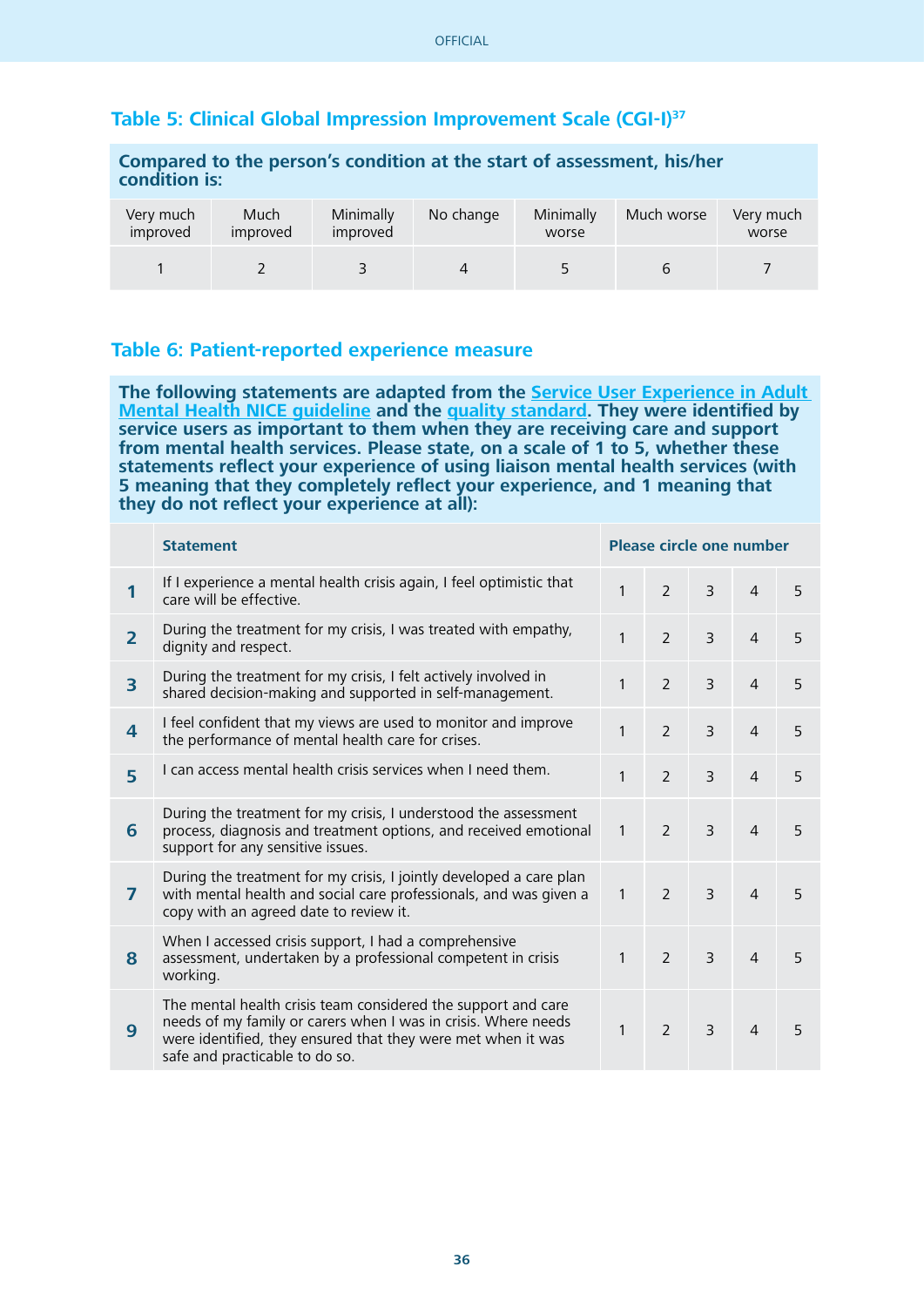### Table 5: Clinical Global Impression Improvement Scale (CGI-I)[37]

| Compared to the person's condition at the start of assessment, his/her condition is: | | | | | | |
|---|---|---|---|---|---|---|
| Very much improved | Much improved | Minimally improved | No change | Minimally worse | Much worse | Very much worse |
| 1 | 2 | 3 | 4 | 5 | 6 | 7 |

### Table 6: Patient-reported experience measure

**The following statements are adapted from the Service User Experience in Adult Mental Health NICE guideline and the quality standard. They were identified by service users as important to them when they are receiving care and support from mental health services. Please state, on a scale of 1 to 5, whether these statements reflect your experience of using liaison mental health services (with 5 meaning that they completely reflect your experience, and 1 meaning that they do not reflect your experience at all):**

| | Statement | Please circle one number | | | | |
|---|---|---|---|---|---|---|
| **1** | If I experience a mental health crisis again, I feel optimistic that care will be effective. | 1 | 2 | 3 | 4 | 5 |
| **2** | During the treatment for my crisis, I was treated with empathy, dignity and respect. | 1 | 2 | 3 | 4 | 5 |
| **3** | During the treatment for my crisis, I felt actively involved in shared decision-making and supported in self-management. | 1 | 2 | 3 | 4 | 5 |
| **4** | I feel confident that my views are used to monitor and improve the performance of mental health care for crises. | 1 | 2 | 3 | 4 | 5 |
| **5** | I can access mental health crisis services when I need them. | 1 | 2 | 3 | 4 | 5 |
| **6** | During the treatment for my crisis, I understood the assessment process, diagnosis and treatment options, and received emotional support for any sensitive issues. | 1 | 2 | 3 | 4 | 5 |
| **7** | During the treatment for my crisis, I jointly developed a care plan with mental health and social care professionals, and was given a copy with an agreed date to review it. | 1 | 2 | 3 | 4 | 5 |
| **8** | When I accessed crisis support, I had a comprehensive assessment, undertaken by a professional competent in crisis working. | 1 | 2 | 3 | 4 | 5 |
| **9** | The mental health crisis team considered the support and care needs of my family or carers when I was in crisis. Where needs were identified, they ensured that they were met when it was safe and practicable to do so. | 1 | 2 | 3 | 4 | 5 |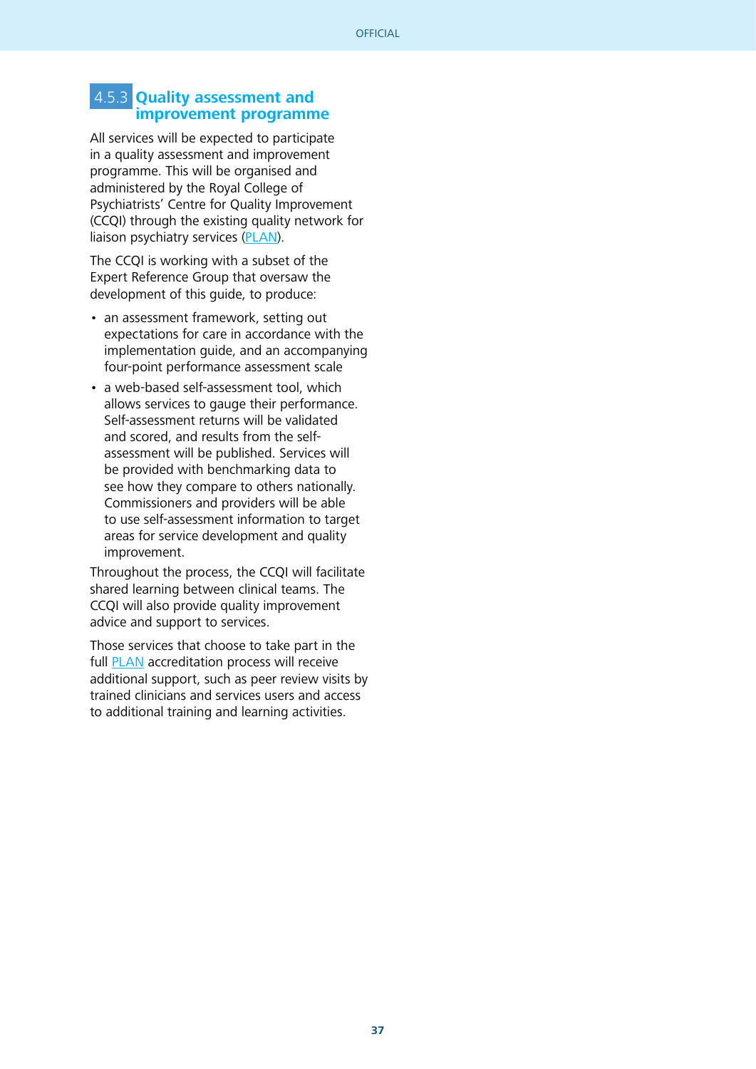### 4.5.3 Quality assessment and improvement programme

All services will be expected to participate in a quality assessment and improvement programme. This will be organised and administered by the Royal College of Psychiatrists' Centre for Quality Improvement (CCQI) through the existing quality network for liaison psychiatry services (PLAN).

The CCQI is working with a subset of the Expert Reference Group that oversaw the development of this guide, to produce:

- an assessment framework, setting out expectations for care in accordance with the implementation guide, and an accompanying four-point performance assessment scale
- a web-based self-assessment tool, which allows services to gauge their performance. Self-assessment returns will be validated and scored, and results from the self-assessment will be published. Services will be provided with benchmarking data to see how they compare to others nationally. Commissioners and providers will be able to use self-assessment information to target areas for service development and quality improvement.

Throughout the process, the CCQI will facilitate shared learning between clinical teams. The CCQI will also provide quality improvement advice and support to services.

Those services that choose to take part in the full PLAN accreditation process will receive additional support, such as peer review visits by trained clinicians and services users and access to additional training and learning activities.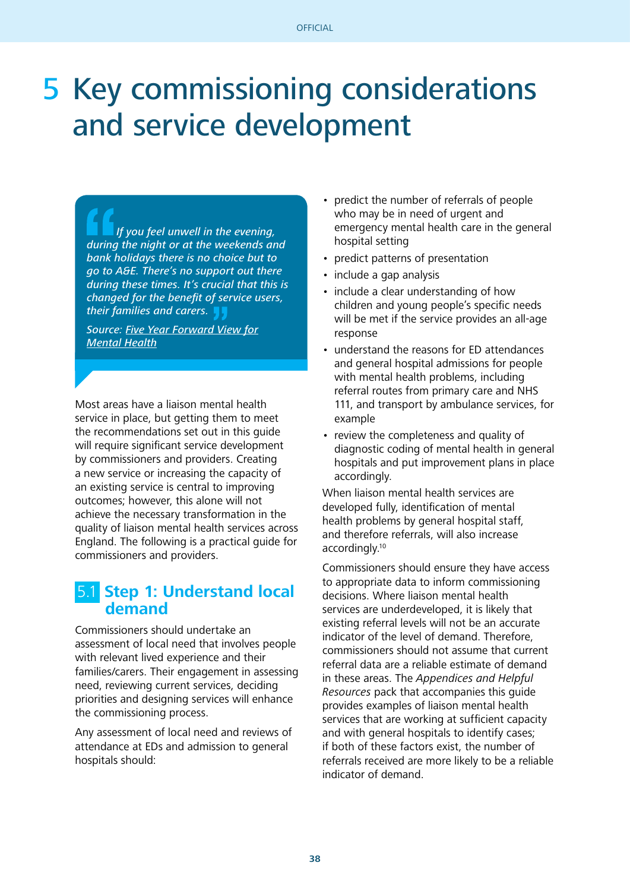# 5 Key commissioning considerations and service development

> *If you feel unwell in the evening, during the night or at the weekends and bank holidays there is no choice but to go to A&E. There's no support out there during these times. It's crucial that this is changed for the benefit of service users, their families and carers.*
>
> *Source: Five Year Forward View for Mental Health*

Most areas have a liaison mental health service in place, but getting them to meet the recommendations set out in this guide will require significant service development by commissioners and providers. Creating a new service or increasing the capacity of an existing service is central to improving outcomes; however, this alone will not achieve the necessary transformation in the quality of liaison mental health services across England. The following is a practical guide for commissioners and providers.

## 5.1 Step 1: Understand local demand

Commissioners should undertake an assessment of local need that involves people with relevant lived experience and their families/carers. Their engagement in assessing need, reviewing current services, deciding priorities and designing services will enhance the commissioning process.

Any assessment of local need and reviews of attendance at EDs and admission to general hospitals should:

- predict the number of referrals of people who may be in need of urgent and emergency mental health care in the general hospital setting
- predict patterns of presentation
- include a gap analysis
- include a clear understanding of how children and young people's specific needs will be met if the service provides an all-age response
- understand the reasons for ED attendances and general hospital admissions for people with mental health problems, including referral routes from primary care and NHS 111, and transport by ambulance services, for example
- review the completeness and quality of diagnostic coding of mental health in general hospitals and put improvement plans in place accordingly.

When liaison mental health services are developed fully, identification of mental health problems by general hospital staff, and therefore referrals, will also increase accordingly.[10]

Commissioners should ensure they have access to appropriate data to inform commissioning decisions. Where liaison mental health services are underdeveloped, it is likely that existing referral levels will not be an accurate indicator of the level of demand. Therefore, commissioners should not assume that current referral data are a reliable estimate of demand in these areas. The *Appendices and Helpful Resources* pack that accompanies this guide provides examples of liaison mental health services that are working at sufficient capacity and with general hospitals to identify cases; if both of these factors exist, the number of referrals received are more likely to be a reliable indicator of demand.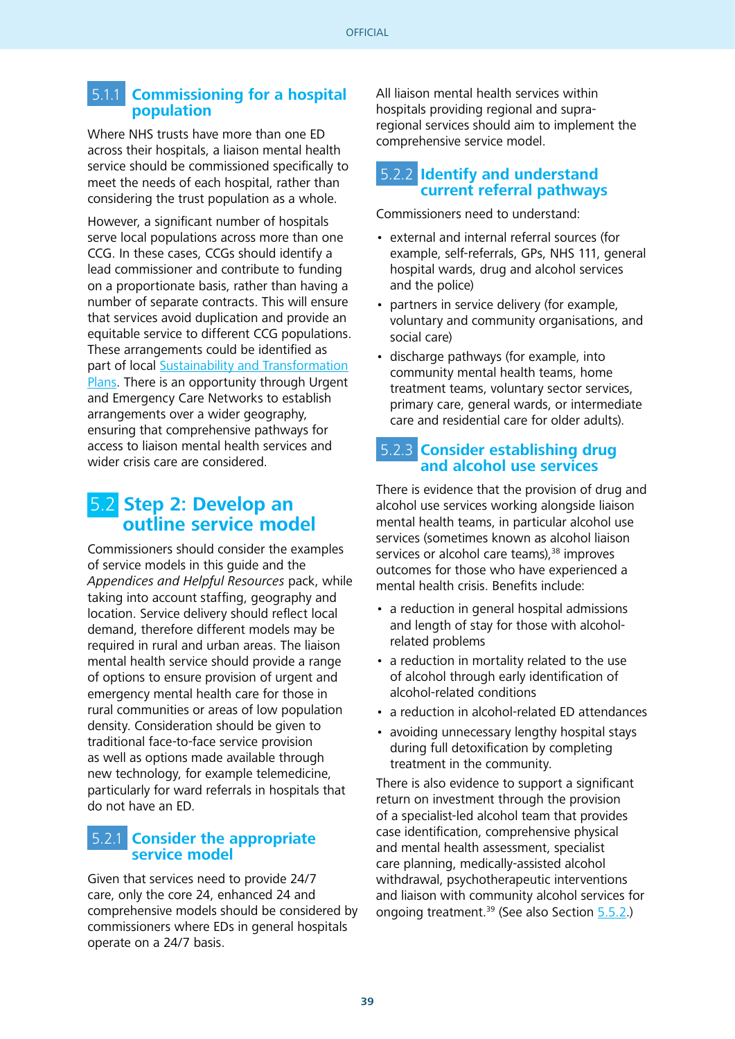### 5.1.1 Commissioning for a hospital population

Where NHS trusts have more than one ED across their hospitals, a liaison mental health service should be commissioned specifically to meet the needs of each hospital, rather than considering the trust population as a whole.

However, a significant number of hospitals serve local populations across more than one CCG. In these cases, CCGs should identify a lead commissioner and contribute to funding on a proportionate basis, rather than having a number of separate contracts. This will ensure that services avoid duplication and provide an equitable service to different CCG populations. These arrangements could be identified as part of local Sustainability and Transformation Plans. There is an opportunity through Urgent and Emergency Care Networks to establish arrangements over a wider geography, ensuring that comprehensive pathways for access to liaison mental health services and wider crisis care are considered.

## 5.2 Step 2: Develop an outline service model

Commissioners should consider the examples of service models in this guide and the *Appendices and Helpful Resources* pack, while taking into account staffing, geography and location. Service delivery should reflect local demand, therefore different models may be required in rural and urban areas. The liaison mental health service should provide a range of options to ensure provision of urgent and emergency mental health care for those in rural communities or areas of low population density. Consideration should be given to traditional face-to-face service provision as well as options made available through new technology, for example telemedicine, particularly for ward referrals in hospitals that do not have an ED.

### 5.2.1 Consider the appropriate service model

Given that services need to provide 24/7 care, only the core 24, enhanced 24 and comprehensive models should be considered by commissioners where EDs in general hospitals operate on a 24/7 basis.

All liaison mental health services within hospitals providing regional and supra-regional services should aim to implement the comprehensive service model.

### 5.2.2 Identify and understand current referral pathways

Commissioners need to understand:

- external and internal referral sources (for example, self-referrals, GPs, NHS 111, general hospital wards, drug and alcohol services and the police)
- partners in service delivery (for example, voluntary and community organisations, and social care)
- discharge pathways (for example, into community mental health teams, home treatment teams, voluntary sector services, primary care, general wards, or intermediate care and residential care for older adults).

### 5.2.3 Consider establishing drug and alcohol use services

There is evidence that the provision of drug and alcohol use services working alongside liaison mental health teams, in particular alcohol use services (sometimes known as alcohol liaison services or alcohol care teams),[38] improves outcomes for those who have experienced a mental health crisis. Benefits include:

- a reduction in general hospital admissions and length of stay for those with alcohol-related problems
- a reduction in mortality related to the use of alcohol through early identification of alcohol-related conditions
- a reduction in alcohol-related ED attendances
- avoiding unnecessary lengthy hospital stays during full detoxification by completing treatment in the community.

There is also evidence to support a significant return on investment through the provision of a specialist-led alcohol team that provides case identification, comprehensive physical and mental health assessment, specialist care planning, medically-assisted alcohol withdrawal, psychotherapeutic interventions and liaison with community alcohol services for ongoing treatment.[39] (See also Section 5.5.2.)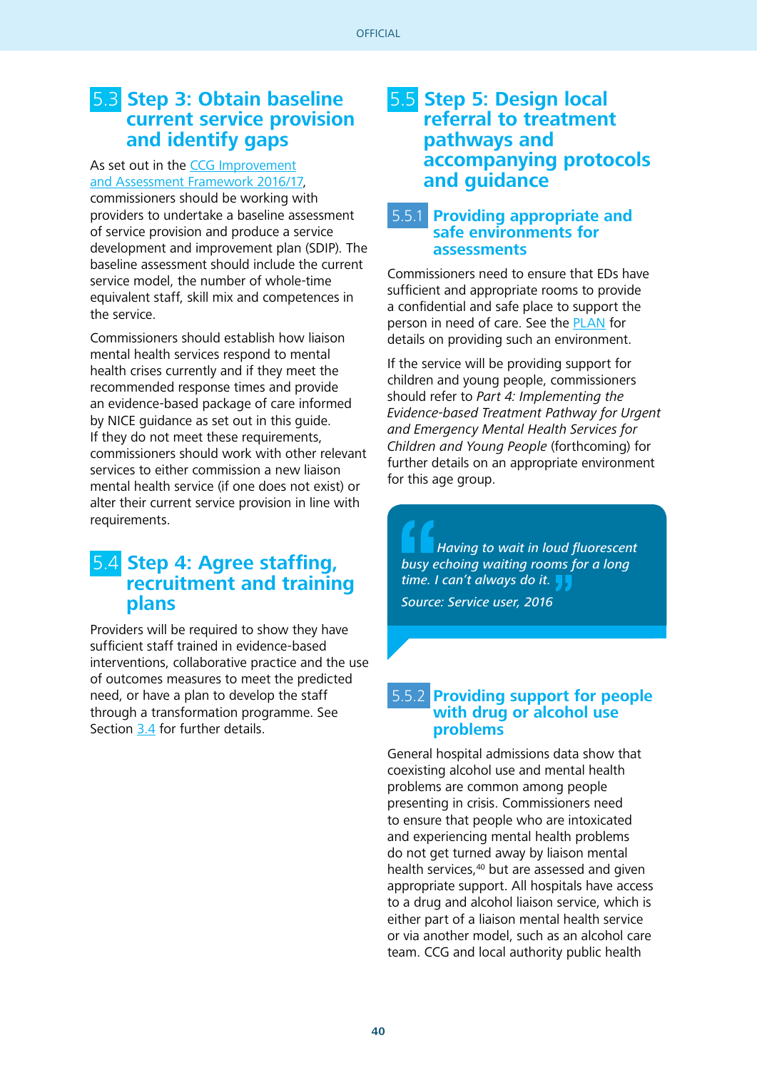## 5.3 Step 3: Obtain baseline current service provision and identify gaps

As set out in the CCG Improvement and Assessment Framework 2016/17, commissioners should be working with providers to undertake a baseline assessment of service provision and produce a service development and improvement plan (SDIP). The baseline assessment should include the current service model, the number of whole-time equivalent staff, skill mix and competences in the service.

Commissioners should establish how liaison mental health services respond to mental health crises currently and if they meet the recommended response times and provide an evidence-based package of care informed by NICE guidance as set out in this guide. If they do not meet these requirements, commissioners should work with other relevant services to either commission a new liaison mental health service (if one does not exist) or alter their current service provision in line with requirements.

## 5.4 Step 4: Agree staffing, recruitment and training plans

Providers will be required to show they have sufficient staff trained in evidence-based interventions, collaborative practice and the use of outcomes measures to meet the predicted need, or have a plan to develop the staff through a transformation programme. See Section 3.4 for further details.

## 5.5 Step 5: Design local referral to treatment pathways and accompanying protocols and guidance

### 5.5.1 Providing appropriate and safe environments for assessments

Commissioners need to ensure that EDs have sufficient and appropriate rooms to provide a confidential and safe place to support the person in need of care. See the PLAN for details on providing such an environment.

If the service will be providing support for children and young people, commissioners should refer to *Part 4: Implementing the Evidence-based Treatment Pathway for Urgent and Emergency Mental Health Services for Children and Young People* (forthcoming) for further details on an appropriate environment for this age group.

> *"Having to wait in loud fluorescent busy echoing waiting rooms for a long time. I can't always do it."*
>
> *Source: Service user, 2016*

### 5.5.2 Providing support for people with drug or alcohol use problems

General hospital admissions data show that coexisting alcohol use and mental health problems are common among people presenting in crisis. Commissioners need to ensure that people who are intoxicated and experiencing mental health problems do not get turned away by liaison mental health services,[40] but are assessed and given appropriate support. All hospitals have access to a drug and alcohol liaison service, which is either part of a liaison mental health service or via another model, such as an alcohol care team. CCG and local authority public health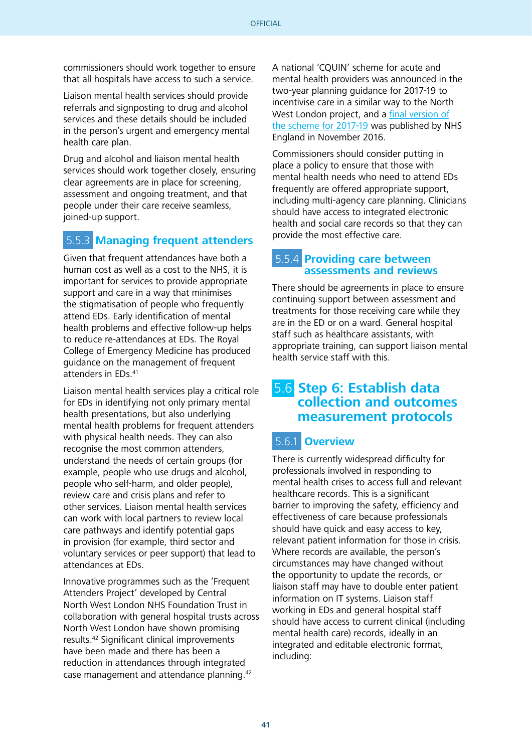commissioners should work together to ensure that all hospitals have access to such a service.

Liaison mental health services should provide referrals and signposting to drug and alcohol services and these details should be included in the person's urgent and emergency mental health care plan.

Drug and alcohol and liaison mental health services should work together closely, ensuring clear agreements are in place for screening, assessment and ongoing treatment, and that people under their care receive seamless, joined-up support.

### 5.5.3 Managing frequent attenders

Given that frequent attendances have both a human cost as well as a cost to the NHS, it is important for services to provide appropriate support and care in a way that minimises the stigmatisation of people who frequently attend EDs. Early identification of mental health problems and effective follow-up helps to reduce re-attendances at EDs. The Royal College of Emergency Medicine has produced guidance on the management of frequent attenders in EDs.[41]

Liaison mental health services play a critical role for EDs in identifying not only primary mental health presentations, but also underlying mental health problems for frequent attenders with physical health needs. They can also recognise the most common attenders, understand the needs of certain groups (for example, people who use drugs and alcohol, people who self-harm, and older people), review care and crisis plans and refer to other services. Liaison mental health services can work with local partners to review local care pathways and identify potential gaps in provision (for example, third sector and voluntary services or peer support) that lead to attendances at EDs.

Innovative programmes such as the 'Frequent Attenders Project' developed by Central North West London NHS Foundation Trust in collaboration with general hospital trusts across North West London have shown promising results.[42] Significant clinical improvements have been made and there has been a reduction in attendances through integrated case management and attendance planning.[42]

A national 'CQUIN' scheme for acute and mental health providers was announced in the two-year planning guidance for 2017-19 to incentivise care in a similar way to the North West London project, and a [final version of the scheme for 2017-19] was published by NHS England in November 2016.

Commissioners should consider putting in place a policy to ensure that those with mental health needs who need to attend EDs frequently are offered appropriate support, including multi-agency care planning. Clinicians should have access to integrated electronic health and social care records so that they can provide the most effective care.

### 5.5.4 Providing care between assessments and reviews

There should be agreements in place to ensure continuing support between assessment and treatments for those receiving care while they are in the ED or on a ward. General hospital staff such as healthcare assistants, with appropriate training, can support liaison mental health service staff with this.

## 5.6 Step 6: Establish data collection and outcomes measurement protocols

### 5.6.1 Overview

There is currently widespread difficulty for professionals involved in responding to mental health crises to access full and relevant healthcare records. This is a significant barrier to improving the safety, efficiency and effectiveness of care because professionals should have quick and easy access to key, relevant patient information for those in crisis. Where records are available, the person's circumstances may have changed without the opportunity to update the records, or liaison staff may have to double enter patient information on IT systems. Liaison staff working in EDs and general hospital staff should have access to current clinical (including mental health care) records, ideally in an integrated and editable electronic format, including: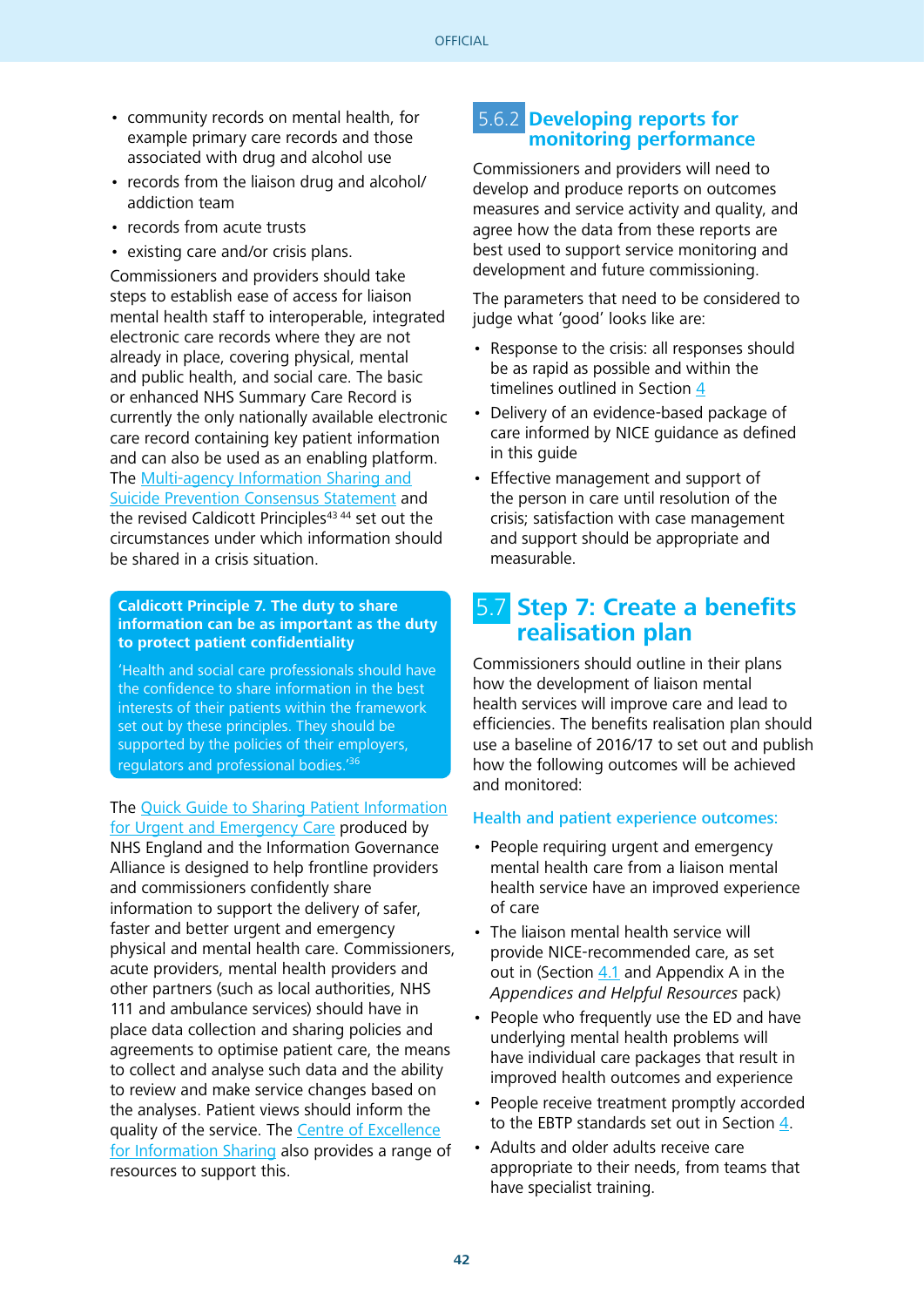- community records on mental health, for example primary care records and those associated with drug and alcohol use
- records from the liaison drug and alcohol/ addiction team
- records from acute trusts
- existing care and/or crisis plans.

Commissioners and providers should take steps to establish ease of access for liaison mental health staff to interoperable, integrated electronic care records where they are not already in place, covering physical, mental and public health, and social care. The basic or enhanced NHS Summary Care Record is currently the only nationally available electronic care record containing key patient information and can also be used as an enabling platform. The Multi-agency Information Sharing and Suicide Prevention Consensus Statement and the revised Caldicott Principles[43 44] set out the circumstances under which information should be shared in a crisis situation.

> **Caldicott Principle 7. The duty to share information can be as important as the duty to protect patient confidentiality**
>
> 'Health and social care professionals should have the confidence to share information in the best interests of their patients within the framework set out by these principles. They should be supported by the policies of their employers, regulators and professional bodies.'[36]

The Quick Guide to Sharing Patient Information for Urgent and Emergency Care produced by NHS England and the Information Governance Alliance is designed to help frontline providers and commissioners confidently share information to support the delivery of safer, faster and better urgent and emergency physical and mental health care. Commissioners, acute providers, mental health providers and other partners (such as local authorities, NHS 111 and ambulance services) should have in place data collection and sharing policies and agreements to optimise patient care, the means to collect and analyse such data and the ability to review and make service changes based on the analyses. Patient views should inform the quality of the service. The Centre of Excellence for Information Sharing also provides a range of resources to support this.

### 5.6.2 Developing reports for monitoring performance

Commissioners and providers will need to develop and produce reports on outcomes measures and service activity and quality, and agree how the data from these reports are best used to support service monitoring and development and future commissioning.

The parameters that need to be considered to judge what 'good' looks like are:

- Response to the crisis: all responses should be as rapid as possible and within the timelines outlined in Section 4
- Delivery of an evidence-based package of care informed by NICE guidance as defined in this guide
- Effective management and support of the person in care until resolution of the crisis; satisfaction with case management and support should be appropriate and measurable.

## 5.7 Step 7: Create a benefits realisation plan

Commissioners should outline in their plans how the development of liaison mental health services will improve care and lead to efficiencies. The benefits realisation plan should use a baseline of 2016/17 to set out and publish how the following outcomes will be achieved and monitored:

#### Health and patient experience outcomes:

- People requiring urgent and emergency mental health care from a liaison mental health service have an improved experience of care
- The liaison mental health service will provide NICE-recommended care, as set out in (Section 4.1 and Appendix A in the *Appendices and Helpful Resources* pack)
- People who frequently use the ED and have underlying mental health problems will have individual care packages that result in improved health outcomes and experience
- People receive treatment promptly accorded to the EBTP standards set out in Section 4.
- Adults and older adults receive care appropriate to their needs, from teams that have specialist training.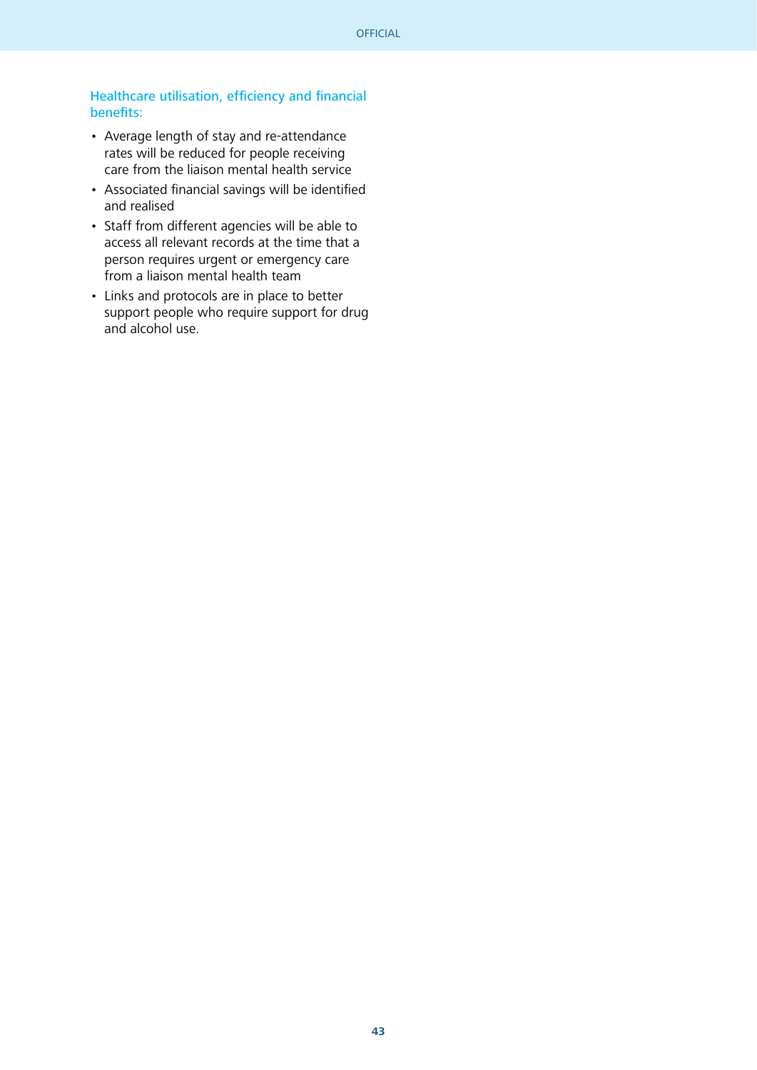### Healthcare utilisation, efficiency and financial benefits:

- Average length of stay and re-attendance rates will be reduced for people receiving care from the liaison mental health service
- Associated financial savings will be identified and realised
- Staff from different agencies will be able to access all relevant records at the time that a person requires urgent or emergency care from a liaison mental health team
- Links and protocols are in place to better support people who require support for drug and alcohol use.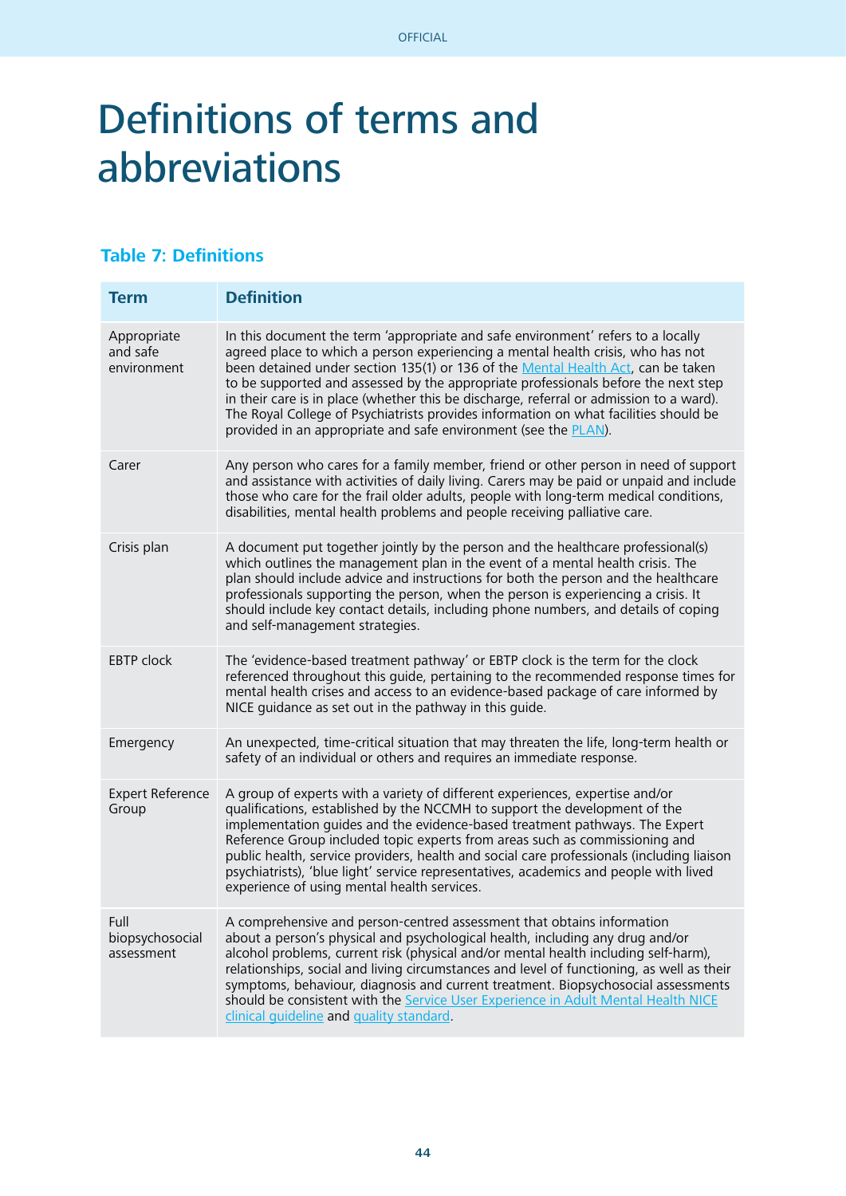# Definitions of terms and abbreviations

### Table 7: Definitions

| Term | Definition |
|---|---|
| Appropriate and safe environment | In this document the term 'appropriate and safe environment' refers to a locally agreed place to which a person experiencing a mental health crisis, who has not been detained under section 135(1) or 136 of the Mental Health Act, can be taken to be supported and assessed by the appropriate professionals before the next step in their care is in place (whether this be discharge, referral or admission to a ward). The Royal College of Psychiatrists provides information on what facilities should be provided in an appropriate and safe environment (see the PLAN). |
| Carer | Any person who cares for a family member, friend or other person in need of support and assistance with activities of daily living. Carers may be paid or unpaid and include those who care for the frail older adults, people with long-term medical conditions, disabilities, mental health problems and people receiving palliative care. |
| Crisis plan | A document put together jointly by the person and the healthcare professional(s) which outlines the management plan in the event of a mental health crisis. The plan should include advice and instructions for both the person and the healthcare professionals supporting the person, when the person is experiencing a crisis. It should include key contact details, including phone numbers, and details of coping and self-management strategies. |
| EBTP clock | The 'evidence-based treatment pathway' or EBTP clock is the term for the clock referenced throughout this guide, pertaining to the recommended response times for mental health crises and access to an evidence-based package of care informed by NICE guidance as set out in the pathway in this guide. |
| Emergency | An unexpected, time-critical situation that may threaten the life, long-term health or safety of an individual or others and requires an immediate response. |
| Expert Reference Group | A group of experts with a variety of different experiences, expertise and/or qualifications, established by the NCCMH to support the development of the implementation guides and the evidence-based treatment pathways. The Expert Reference Group included topic experts from areas such as commissioning and public health, service providers, health and social care professionals (including liaison psychiatrists), 'blue light' service representatives, academics and people with lived experience of using mental health services. |
| Full biopsychosocial assessment | A comprehensive and person-centred assessment that obtains information about a person's physical and psychological health, including any drug and/or alcohol problems, current risk (physical and/or mental health including self-harm), relationships, social and living circumstances and level of functioning, as well as their symptoms, behaviour, diagnosis and current treatment. Biopsychosocial assessments should be consistent with the Service User Experience in Adult Mental Health NICE clinical guideline and quality standard. |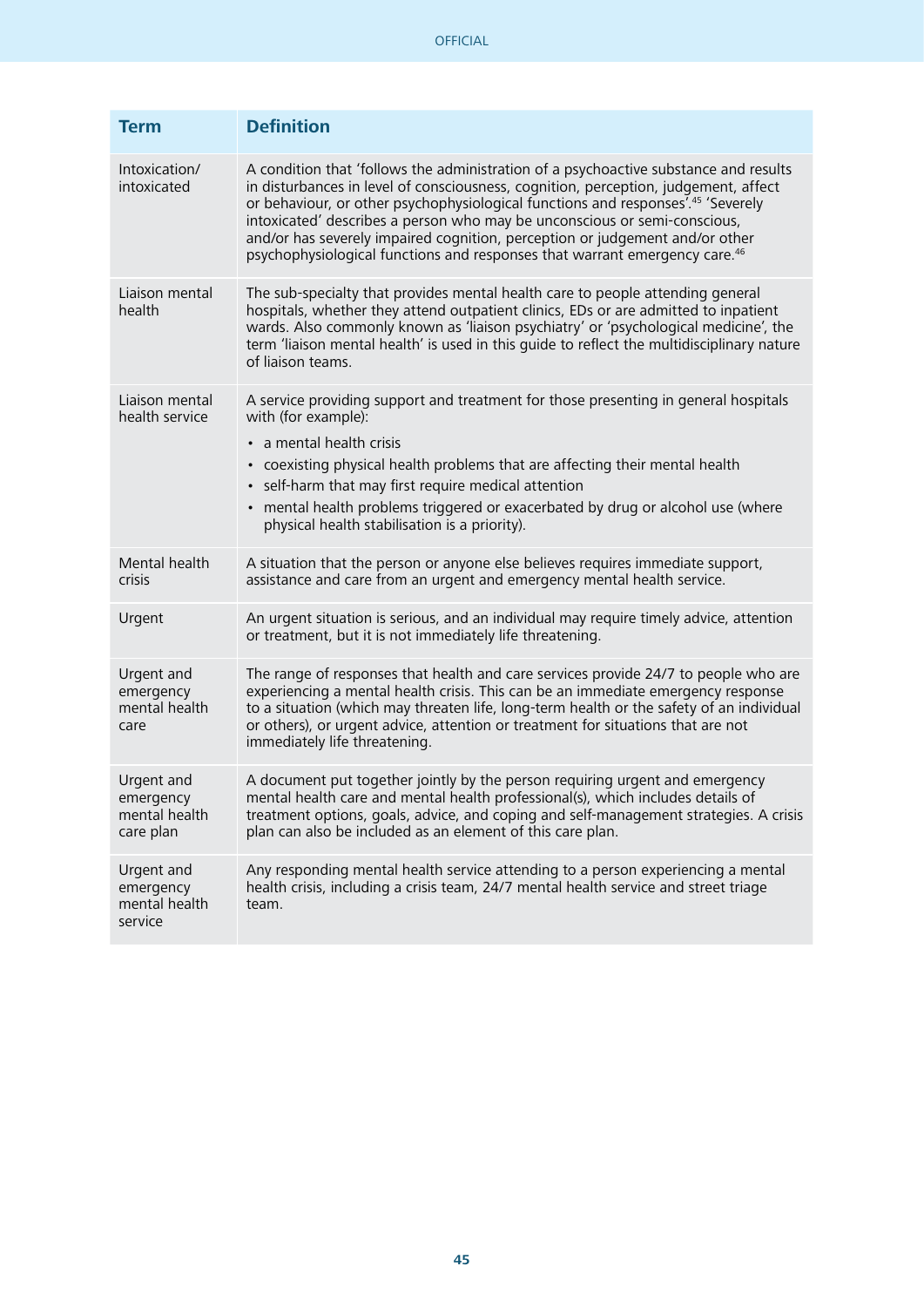| Term | Definition |
|---|---|
| Intoxication/ intoxicated | A condition that 'follows the administration of a psychoactive substance and results in disturbances in level of consciousness, cognition, perception, judgement, affect or behaviour, or other psychophysiological functions and responses'.[45] 'Severely intoxicated' describes a person who may be unconscious or semi-conscious, and/or has severely impaired cognition, perception or judgement and/or other psychophysiological functions and responses that warrant emergency care.[46] |
| Liaison mental health | The sub-specialty that provides mental health care to people attending general hospitals, whether they attend outpatient clinics, EDs or are admitted to inpatient wards. Also commonly known as 'liaison psychiatry' or 'psychological medicine', the term 'liaison mental health' is used in this guide to reflect the multidisciplinary nature of liaison teams. |
| Liaison mental health service | A service providing support and treatment for those presenting in general hospitals with (for example): <br>• a mental health crisis <br>• coexisting physical health problems that are affecting their mental health <br>• self-harm that may first require medical attention <br>• mental health problems triggered or exacerbated by drug or alcohol use (where physical health stabilisation is a priority). |
| Mental health crisis | A situation that the person or anyone else believes requires immediate support, assistance and care from an urgent and emergency mental health service. |
| Urgent | An urgent situation is serious, and an individual may require timely advice, attention or treatment, but it is not immediately life threatening. |
| Urgent and emergency mental health care | The range of responses that health and care services provide 24/7 to people who are experiencing a mental health crisis. This can be an immediate emergency response to a situation (which may threaten life, long-term health or the safety of an individual or others), or urgent advice, attention or treatment for situations that are not immediately life threatening. |
| Urgent and emergency mental health care plan | A document put together jointly by the person requiring urgent and emergency mental health care and mental health professional(s), which includes details of treatment options, goals, advice, and coping and self-management strategies. A crisis plan can also be included as an element of this care plan. |
| Urgent and emergency mental health service | Any responding mental health service attending to a person experiencing a mental health crisis, including a crisis team, 24/7 mental health service and street triage team. |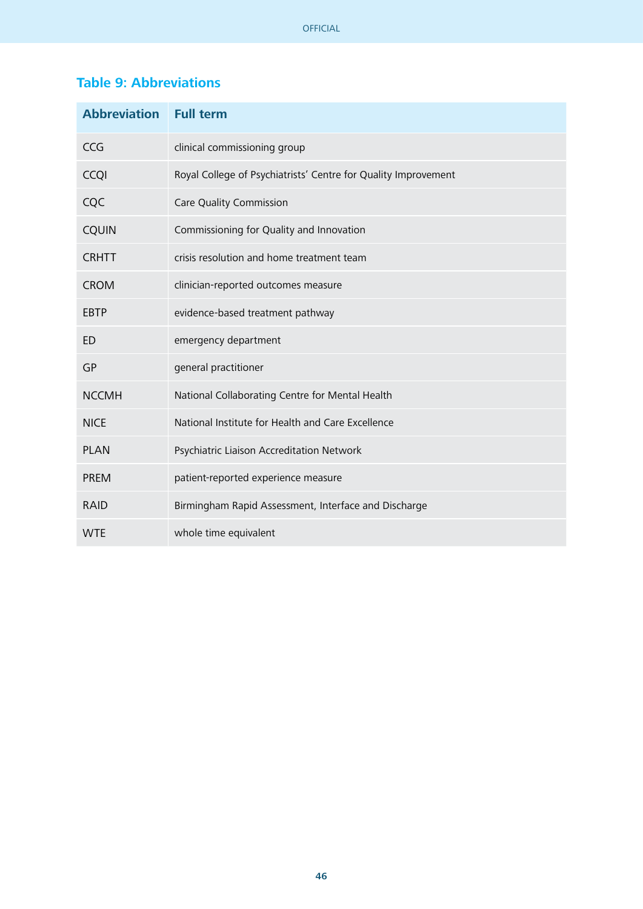## Table 9: Abbreviations

| Abbreviation | Full term |
|---|---|
| CCG | clinical commissioning group |
| CCQI | Royal College of Psychiatrists' Centre for Quality Improvement |
| CQC | Care Quality Commission |
| CQUIN | Commissioning for Quality and Innovation |
| CRHTT | crisis resolution and home treatment team |
| CROM | clinician-reported outcomes measure |
| EBTP | evidence-based treatment pathway |
| ED | emergency department |
| GP | general practitioner |
| NCCMH | National Collaborating Centre for Mental Health |
| NICE | National Institute for Health and Care Excellence |
| PLAN | Psychiatric Liaison Accreditation Network |
| PREM | patient-reported experience measure |
| RAID | Birmingham Rapid Assessment, Interface and Discharge |
| WTE | whole time equivalent |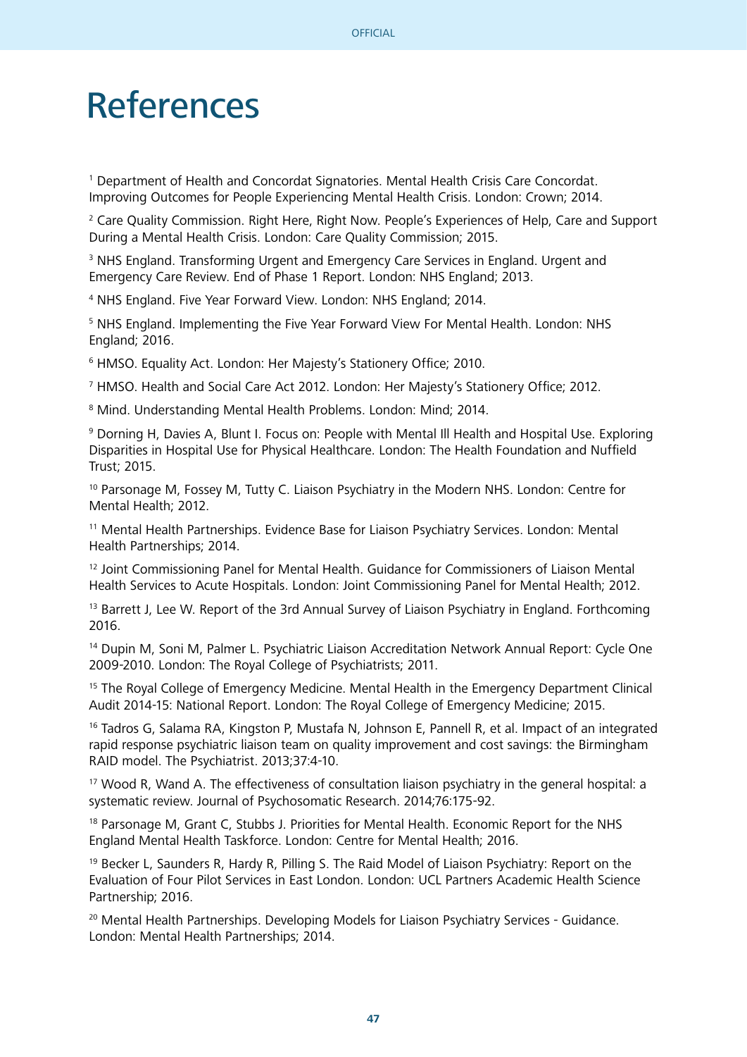# References

[1] Department of Health and Concordat Signatories. Mental Health Crisis Care Concordat. Improving Outcomes for People Experiencing Mental Health Crisis. London: Crown; 2014.

[2] Care Quality Commission. Right Here, Right Now. People's Experiences of Help, Care and Support During a Mental Health Crisis. London: Care Quality Commission; 2015.

[3] NHS England. Transforming Urgent and Emergency Care Services in England. Urgent and Emergency Care Review. End of Phase 1 Report. London: NHS England; 2013.

[4] NHS England. Five Year Forward View. London: NHS England; 2014.

[5] NHS England. Implementing the Five Year Forward View For Mental Health. London: NHS England; 2016.

[6] HMSO. Equality Act. London: Her Majesty's Stationery Office; 2010.

[7] HMSO. Health and Social Care Act 2012. London: Her Majesty's Stationery Office; 2012.

[8] Mind. Understanding Mental Health Problems. London: Mind; 2014.

[9] Dorning H, Davies A, Blunt I. Focus on: People with Mental Ill Health and Hospital Use. Exploring Disparities in Hospital Use for Physical Healthcare. London: The Health Foundation and Nuffield Trust; 2015.

[10] Parsonage M, Fossey M, Tutty C. Liaison Psychiatry in the Modern NHS. London: Centre for Mental Health; 2012.

[11] Mental Health Partnerships. Evidence Base for Liaison Psychiatry Services. London: Mental Health Partnerships; 2014.

[12] Joint Commissioning Panel for Mental Health. Guidance for Commissioners of Liaison Mental Health Services to Acute Hospitals. London: Joint Commissioning Panel for Mental Health; 2012.

[13] Barrett J, Lee W. Report of the 3rd Annual Survey of Liaison Psychiatry in England. Forthcoming 2016.

[14] Dupin M, Soni M, Palmer L. Psychiatric Liaison Accreditation Network Annual Report: Cycle One 2009-2010. London: The Royal College of Psychiatrists; 2011.

[15] The Royal College of Emergency Medicine. Mental Health in the Emergency Department Clinical Audit 2014-15: National Report. London: The Royal College of Emergency Medicine; 2015.

[16] Tadros G, Salama RA, Kingston P, Mustafa N, Johnson E, Pannell R, et al. Impact of an integrated rapid response psychiatric liaison team on quality improvement and cost savings: the Birmingham RAID model. The Psychiatrist. 2013;37:4-10.

[17] Wood R, Wand A. The effectiveness of consultation liaison psychiatry in the general hospital: a systematic review. Journal of Psychosomatic Research. 2014;76:175-92.

[18] Parsonage M, Grant C, Stubbs J. Priorities for Mental Health. Economic Report for the NHS England Mental Health Taskforce. London: Centre for Mental Health; 2016.

[19] Becker L, Saunders R, Hardy R, Pilling S. The Raid Model of Liaison Psychiatry: Report on the Evaluation of Four Pilot Services in East London. London: UCL Partners Academic Health Science Partnership; 2016.

[20] Mental Health Partnerships. Developing Models for Liaison Psychiatry Services - Guidance. London: Mental Health Partnerships; 2014.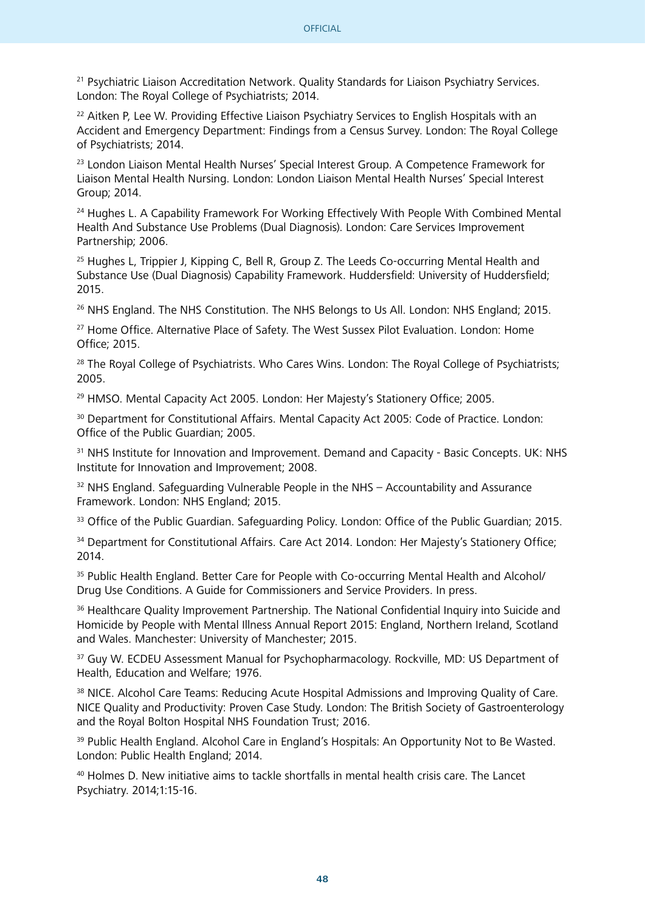[21] Psychiatric Liaison Accreditation Network. Quality Standards for Liaison Psychiatry Services. London: The Royal College of Psychiatrists; 2014.

[22] Aitken P, Lee W. Providing Effective Liaison Psychiatry Services to English Hospitals with an Accident and Emergency Department: Findings from a Census Survey. London: The Royal College of Psychiatrists; 2014.

[23] London Liaison Mental Health Nurses' Special Interest Group. A Competence Framework for Liaison Mental Health Nursing. London: London Liaison Mental Health Nurses' Special Interest Group; 2014.

[24] Hughes L. A Capability Framework For Working Effectively With People With Combined Mental Health And Substance Use Problems (Dual Diagnosis). London: Care Services Improvement Partnership; 2006.

[25] Hughes L, Trippier J, Kipping C, Bell R, Group Z. The Leeds Co-occurring Mental Health and Substance Use (Dual Diagnosis) Capability Framework. Huddersfield: University of Huddersfield; 2015.

[26] NHS England. The NHS Constitution. The NHS Belongs to Us All. London: NHS England; 2015.

[27] Home Office. Alternative Place of Safety. The West Sussex Pilot Evaluation. London: Home Office; 2015.

[28] The Royal College of Psychiatrists. Who Cares Wins. London: The Royal College of Psychiatrists; 2005.

[29] HMSO. Mental Capacity Act 2005. London: Her Majesty's Stationery Office; 2005.

[30] Department for Constitutional Affairs. Mental Capacity Act 2005: Code of Practice. London: Office of the Public Guardian; 2005.

[31] NHS Institute for Innovation and Improvement. Demand and Capacity - Basic Concepts. UK: NHS Institute for Innovation and Improvement; 2008.

[32] NHS England. Safeguarding Vulnerable People in the NHS – Accountability and Assurance Framework. London: NHS England; 2015.

[33] Office of the Public Guardian. Safeguarding Policy. London: Office of the Public Guardian; 2015.

[34] Department for Constitutional Affairs. Care Act 2014. London: Her Majesty's Stationery Office; 2014.

[35] Public Health England. Better Care for People with Co-occurring Mental Health and Alcohol/ Drug Use Conditions. A Guide for Commissioners and Service Providers. In press.

[36] Healthcare Quality Improvement Partnership. The National Confidential Inquiry into Suicide and Homicide by People with Mental Illness Annual Report 2015: England, Northern Ireland, Scotland and Wales. Manchester: University of Manchester; 2015.

[37] Guy W. ECDEU Assessment Manual for Psychopharmacology. Rockville, MD: US Department of Health, Education and Welfare; 1976.

[38] NICE. Alcohol Care Teams: Reducing Acute Hospital Admissions and Improving Quality of Care. NICE Quality and Productivity: Proven Case Study. London: The British Society of Gastroenterology and the Royal Bolton Hospital NHS Foundation Trust; 2016.

[39] Public Health England. Alcohol Care in England's Hospitals: An Opportunity Not to Be Wasted. London: Public Health England; 2014.

[40] Holmes D. New initiative aims to tackle shortfalls in mental health crisis care. The Lancet Psychiatry. 2014;1:15-16.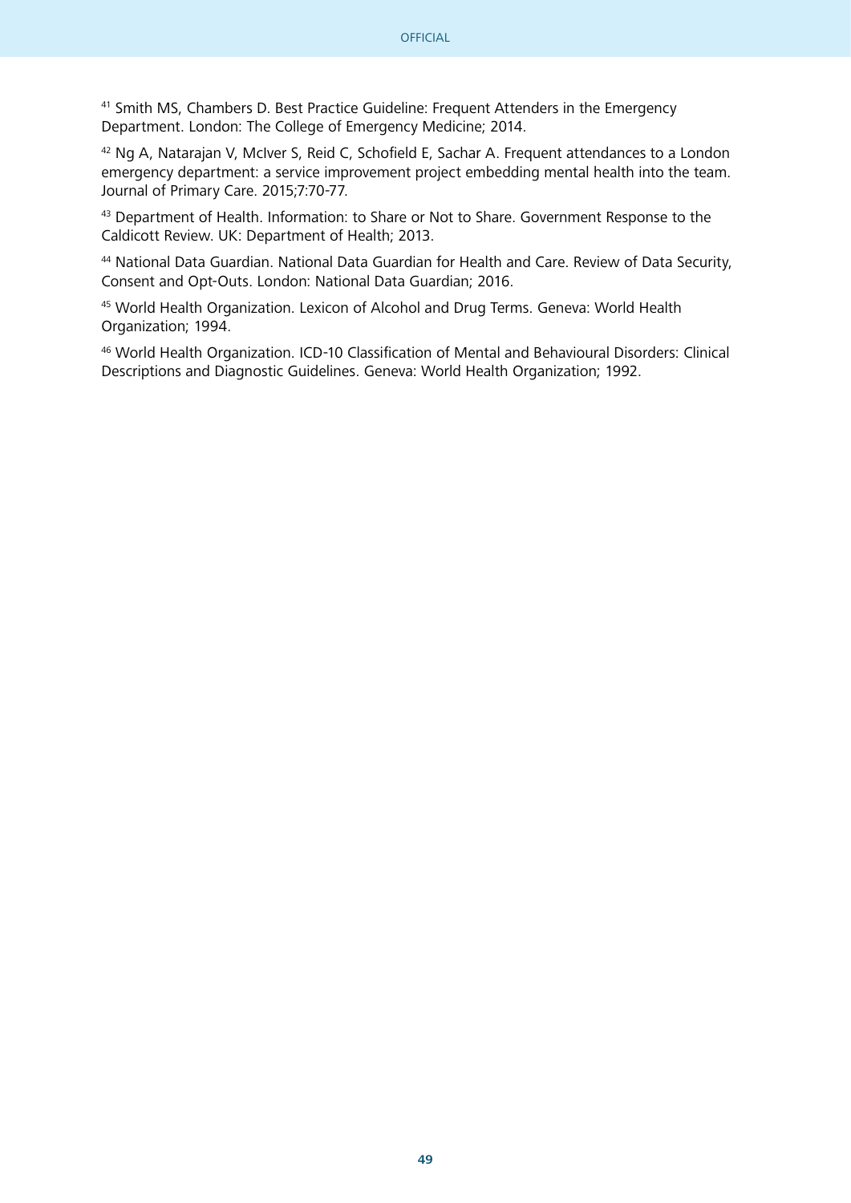[41] Smith MS, Chambers D. Best Practice Guideline: Frequent Attenders in the Emergency Department. London: The College of Emergency Medicine; 2014.

[42] Ng A, Natarajan V, McIver S, Reid C, Schofield E, Sachar A. Frequent attendances to a London emergency department: a service improvement project embedding mental health into the team. Journal of Primary Care. 2015;7:70-77.

[43] Department of Health. Information: to Share or Not to Share. Government Response to the Caldicott Review. UK: Department of Health; 2013.

[44] National Data Guardian. National Data Guardian for Health and Care. Review of Data Security, Consent and Opt-Outs. London: National Data Guardian; 2016.

[45] World Health Organization. Lexicon of Alcohol and Drug Terms. Geneva: World Health Organization; 1994.

[46] World Health Organization. ICD-10 Classification of Mental and Behavioural Disorders: Clinical Descriptions and Diagnostic Guidelines. Geneva: World Health Organization; 1992.